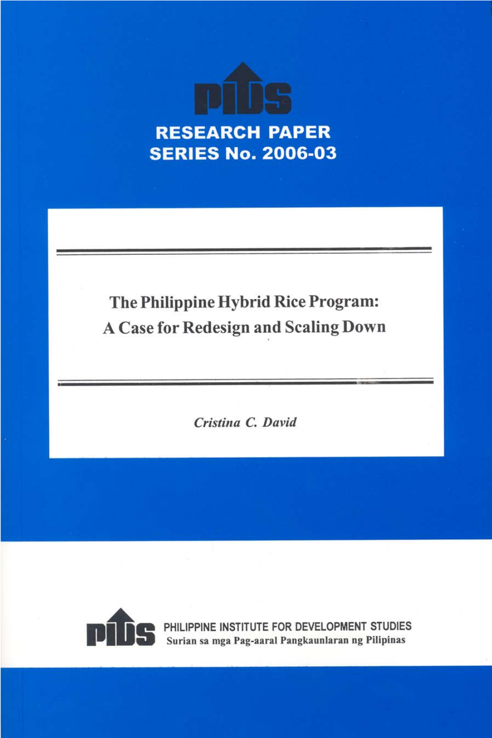PIDS

RESEARCH PAPER SERIES No. 2006-03

# The Philippine Hybrid Rice Program: A Case for Redesign and Scaling Down

*Cristina C. David*

PIDS

PHILIPPINE INSTITUTE FOR DEVELOPMENT STUDIES

Surian sa mga Pag-aaral Pangkaunlaran ng Pilipinas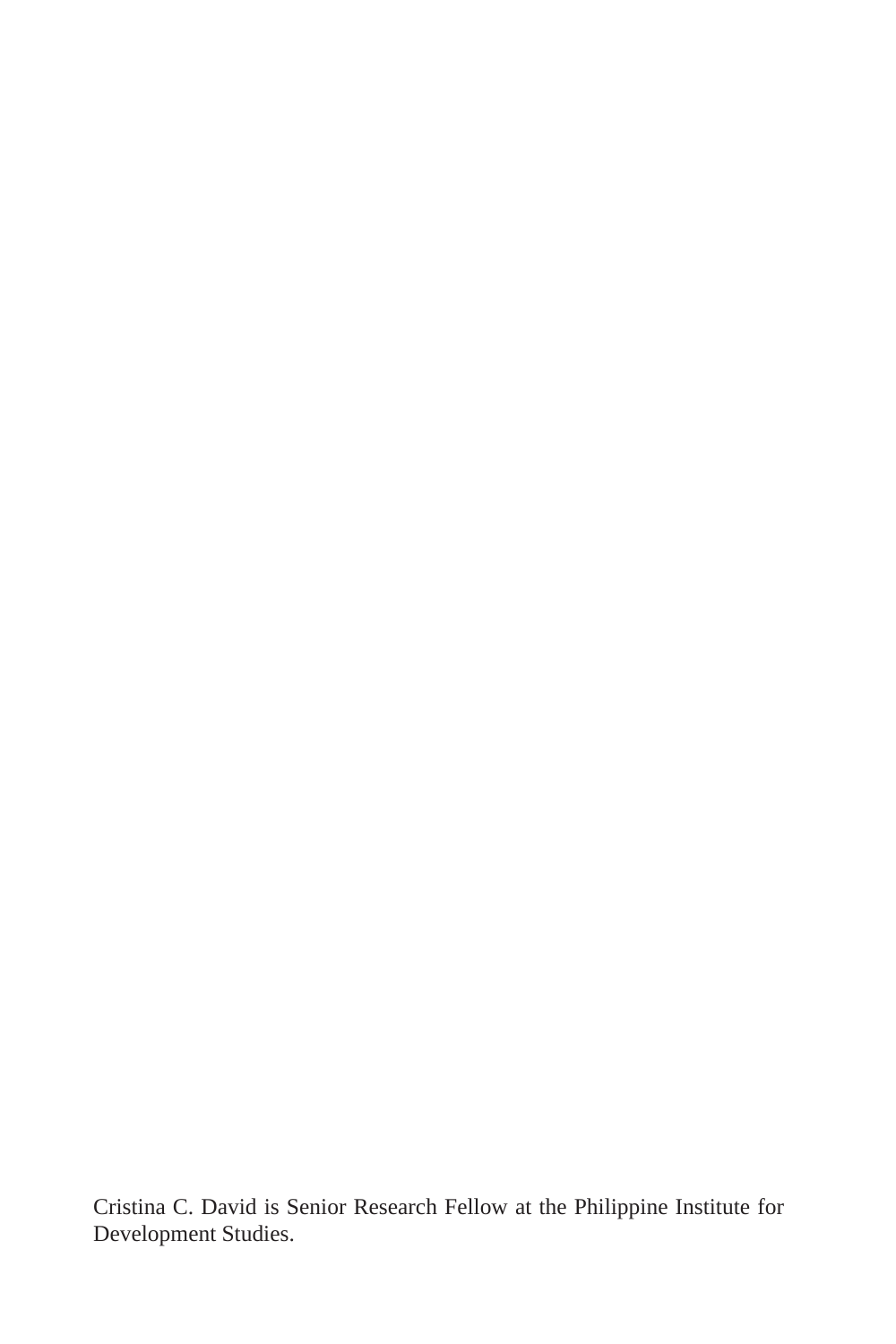Cristina C. David is Senior Research Fellow at the Philippine Institute for Development Studies.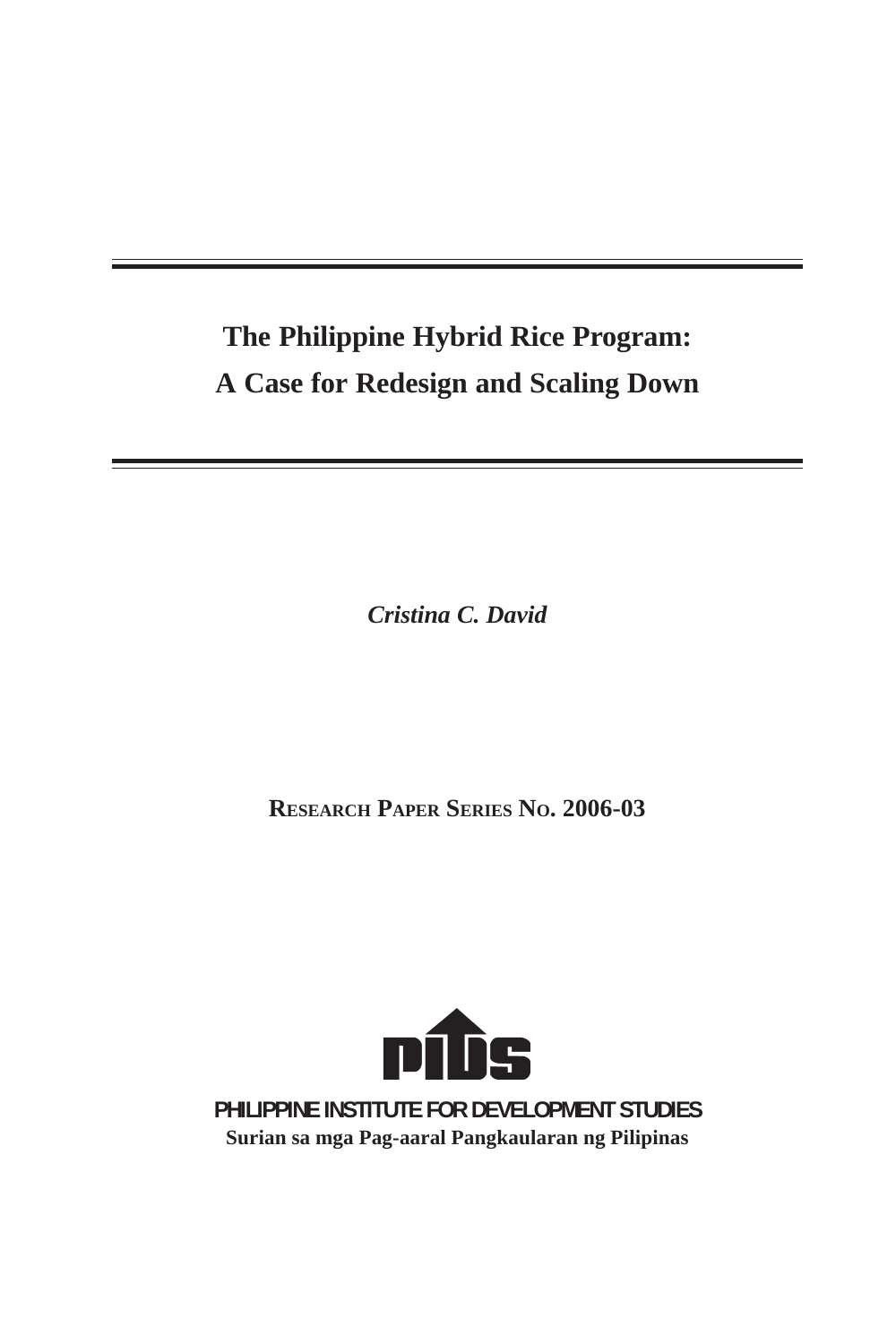# The Philippine Hybrid Rice Program: A Case for Redesign and Scaling Down

*Cristina C. David*

**RESEARCH PAPER SERIES NO. 2006-03**

PHILIPPINE INSTITUTE FOR DEVELOPMENT STUDIES

**Surian sa mga Pag-aaral Pangkaularan ng Pilipinas**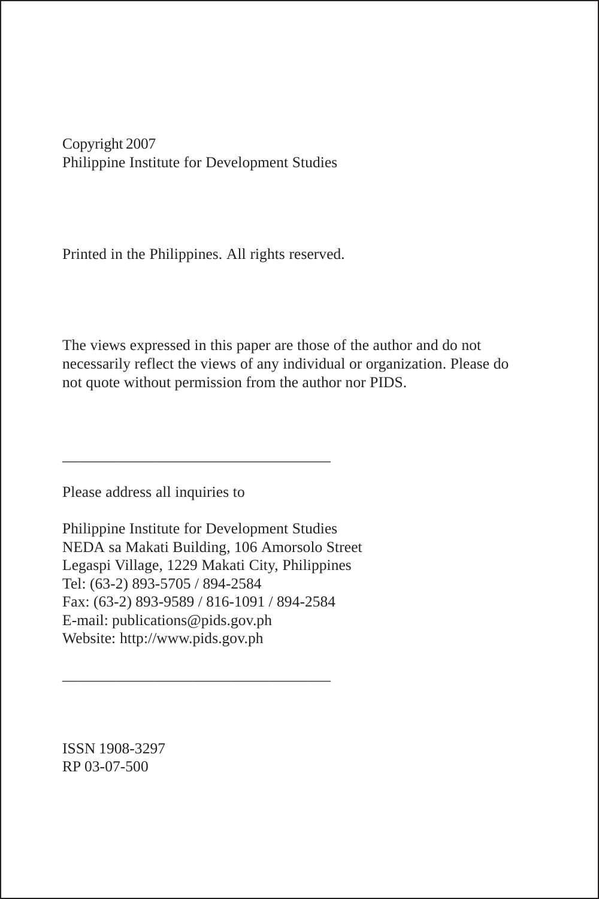Copyright 2007
Philippine Institute for Development Studies

Printed in the Philippines. All rights reserved.

The views expressed in this paper are those of the author and do not necessarily reflect the views of any individual or organization. Please do not quote without permission from the author nor PIDS.

---

Please address all inquiries to

Philippine Institute for Development Studies
NEDA sa Makati Building, 106 Amorsolo Street
Legaspi Village, 1229 Makati City, Philippines
Tel: (63-2) 893-5705 / 894-2584
Fax: (63-2) 893-9589 / 816-1091 / 894-2584
E-mail: publications@pids.gov.ph
Website: http://www.pids.gov.ph

---

ISSN 1908-3297
RP 03-07-500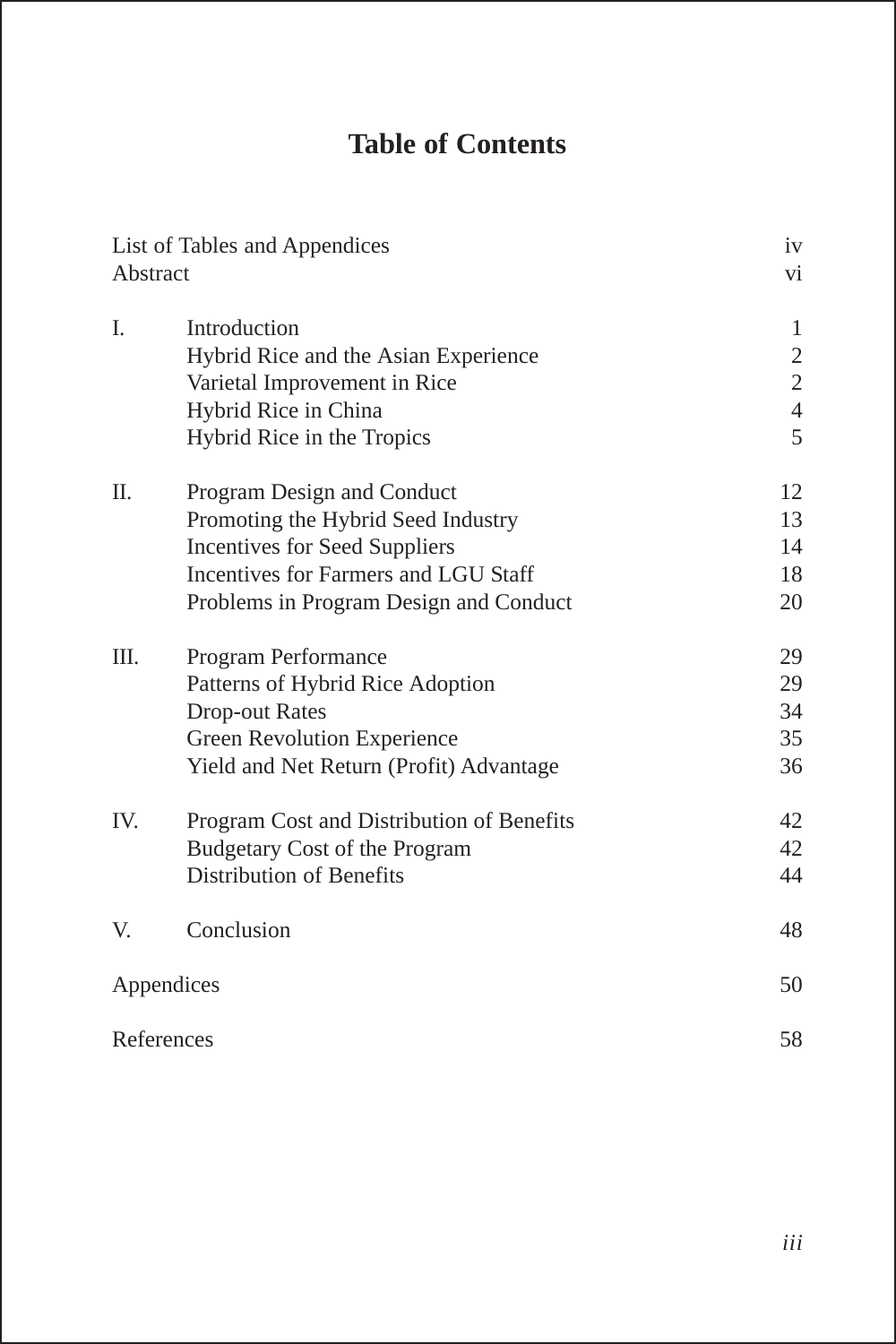# Table of Contents

| | | |
|---|---|---|
| List of Tables and Appendices | | iv |
| Abstract | | vi |
| I. | Introduction | 1 |
| | Hybrid Rice and the Asian Experience | 2 |
| | Varietal Improvement in Rice | 2 |
| | Hybrid Rice in China | 4 |
| | Hybrid Rice in the Tropics | 5 |
| II. | Program Design and Conduct | 12 |
| | Promoting the Hybrid Seed Industry | 13 |
| | Incentives for Seed Suppliers | 14 |
| | Incentives for Farmers and LGU Staff | 18 |
| | Problems in Program Design and Conduct | 20 |
| III. | Program Performance | 29 |
| | Patterns of Hybrid Rice Adoption | 29 |
| | Drop-out Rates | 34 |
| | Green Revolution Experience | 35 |
| | Yield and Net Return (Profit) Advantage | 36 |
| IV. | Program Cost and Distribution of Benefits | 42 |
| | Budgetary Cost of the Program | 42 |
| | Distribution of Benefits | 44 |
| V. | Conclusion | 48 |
| Appendices | | 50 |
| References | | 58 |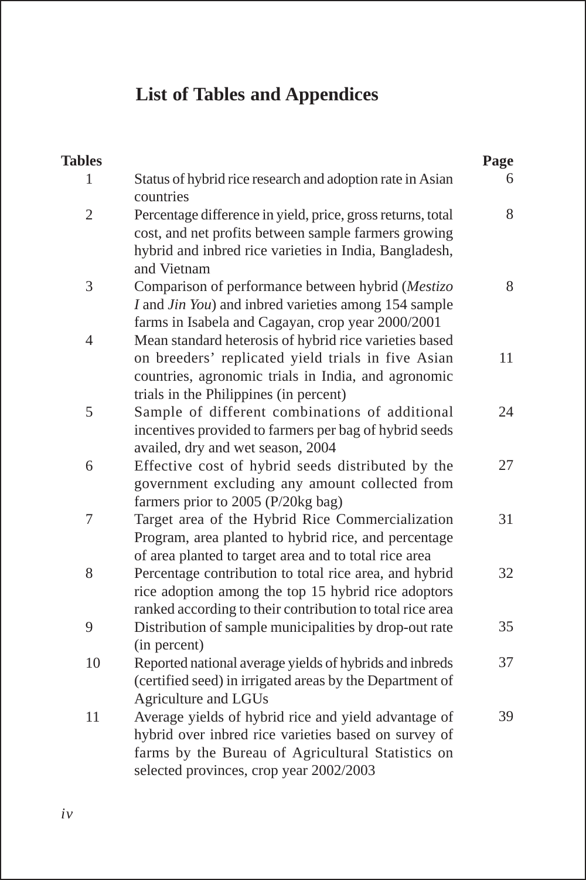# List of Tables and Appendices

| Tables | | Page |
|---|---|---|
| 1 | Status of hybrid rice research and adoption rate in Asian countries | 6 |
| 2 | Percentage difference in yield, price, gross returns, total cost, and net profits between sample farmers growing hybrid and inbred rice varieties in India, Bangladesh, and Vietnam | 8 |
| 3 | Comparison of performance between hybrid (*Mestizo I* and *Jin You*) and inbred varieties among 154 sample farms in Isabela and Cagayan, crop year 2000/2001 | 8 |
| 4 | Mean standard heterosis of hybrid rice varieties based on breeders' replicated yield trials in five Asian countries, agronomic trials in India, and agronomic trials in the Philippines (in percent) | 11 |
| 5 | Sample of different combinations of additional incentives provided to farmers per bag of hybrid seeds availed, dry and wet season, 2004 | 24 |
| 6 | Effective cost of hybrid seeds distributed by the government excluding any amount collected from farmers prior to 2005 (P/20kg bag) | 27 |
| 7 | Target area of the Hybrid Rice Commercialization Program, area planted to hybrid rice, and percentage of area planted to target area and to total rice area | 31 |
| 8 | Percentage contribution to total rice area, and hybrid rice adoption among the top 15 hybrid rice adoptors ranked according to their contribution to total rice area | 32 |
| 9 | Distribution of sample municipalities by drop-out rate (in percent) | 35 |
| 10 | Reported national average yields of hybrids and inbreds (certified seed) in irrigated areas by the Department of Agriculture and LGUs | 37 |
| 11 | Average yields of hybrid rice and yield advantage of hybrid over inbred rice varieties based on survey of farms by the Bureau of Agricultural Statistics on selected provinces, crop year 2002/2003 | 39 |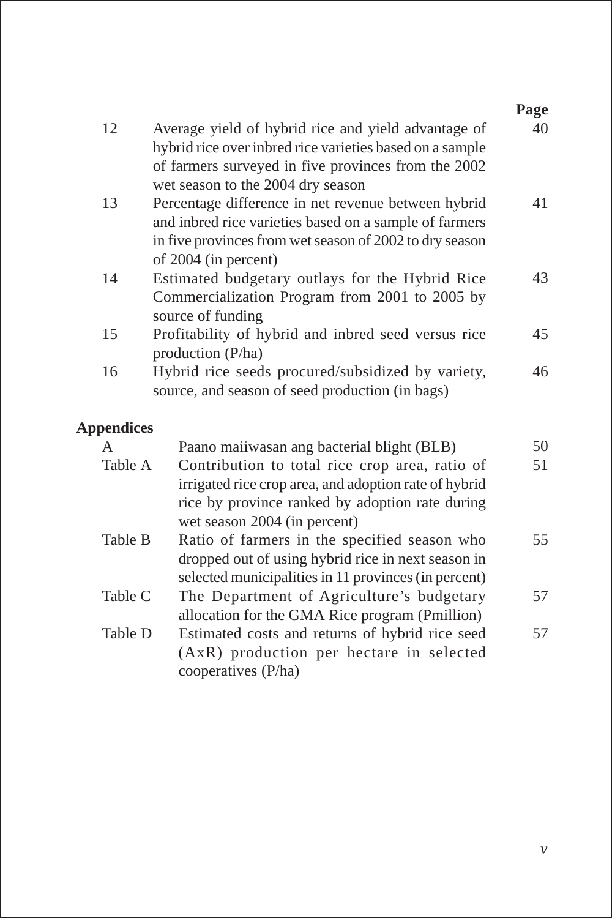| | | Page |
|---|---|---|
| 12 | Average yield of hybrid rice and yield advantage of hybrid rice over inbred rice varieties based on a sample of farmers surveyed in five provinces from the 2002 wet season to the 2004 dry season | 40 |
| 13 | Percentage difference in net revenue between hybrid and inbred rice varieties based on a sample of farmers in five provinces from wet season of 2002 to dry season of 2004 (in percent) | 41 |
| 14 | Estimated budgetary outlays for the Hybrid Rice Commercialization Program from 2001 to 2005 by source of funding | 43 |
| 15 | Profitability of hybrid and inbred seed versus rice production (P/ha) | 45 |
| 16 | Hybrid rice seeds procured/subsidized by variety, source, and season of seed production (in bags) | 46 |

**Appendices**

| | | |
|---|---|---|
| A | Paano maiiwasan ang bacterial blight (BLB) | 50 |
| Table A | Contribution to total rice crop area, ratio of irrigated rice crop area, and adoption rate of hybrid rice by province ranked by adoption rate during wet season 2004 (in percent) | 51 |
| Table B | Ratio of farmers in the specified season who dropped out of using hybrid rice in next season in selected municipalities in 11 provinces (in percent) | 55 |
| Table C | The Department of Agriculture's budgetary allocation for the GMA Rice program (Pmillion) | 57 |
| Table D | Estimated costs and returns of hybrid rice seed (AxR) production per hectare in selected cooperatives (P/ha) | 57 |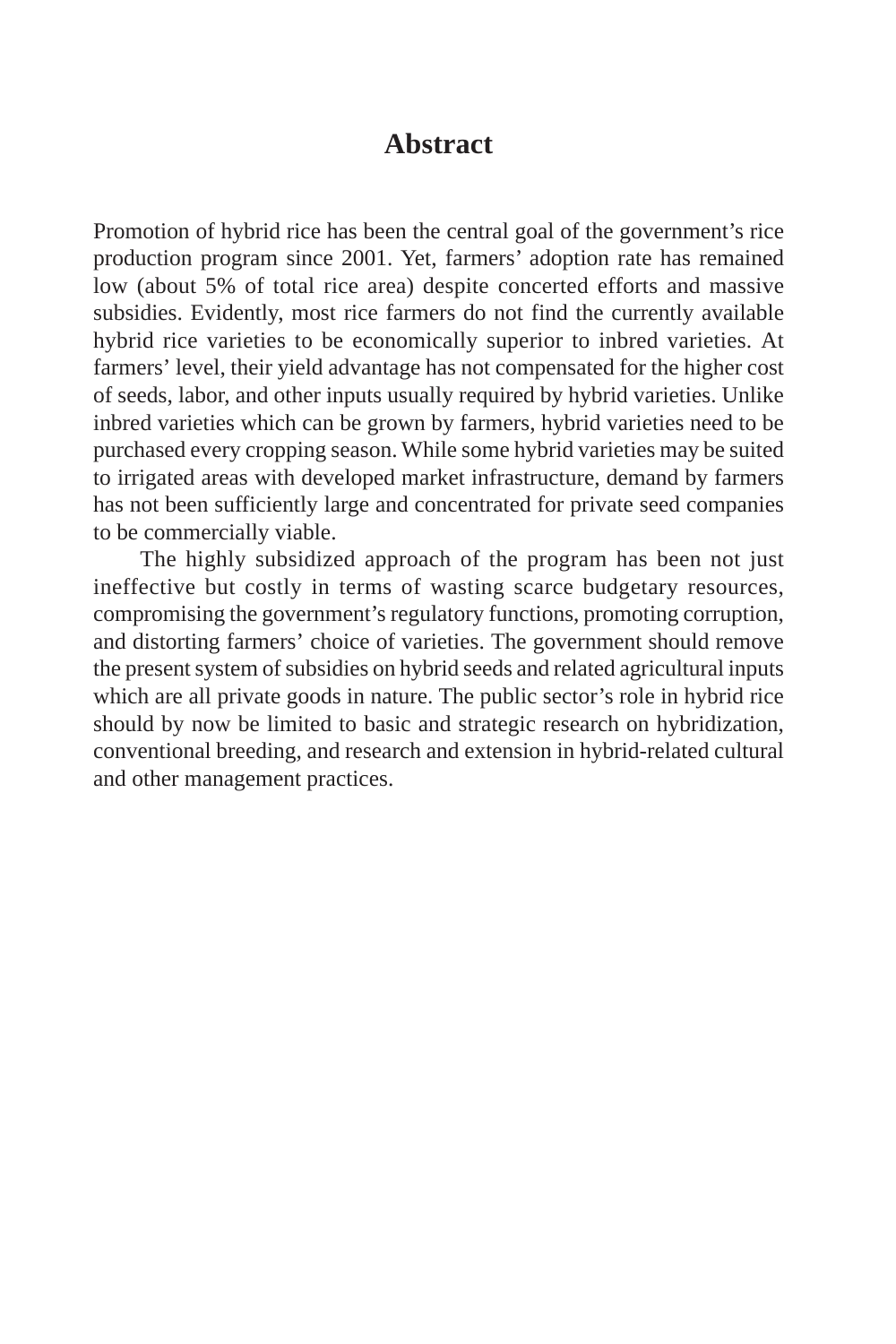# Abstract

Promotion of hybrid rice has been the central goal of the government's rice production program since 2001. Yet, farmers' adoption rate has remained low (about 5% of total rice area) despite concerted efforts and massive subsidies. Evidently, most rice farmers do not find the currently available hybrid rice varieties to be economically superior to inbred varieties. At farmers' level, their yield advantage has not compensated for the higher cost of seeds, labor, and other inputs usually required by hybrid varieties. Unlike inbred varieties which can be grown by farmers, hybrid varieties need to be purchased every cropping season. While some hybrid varieties may be suited to irrigated areas with developed market infrastructure, demand by farmers has not been sufficiently large and concentrated for private seed companies to be commercially viable.

The highly subsidized approach of the program has been not just ineffective but costly in terms of wasting scarce budgetary resources, compromising the government's regulatory functions, promoting corruption, and distorting farmers' choice of varieties. The government should remove the present system of subsidies on hybrid seeds and related agricultural inputs which are all private goods in nature. The public sector's role in hybrid rice should by now be limited to basic and strategic research on hybridization, conventional breeding, and research and extension in hybrid-related cultural and other management practices.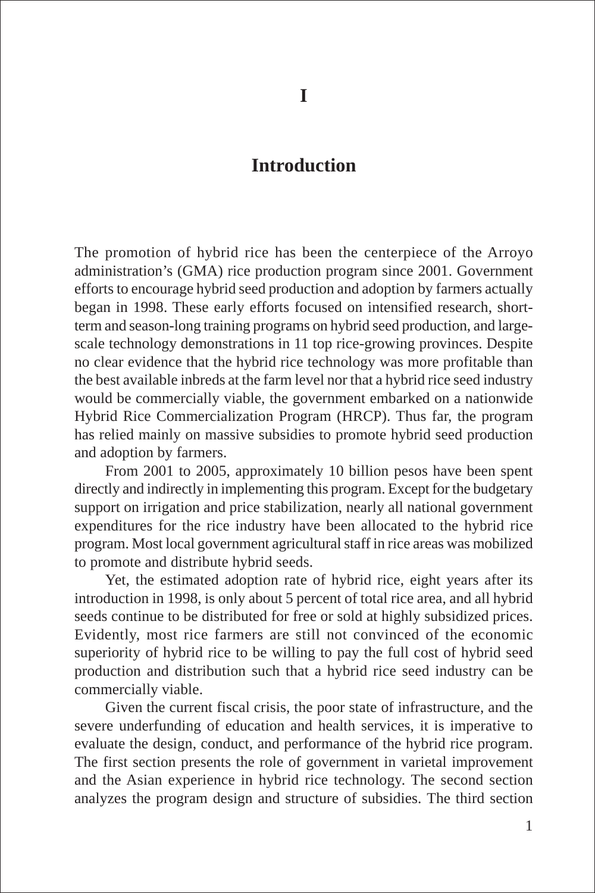# I

# Introduction

The promotion of hybrid rice has been the centerpiece of the Arroyo administration's (GMA) rice production program since 2001. Government efforts to encourage hybrid seed production and adoption by farmers actually began in 1998. These early efforts focused on intensified research, short-term and season-long training programs on hybrid seed production, and large-scale technology demonstrations in 11 top rice-growing provinces. Despite no clear evidence that the hybrid rice technology was more profitable than the best available inbreds at the farm level nor that a hybrid rice seed industry would be commercially viable, the government embarked on a nationwide Hybrid Rice Commercialization Program (HRCP). Thus far, the program has relied mainly on massive subsidies to promote hybrid seed production and adoption by farmers.

From 2001 to 2005, approximately 10 billion pesos have been spent directly and indirectly in implementing this program. Except for the budgetary support on irrigation and price stabilization, nearly all national government expenditures for the rice industry have been allocated to the hybrid rice program. Most local government agricultural staff in rice areas was mobilized to promote and distribute hybrid seeds.

Yet, the estimated adoption rate of hybrid rice, eight years after its introduction in 1998, is only about 5 percent of total rice area, and all hybrid seeds continue to be distributed for free or sold at highly subsidized prices. Evidently, most rice farmers are still not convinced of the economic superiority of hybrid rice to be willing to pay the full cost of hybrid seed production and distribution such that a hybrid rice seed industry can be commercially viable.

Given the current fiscal crisis, the poor state of infrastructure, and the severe underfunding of education and health services, it is imperative to evaluate the design, conduct, and performance of the hybrid rice program. The first section presents the role of government in varietal improvement and the Asian experience in hybrid rice technology. The second section analyzes the program design and structure of subsidies. The third section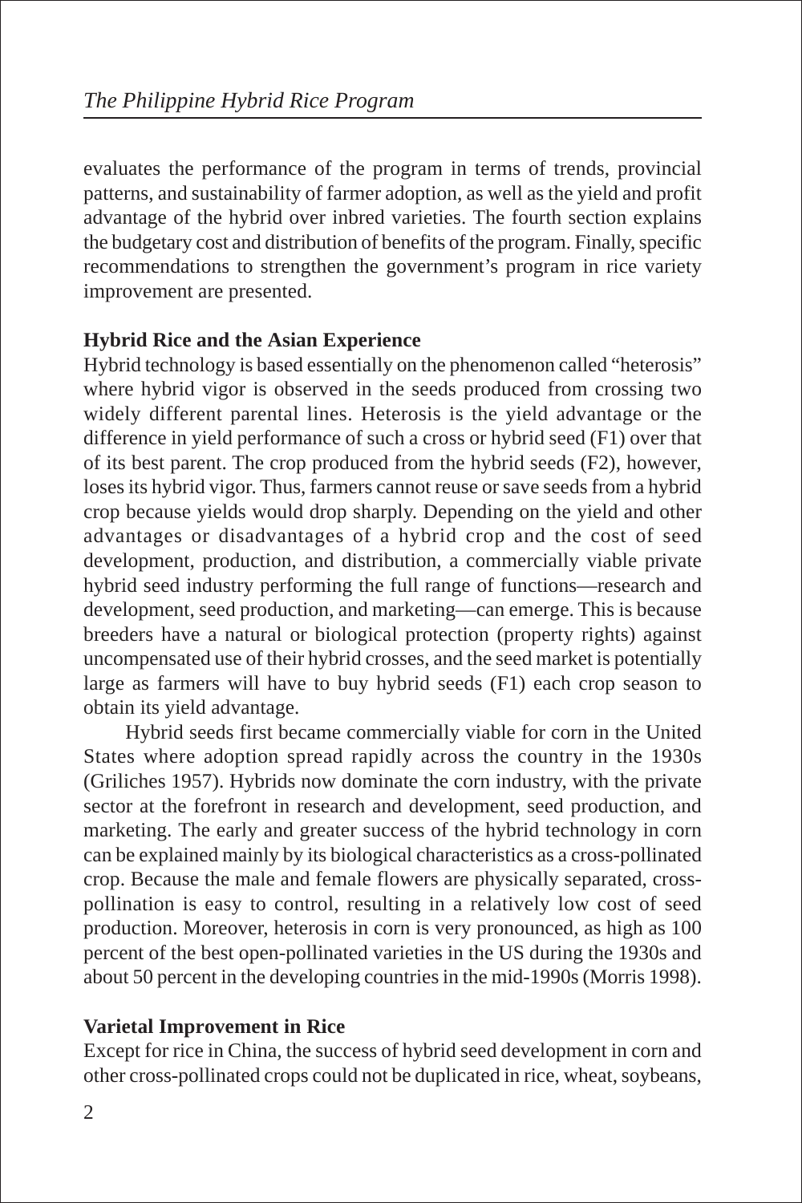evaluates the performance of the program in terms of trends, provincial patterns, and sustainability of farmer adoption, as well as the yield and profit advantage of the hybrid over inbred varieties. The fourth section explains the budgetary cost and distribution of benefits of the program. Finally, specific recommendations to strengthen the government's program in rice variety improvement are presented.

**Hybrid Rice and the Asian Experience**

Hybrid technology is based essentially on the phenomenon called "heterosis" where hybrid vigor is observed in the seeds produced from crossing two widely different parental lines. Heterosis is the yield advantage or the difference in yield performance of such a cross or hybrid seed (F1) over that of its best parent. The crop produced from the hybrid seeds (F2), however, loses its hybrid vigor. Thus, farmers cannot reuse or save seeds from a hybrid crop because yields would drop sharply. Depending on the yield and other advantages or disadvantages of a hybrid crop and the cost of seed development, production, and distribution, a commercially viable private hybrid seed industry performing the full range of functions—research and development, seed production, and marketing—can emerge. This is because breeders have a natural or biological protection (property rights) against uncompensated use of their hybrid crosses, and the seed market is potentially large as farmers will have to buy hybrid seeds (F1) each crop season to obtain its yield advantage.

Hybrid seeds first became commercially viable for corn in the United States where adoption spread rapidly across the country in the 1930s (Griliches 1957). Hybrids now dominate the corn industry, with the private sector at the forefront in research and development, seed production, and marketing. The early and greater success of the hybrid technology in corn can be explained mainly by its biological characteristics as a cross-pollinated crop. Because the male and female flowers are physically separated, cross-pollination is easy to control, resulting in a relatively low cost of seed production. Moreover, heterosis in corn is very pronounced, as high as 100 percent of the best open-pollinated varieties in the US during the 1930s and about 50 percent in the developing countries in the mid-1990s (Morris 1998).

**Varietal Improvement in Rice**

Except for rice in China, the success of hybrid seed development in corn and other cross-pollinated crops could not be duplicated in rice, wheat, soybeans,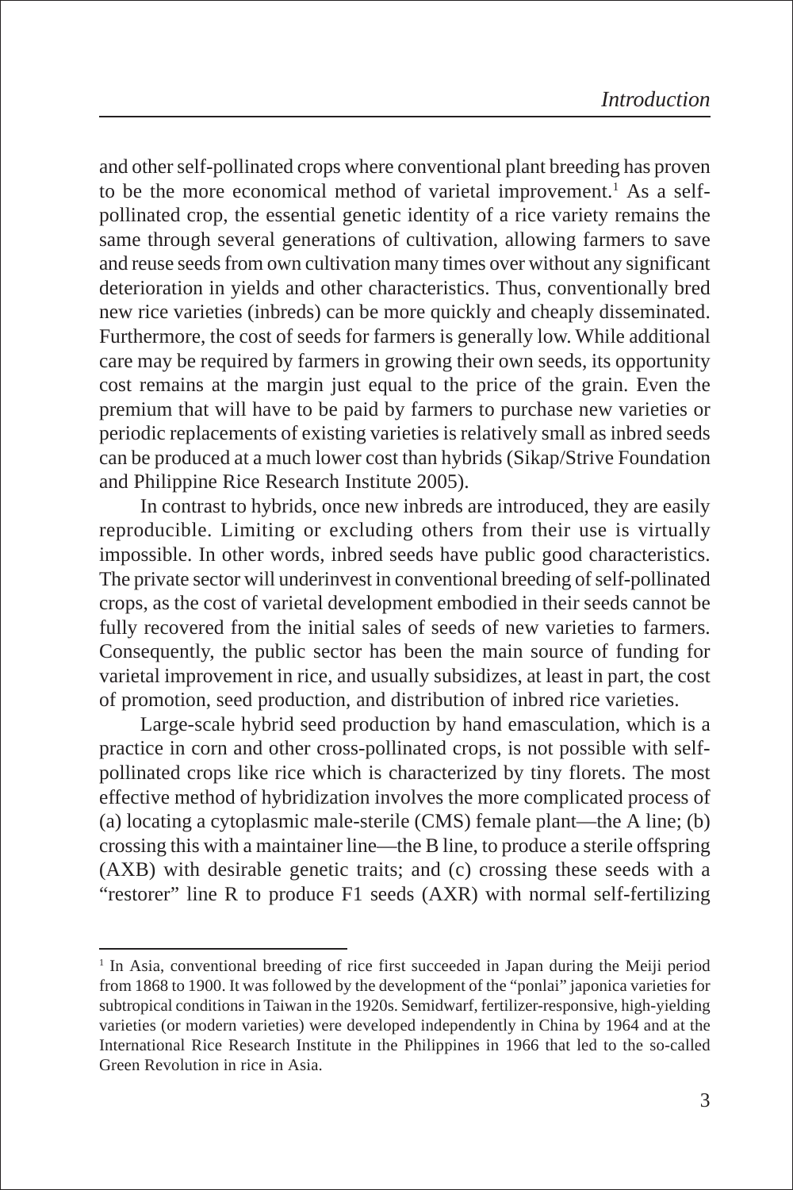and other self-pollinated crops where conventional plant breeding has proven to be the more economical method of varietal improvement.[1] As a self-pollinated crop, the essential genetic identity of a rice variety remains the same through several generations of cultivation, allowing farmers to save and reuse seeds from own cultivation many times over without any significant deterioration in yields and other characteristics. Thus, conventionally bred new rice varieties (inbreds) can be more quickly and cheaply disseminated. Furthermore, the cost of seeds for farmers is generally low. While additional care may be required by farmers in growing their own seeds, its opportunity cost remains at the margin just equal to the price of the grain. Even the premium that will have to be paid by farmers to purchase new varieties or periodic replacements of existing varieties is relatively small as inbred seeds can be produced at a much lower cost than hybrids (Sikap/Strive Foundation and Philippine Rice Research Institute 2005).

In contrast to hybrids, once new inbreds are introduced, they are easily reproducible. Limiting or excluding others from their use is virtually impossible. In other words, inbred seeds have public good characteristics. The private sector will underinvest in conventional breeding of self-pollinated crops, as the cost of varietal development embodied in their seeds cannot be fully recovered from the initial sales of seeds of new varieties to farmers. Consequently, the public sector has been the main source of funding for varietal improvement in rice, and usually subsidizes, at least in part, the cost of promotion, seed production, and distribution of inbred rice varieties.

Large-scale hybrid seed production by hand emasculation, which is a practice in corn and other cross-pollinated crops, is not possible with self-pollinated crops like rice which is characterized by tiny florets. The most effective method of hybridization involves the more complicated process of (a) locating a cytoplasmic male-sterile (CMS) female plant—the A line; (b) crossing this with a maintainer line—the B line, to produce a sterile offspring (AXB) with desirable genetic traits; and (c) crossing these seeds with a "restorer" line R to produce F1 seeds (AXR) with normal self-fertilizing

---

[1] In Asia, conventional breeding of rice first succeeded in Japan during the Meiji period from 1868 to 1900. It was followed by the development of the "ponlai" japonica varieties for subtropical conditions in Taiwan in the 1920s. Semidwarf, fertilizer-responsive, high-yielding varieties (or modern varieties) were developed independently in China by 1964 and at the International Rice Research Institute in the Philippines in 1966 that led to the so-called Green Revolution in rice in Asia.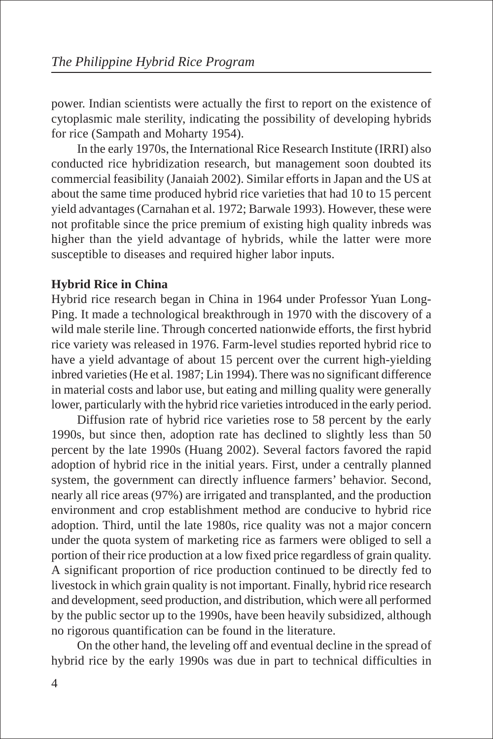power. Indian scientists were actually the first to report on the existence of cytoplasmic male sterility, indicating the possibility of developing hybrids for rice (Sampath and Moharty 1954).

In the early 1970s, the International Rice Research Institute (IRRI) also conducted rice hybridization research, but management soon doubted its commercial feasibility (Janaiah 2002). Similar efforts in Japan and the US at about the same time produced hybrid rice varieties that had 10 to 15 percent yield advantages (Carnahan et al. 1972; Barwale 1993). However, these were not profitable since the price premium of existing high quality inbreds was higher than the yield advantage of hybrids, while the latter were more susceptible to diseases and required higher labor inputs.

**Hybrid Rice in China**

Hybrid rice research began in China in 1964 under Professor Yuan Long-Ping. It made a technological breakthrough in 1970 with the discovery of a wild male sterile line. Through concerted nationwide efforts, the first hybrid rice variety was released in 1976. Farm-level studies reported hybrid rice to have a yield advantage of about 15 percent over the current high-yielding inbred varieties (He et al. 1987; Lin 1994). There was no significant difference in material costs and labor use, but eating and milling quality were generally lower, particularly with the hybrid rice varieties introduced in the early period.

Diffusion rate of hybrid rice varieties rose to 58 percent by the early 1990s, but since then, adoption rate has declined to slightly less than 50 percent by the late 1990s (Huang 2002). Several factors favored the rapid adoption of hybrid rice in the initial years. First, under a centrally planned system, the government can directly influence farmers' behavior. Second, nearly all rice areas (97%) are irrigated and transplanted, and the production environment and crop establishment method are conducive to hybrid rice adoption. Third, until the late 1980s, rice quality was not a major concern under the quota system of marketing rice as farmers were obliged to sell a portion of their rice production at a low fixed price regardless of grain quality. A significant proportion of rice production continued to be directly fed to livestock in which grain quality is not important. Finally, hybrid rice research and development, seed production, and distribution, which were all performed by the public sector up to the 1990s, have been heavily subsidized, although no rigorous quantification can be found in the literature.

On the other hand, the leveling off and eventual decline in the spread of hybrid rice by the early 1990s was due in part to technical difficulties in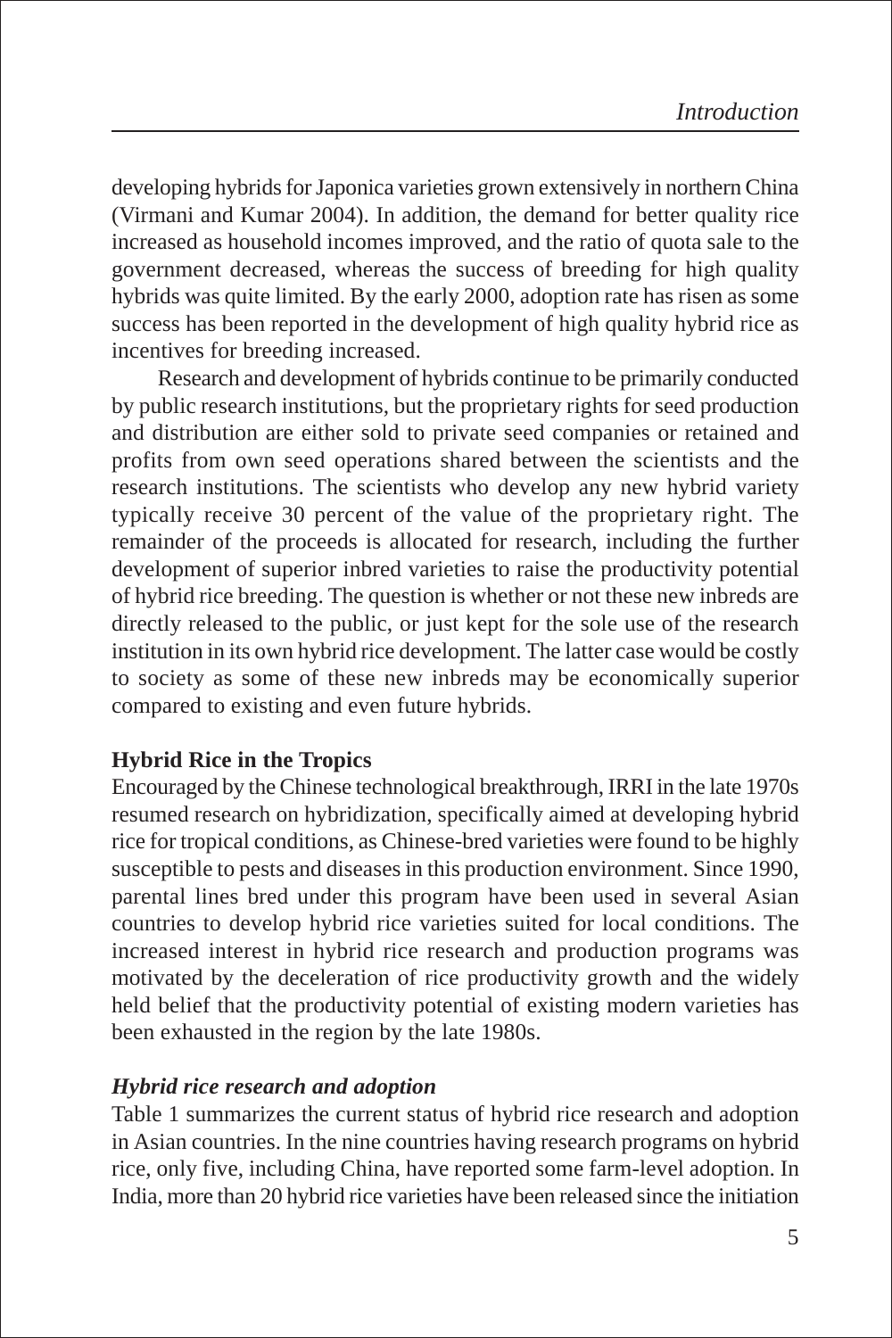developing hybrids for Japonica varieties grown extensively in northern China (Virmani and Kumar 2004). In addition, the demand for better quality rice increased as household incomes improved, and the ratio of quota sale to the government decreased, whereas the success of breeding for high quality hybrids was quite limited. By the early 2000, adoption rate has risen as some success has been reported in the development of high quality hybrid rice as incentives for breeding increased.

Research and development of hybrids continue to be primarily conducted by public research institutions, but the proprietary rights for seed production and distribution are either sold to private seed companies or retained and profits from own seed operations shared between the scientists and the research institutions. The scientists who develop any new hybrid variety typically receive 30 percent of the value of the proprietary right. The remainder of the proceeds is allocated for research, including the further development of superior inbred varieties to raise the productivity potential of hybrid rice breeding. The question is whether or not these new inbreds are directly released to the public, or just kept for the sole use of the research institution in its own hybrid rice development. The latter case would be costly to society as some of these new inbreds may be economically superior compared to existing and even future hybrids.

### Hybrid Rice in the Tropics

Encouraged by the Chinese technological breakthrough, IRRI in the late 1970s resumed research on hybridization, specifically aimed at developing hybrid rice for tropical conditions, as Chinese-bred varieties were found to be highly susceptible to pests and diseases in this production environment. Since 1990, parental lines bred under this program have been used in several Asian countries to develop hybrid rice varieties suited for local conditions. The increased interest in hybrid rice research and production programs was motivated by the deceleration of rice productivity growth and the widely held belief that the productivity potential of existing modern varieties has been exhausted in the region by the late 1980s.

#### *Hybrid rice research and adoption*

Table 1 summarizes the current status of hybrid rice research and adoption in Asian countries. In the nine countries having research programs on hybrid rice, only five, including China, have reported some farm-level adoption. In India, more than 20 hybrid rice varieties have been released since the initiation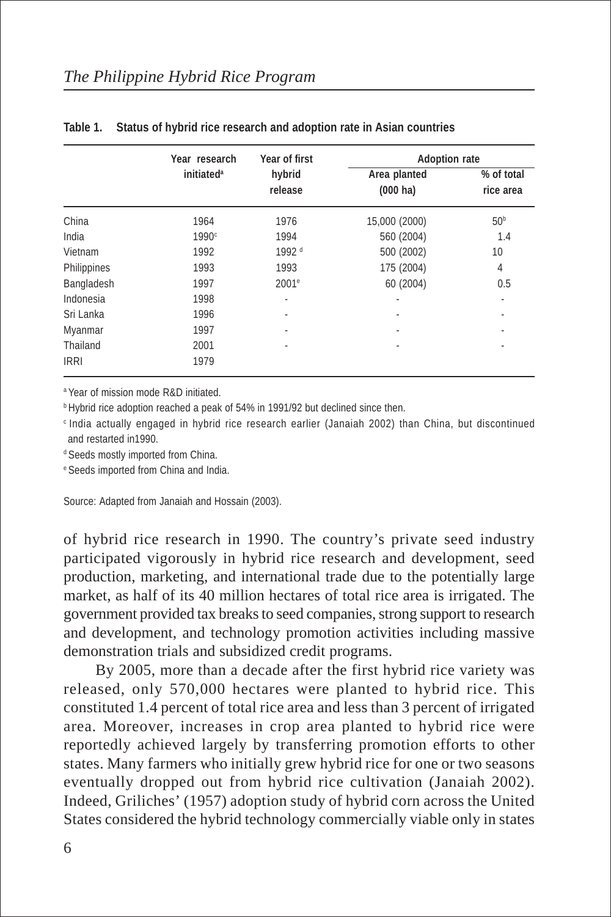**Table 1. Status of hybrid rice research and adoption rate in Asian countries**

| | Year research initiated[a] | Year of first hybrid release | Adoption rate | |
|---|---|---|---|---|
| | | | Area planted (000 ha) | % of total rice area |
| China | 1964 | 1976 | 15,000 (2000) | 50[b] |
| India | 1990[c] | 1994 | 560 (2004) | 1.4 |
| Vietnam | 1992 | 1992 [d] | 500 (2002) | 10 |
| Philippines | 1993 | 1993 | 175 (2004) | 4 |
| Bangladesh | 1997 | 2001[e] | 60 (2004) | 0.5 |
| Indonesia | 1998 | - | - | - |
| Sri Lanka | 1996 | - | - | - |
| Myanmar | 1997 | - | - | - |
| Thailand | 2001 | - | - | - |
| IRRI | 1979 | | | |

[a] Year of mission mode R&D initiated.

[b] Hybrid rice adoption reached a peak of 54% in 1991/92 but declined since then.

[c] India actually engaged in hybrid rice research earlier (Janaiah 2002) than China, but discontinued and restarted in1990.

[d] Seeds mostly imported from China.

[e] Seeds imported from China and India.

Source: Adapted from Janaiah and Hossain (2003).

of hybrid rice research in 1990. The country's private seed industry participated vigorously in hybrid rice research and development, seed production, marketing, and international trade due to the potentially large market, as half of its 40 million hectares of total rice area is irrigated. The government provided tax breaks to seed companies, strong support to research and development, and technology promotion activities including massive demonstration trials and subsidized credit programs.

By 2005, more than a decade after the first hybrid rice variety was released, only 570,000 hectares were planted to hybrid rice. This constituted 1.4 percent of total rice area and less than 3 percent of irrigated area. Moreover, increases in crop area planted to hybrid rice were reportedly achieved largely by transferring promotion efforts to other states. Many farmers who initially grew hybrid rice for one or two seasons eventually dropped out from hybrid rice cultivation (Janaiah 2002). Indeed, Griliches' (1957) adoption study of hybrid corn across the United States considered the hybrid technology commercially viable only in states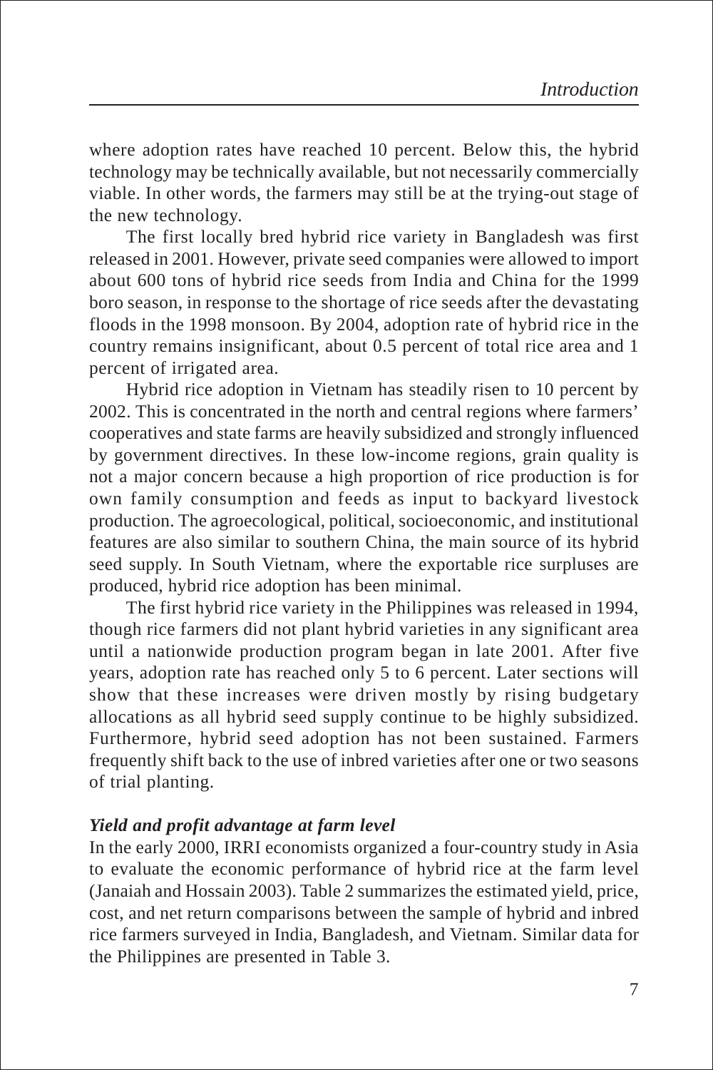where adoption rates have reached 10 percent. Below this, the hybrid technology may be technically available, but not necessarily commercially viable. In other words, the farmers may still be at the trying-out stage of the new technology.

The first locally bred hybrid rice variety in Bangladesh was first released in 2001. However, private seed companies were allowed to import about 600 tons of hybrid rice seeds from India and China for the 1999 boro season, in response to the shortage of rice seeds after the devastating floods in the 1998 monsoon. By 2004, adoption rate of hybrid rice in the country remains insignificant, about 0.5 percent of total rice area and 1 percent of irrigated area.

Hybrid rice adoption in Vietnam has steadily risen to 10 percent by 2002. This is concentrated in the north and central regions where farmers' cooperatives and state farms are heavily subsidized and strongly influenced by government directives. In these low-income regions, grain quality is not a major concern because a high proportion of rice production is for own family consumption and feeds as input to backyard livestock production. The agroecological, political, socioeconomic, and institutional features are also similar to southern China, the main source of its hybrid seed supply. In South Vietnam, where the exportable rice surpluses are produced, hybrid rice adoption has been minimal.

The first hybrid rice variety in the Philippines was released in 1994, though rice farmers did not plant hybrid varieties in any significant area until a nationwide production program began in late 2001. After five years, adoption rate has reached only 5 to 6 percent. Later sections will show that these increases were driven mostly by rising budgetary allocations as all hybrid seed supply continue to be highly subsidized. Furthermore, hybrid seed adoption has not been sustained. Farmers frequently shift back to the use of inbred varieties after one or two seasons of trial planting.

### *Yield and profit advantage at farm level*

In the early 2000, IRRI economists organized a four-country study in Asia to evaluate the economic performance of hybrid rice at the farm level (Janaiah and Hossain 2003). Table 2 summarizes the estimated yield, price, cost, and net return comparisons between the sample of hybrid and inbred rice farmers surveyed in India, Bangladesh, and Vietnam. Similar data for the Philippines are presented in Table 3.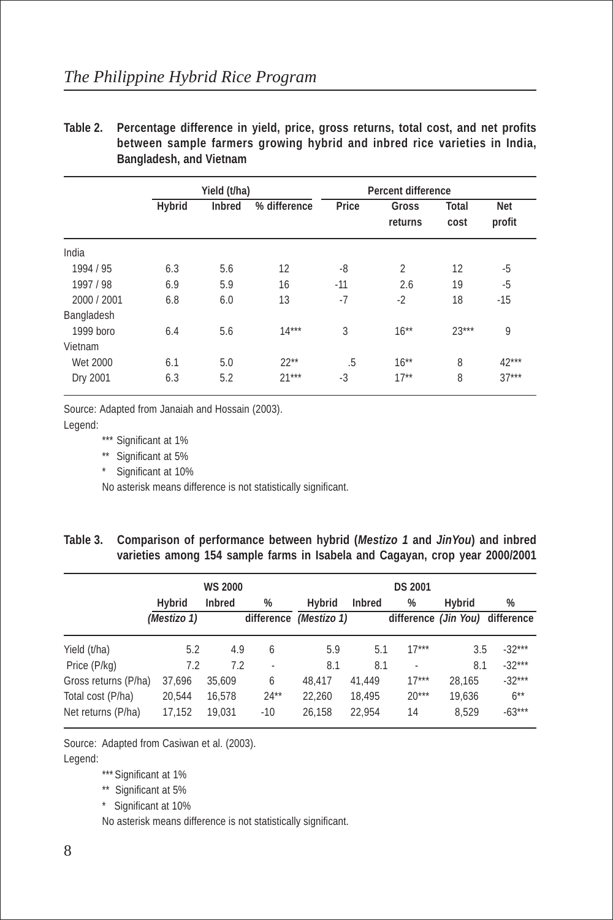**Table 2. Percentage difference in yield, price, gross returns, total cost, and net profits between sample farmers growing hybrid and inbred rice varieties in India, Bangladesh, and Vietnam**

| | Yield (t/ha) | | | Percent difference | | | |
|---|---|---|---|---|---|---|---|
| | Hybrid | Inbred | % difference | Price | Gross returns | Total cost | Net profit |
| India | | | | | | | |
| 1994 / 95 | 6.3 | 5.6 | 12 | -8 | 2 | 12 | -5 |
| 1997 / 98 | 6.9 | 5.9 | 16 | -11 | 2.6 | 19 | -5 |
| 2000 / 2001 | 6.8 | 6.0 | 13 | -7 | -2 | 18 | -15 |
| Bangladesh | | | | | | | |
| 1999 boro | 6.4 | 5.6 | 14*** | 3 | 16** | 23*** | 9 |
| Vietnam | | | | | | | |
| Wet 2000 | 6.1 | 5.0 | 22** | .5 | 16** | 8 | 42*** |
| Dry 2001 | 6.3 | 5.2 | 21*** | -3 | 17** | 8 | 37*** |

Source: Adapted from Janaiah and Hossain (2003).

Legend:

*** Significant at 1%

** Significant at 5%

* Significant at 10%

No asterisk means difference is not statistically significant.

**Table 3. Comparison of performance between hybrid (*Mestizo 1* and *JinYou*) and inbred varieties among 154 sample farms in Isabela and Cagayan, crop year 2000/2001**

| | WS 2000 | | | DS 2001 | | | | |
|---|---|---|---|---|---|---|---|---|
| | Hybrid *(Mestizo 1)* | Inbred | % difference | Hybrid *(Mestizo 1)* | Inbred | % difference | Hybrid *(Jin You)* | % difference |
| Yield (t/ha) | 5.2 | 4.9 | 6 | 5.9 | 5.1 | 17*** | 3.5 | -32*** |
| Price (P/kg) | 7.2 | 7.2 | - | 8.1 | 8.1 | - | 8.1 | -32*** |
| Gross returns (P/ha) | 37,696 | 35,609 | 6 | 48,417 | 41,449 | 17*** | 28,165 | -32*** |
| Total cost (P/ha) | 20,544 | 16,578 | 24** | 22,260 | 18,495 | 20*** | 19,636 | 6** |
| Net returns (P/ha) | 17,152 | 19,031 | -10 | 26,158 | 22,954 | 14 | 8,529 | -63*** |

Source: Adapted from Casiwan et al. (2003).

Legend:

*** Significant at 1%

** Significant at 5%

* Significant at 10%

No asterisk means difference is not statistically significant.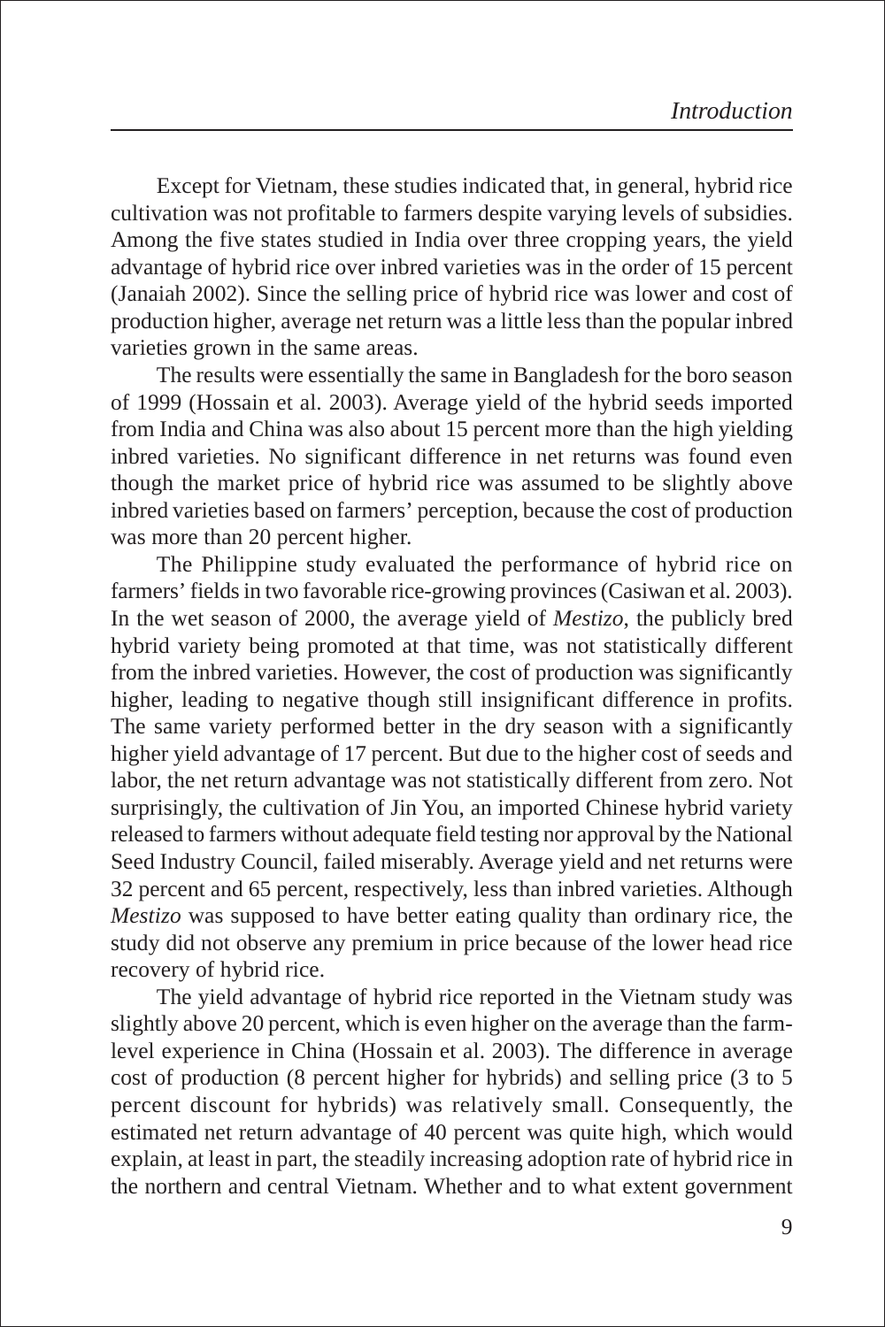Except for Vietnam, these studies indicated that, in general, hybrid rice cultivation was not profitable to farmers despite varying levels of subsidies. Among the five states studied in India over three cropping years, the yield advantage of hybrid rice over inbred varieties was in the order of 15 percent (Janaiah 2002). Since the selling price of hybrid rice was lower and cost of production higher, average net return was a little less than the popular inbred varieties grown in the same areas.

The results were essentially the same in Bangladesh for the boro season of 1999 (Hossain et al. 2003). Average yield of the hybrid seeds imported from India and China was also about 15 percent more than the high yielding inbred varieties. No significant difference in net returns was found even though the market price of hybrid rice was assumed to be slightly above inbred varieties based on farmers' perception, because the cost of production was more than 20 percent higher.

The Philippine study evaluated the performance of hybrid rice on farmers' fields in two favorable rice-growing provinces (Casiwan et al. 2003). In the wet season of 2000, the average yield of *Mestizo*, the publicly bred hybrid variety being promoted at that time, was not statistically different from the inbred varieties. However, the cost of production was significantly higher, leading to negative though still insignificant difference in profits. The same variety performed better in the dry season with a significantly higher yield advantage of 17 percent. But due to the higher cost of seeds and labor, the net return advantage was not statistically different from zero. Not surprisingly, the cultivation of Jin You, an imported Chinese hybrid variety released to farmers without adequate field testing nor approval by the National Seed Industry Council, failed miserably. Average yield and net returns were 32 percent and 65 percent, respectively, less than inbred varieties. Although *Mestizo* was supposed to have better eating quality than ordinary rice, the study did not observe any premium in price because of the lower head rice recovery of hybrid rice.

The yield advantage of hybrid rice reported in the Vietnam study was slightly above 20 percent, which is even higher on the average than the farm-level experience in China (Hossain et al. 2003). The difference in average cost of production (8 percent higher for hybrids) and selling price (3 to 5 percent discount for hybrids) was relatively small. Consequently, the estimated net return advantage of 40 percent was quite high, which would explain, at least in part, the steadily increasing adoption rate of hybrid rice in the northern and central Vietnam. Whether and to what extent government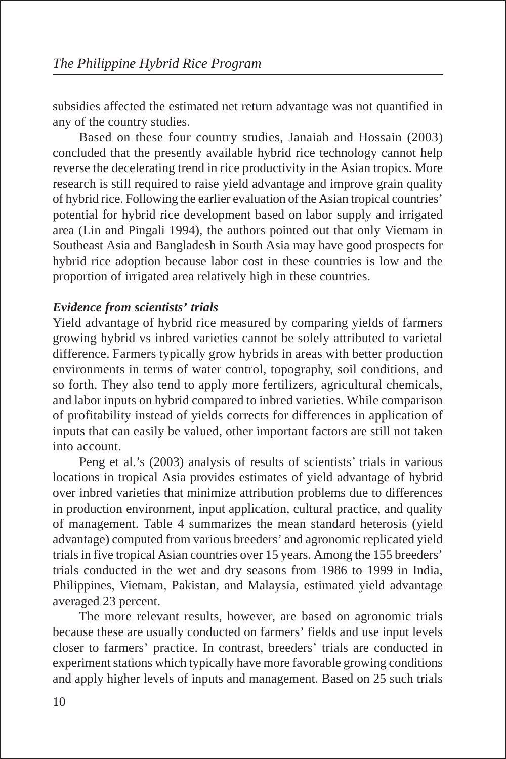subsidies affected the estimated net return advantage was not quantified in any of the country studies.

Based on these four country studies, Janaiah and Hossain (2003) concluded that the presently available hybrid rice technology cannot help reverse the decelerating trend in rice productivity in the Asian tropics. More research is still required to raise yield advantage and improve grain quality of hybrid rice. Following the earlier evaluation of the Asian tropical countries' potential for hybrid rice development based on labor supply and irrigated area (Lin and Pingali 1994), the authors pointed out that only Vietnam in Southeast Asia and Bangladesh in South Asia may have good prospects for hybrid rice adoption because labor cost in these countries is low and the proportion of irrigated area relatively high in these countries.

### *Evidence from scientists' trials*

Yield advantage of hybrid rice measured by comparing yields of farmers growing hybrid vs inbred varieties cannot be solely attributed to varietal difference. Farmers typically grow hybrids in areas with better production environments in terms of water control, topography, soil conditions, and so forth. They also tend to apply more fertilizers, agricultural chemicals, and labor inputs on hybrid compared to inbred varieties. While comparison of profitability instead of yields corrects for differences in application of inputs that can easily be valued, other important factors are still not taken into account.

Peng et al.'s (2003) analysis of results of scientists' trials in various locations in tropical Asia provides estimates of yield advantage of hybrid over inbred varieties that minimize attribution problems due to differences in production environment, input application, cultural practice, and quality of management. Table 4 summarizes the mean standard heterosis (yield advantage) computed from various breeders' and agronomic replicated yield trials in five tropical Asian countries over 15 years. Among the 155 breeders' trials conducted in the wet and dry seasons from 1986 to 1999 in India, Philippines, Vietnam, Pakistan, and Malaysia, estimated yield advantage averaged 23 percent.

The more relevant results, however, are based on agronomic trials because these are usually conducted on farmers' fields and use input levels closer to farmers' practice. In contrast, breeders' trials are conducted in experiment stations which typically have more favorable growing conditions and apply higher levels of inputs and management. Based on 25 such trials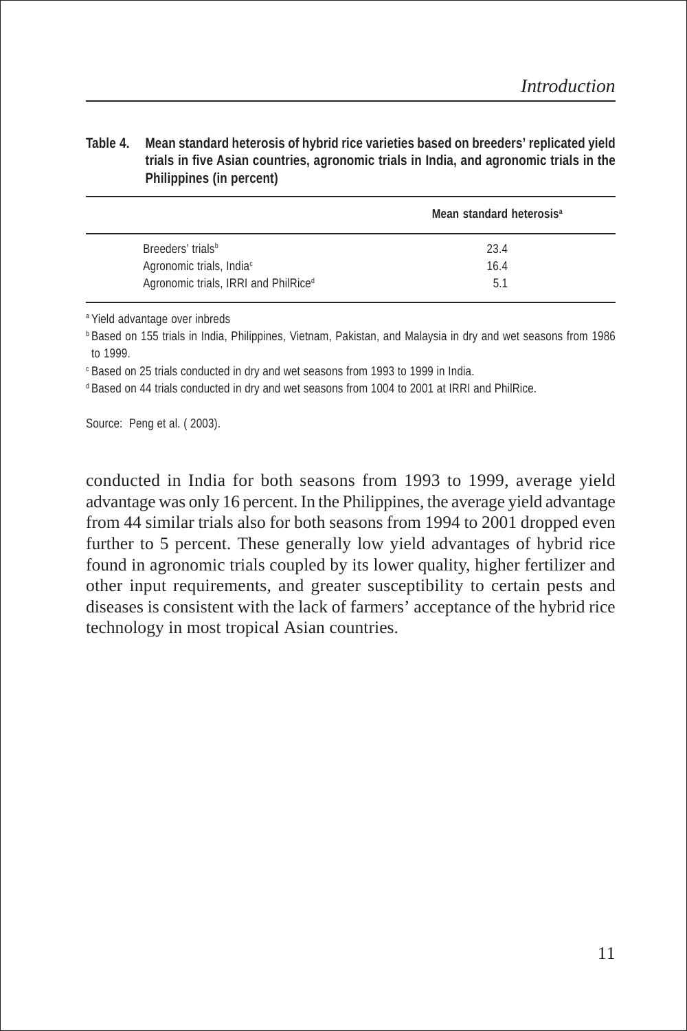**Table 4. Mean standard heterosis of hybrid rice varieties based on breeders' replicated yield trials in five Asian countries, agronomic trials in India, and agronomic trials in the Philippines (in percent)**

| | Mean standard heterosis[a] |
|---|---|
| Breeders' trials[b] | 23.4 |
| Agronomic trials, India[c] | 16.4 |
| Agronomic trials, IRRI and PhilRice[d] | 5.1 |

[a] Yield advantage over inbreds

[b] Based on 155 trials in India, Philippines, Vietnam, Pakistan, and Malaysia in dry and wet seasons from 1986 to 1999.

[c] Based on 25 trials conducted in dry and wet seasons from 1993 to 1999 in India.

[d] Based on 44 trials conducted in dry and wet seasons from 1004 to 2001 at IRRI and PhilRice.

Source: Peng et al. ( 2003).

conducted in India for both seasons from 1993 to 1999, average yield advantage was only 16 percent. In the Philippines, the average yield advantage from 44 similar trials also for both seasons from 1994 to 2001 dropped even further to 5 percent. These generally low yield advantages of hybrid rice found in agronomic trials coupled by its lower quality, higher fertilizer and other input requirements, and greater susceptibility to certain pests and diseases is consistent with the lack of farmers' acceptance of the hybrid rice technology in most tropical Asian countries.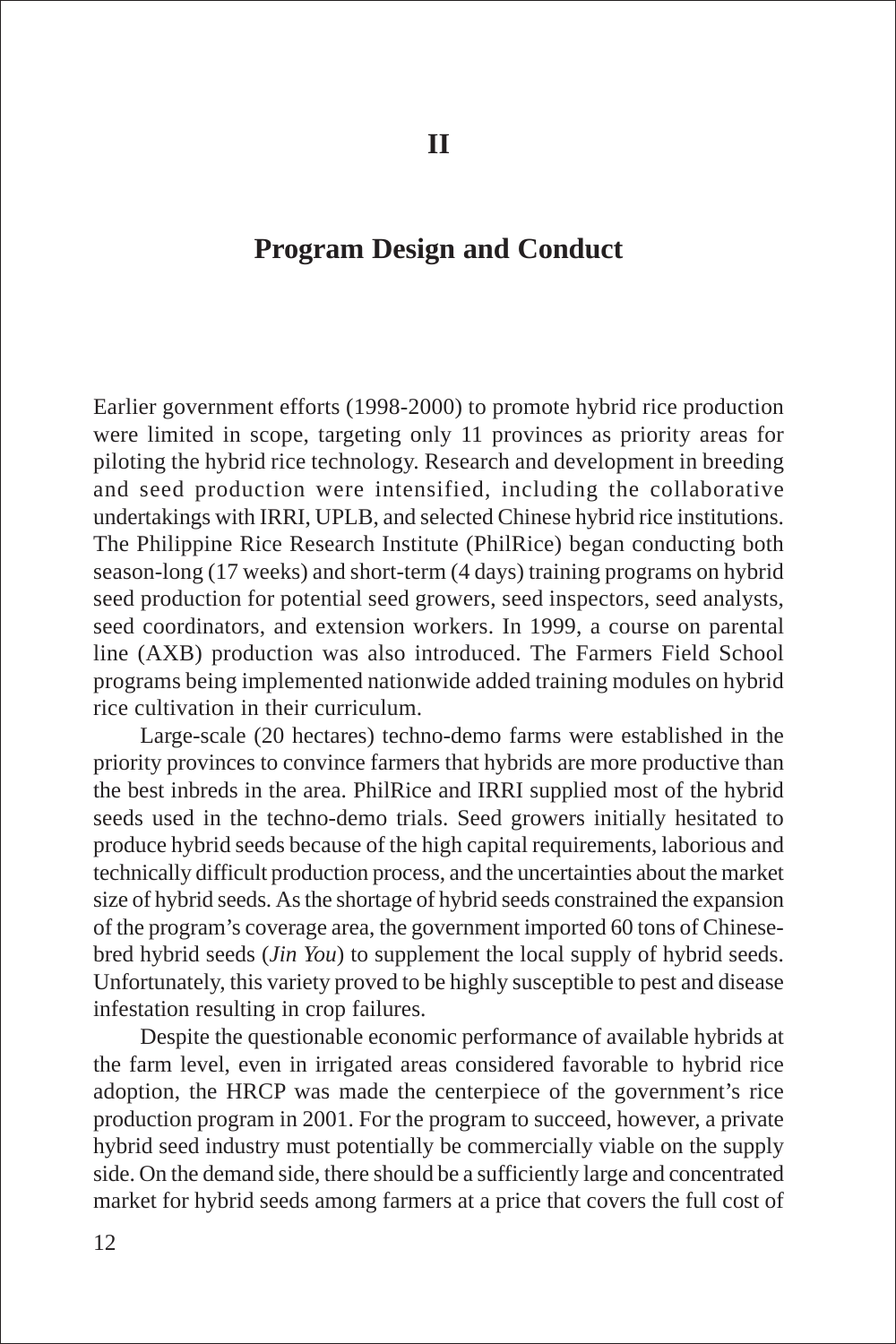# II

# Program Design and Conduct

Earlier government efforts (1998-2000) to promote hybrid rice production were limited in scope, targeting only 11 provinces as priority areas for piloting the hybrid rice technology. Research and development in breeding and seed production were intensified, including the collaborative undertakings with IRRI, UPLB, and selected Chinese hybrid rice institutions. The Philippine Rice Research Institute (PhilRice) began conducting both season-long (17 weeks) and short-term (4 days) training programs on hybrid seed production for potential seed growers, seed inspectors, seed analysts, seed coordinators, and extension workers. In 1999, a course on parental line (AXB) production was also introduced. The Farmers Field School programs being implemented nationwide added training modules on hybrid rice cultivation in their curriculum.

Large-scale (20 hectares) techno-demo farms were established in the priority provinces to convince farmers that hybrids are more productive than the best inbreds in the area. PhilRice and IRRI supplied most of the hybrid seeds used in the techno-demo trials. Seed growers initially hesitated to produce hybrid seeds because of the high capital requirements, laborious and technically difficult production process, and the uncertainties about the market size of hybrid seeds. As the shortage of hybrid seeds constrained the expansion of the program's coverage area, the government imported 60 tons of Chinese-bred hybrid seeds (*Jin You*) to supplement the local supply of hybrid seeds. Unfortunately, this variety proved to be highly susceptible to pest and disease infestation resulting in crop failures.

Despite the questionable economic performance of available hybrids at the farm level, even in irrigated areas considered favorable to hybrid rice adoption, the HRCP was made the centerpiece of the government's rice production program in 2001. For the program to succeed, however, a private hybrid seed industry must potentially be commercially viable on the supply side. On the demand side, there should be a sufficiently large and concentrated market for hybrid seeds among farmers at a price that covers the full cost of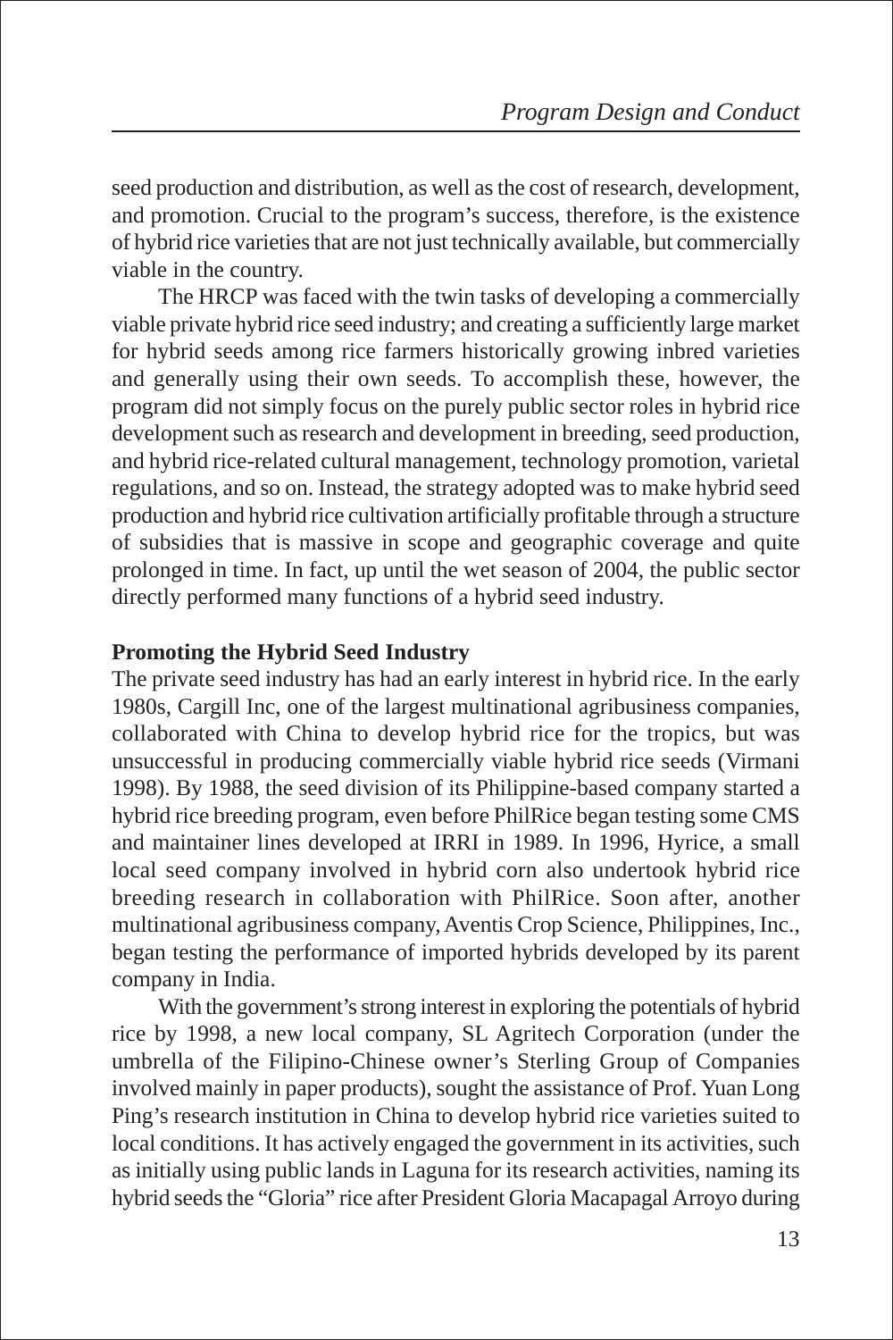seed production and distribution, as well as the cost of research, development, and promotion. Crucial to the program's success, therefore, is the existence of hybrid rice varieties that are not just technically available, but commercially viable in the country.

The HRCP was faced with the twin tasks of developing a commercially viable private hybrid rice seed industry; and creating a sufficiently large market for hybrid seeds among rice farmers historically growing inbred varieties and generally using their own seeds. To accomplish these, however, the program did not simply focus on the purely public sector roles in hybrid rice development such as research and development in breeding, seed production, and hybrid rice-related cultural management, technology promotion, varietal regulations, and so on. Instead, the strategy adopted was to make hybrid seed production and hybrid rice cultivation artificially profitable through a structure of subsidies that is massive in scope and geographic coverage and quite prolonged in time. In fact, up until the wet season of 2004, the public sector directly performed many functions of a hybrid seed industry.

**Promoting the Hybrid Seed Industry**

The private seed industry has had an early interest in hybrid rice. In the early 1980s, Cargill Inc, one of the largest multinational agribusiness companies, collaborated with China to develop hybrid rice for the tropics, but was unsuccessful in producing commercially viable hybrid rice seeds (Virmani 1998). By 1988, the seed division of its Philippine-based company started a hybrid rice breeding program, even before PhilRice began testing some CMS and maintainer lines developed at IRRI in 1989. In 1996, Hyrice, a small local seed company involved in hybrid corn also undertook hybrid rice breeding research in collaboration with PhilRice. Soon after, another multinational agribusiness company, Aventis Crop Science, Philippines, Inc., began testing the performance of imported hybrids developed by its parent company in India.

With the government's strong interest in exploring the potentials of hybrid rice by 1998, a new local company, SL Agritech Corporation (under the umbrella of the Filipino-Chinese owner's Sterling Group of Companies involved mainly in paper products), sought the assistance of Prof. Yuan Long Ping's research institution in China to develop hybrid rice varieties suited to local conditions. It has actively engaged the government in its activities, such as initially using public lands in Laguna for its research activities, naming its hybrid seeds the "Gloria" rice after President Gloria Macapagal Arroyo during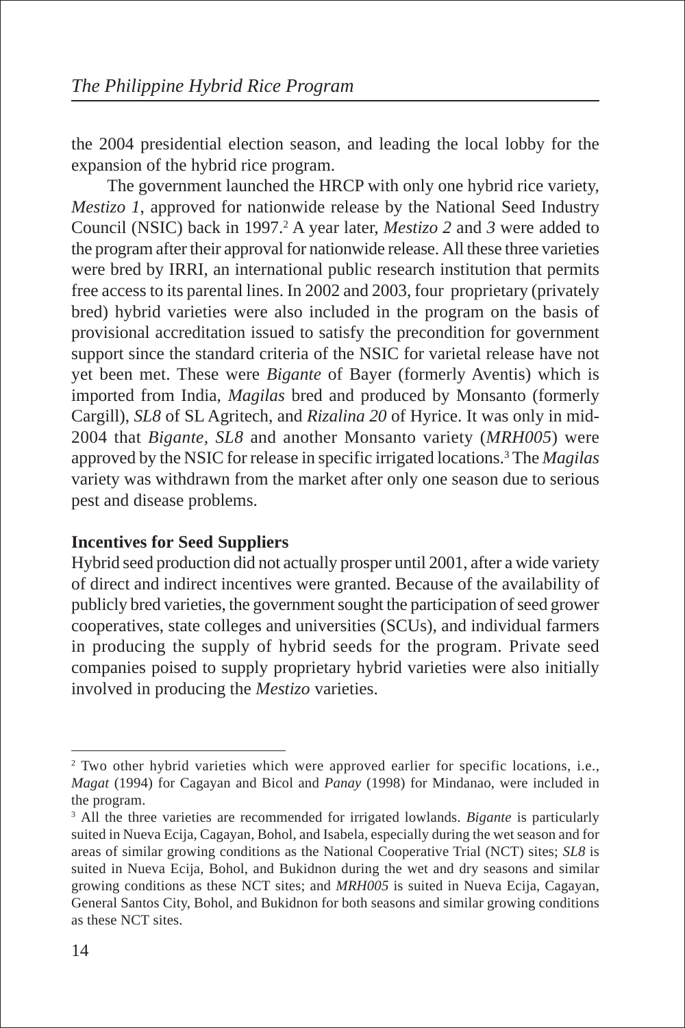the 2004 presidential election season, and leading the local lobby for the expansion of the hybrid rice program.

The government launched the HRCP with only one hybrid rice variety, *Mestizo 1*, approved for nationwide release by the National Seed Industry Council (NSIC) back in 1997.[2] A year later, *Mestizo 2* and *3* were added to the program after their approval for nationwide release. All these three varieties were bred by IRRI, an international public research institution that permits free access to its parental lines. In 2002 and 2003, four proprietary (privately bred) hybrid varieties were also included in the program on the basis of provisional accreditation issued to satisfy the precondition for government support since the standard criteria of the NSIC for varietal release have not yet been met. These were *Bigante* of Bayer (formerly Aventis) which is imported from India, *Magilas* bred and produced by Monsanto (formerly Cargill), *SL8* of SL Agritech, and *Rizalina 20* of Hyrice. It was only in mid-2004 that *Bigante, SL8* and another Monsanto variety (*MRH005*) were approved by the NSIC for release in specific irrigated locations.[3] The *Magilas* variety was withdrawn from the market after only one season due to serious pest and disease problems.

**Incentives for Seed Suppliers**

Hybrid seed production did not actually prosper until 2001, after a wide variety of direct and indirect incentives were granted. Because of the availability of publicly bred varieties, the government sought the participation of seed grower cooperatives, state colleges and universities (SCUs), and individual farmers in producing the supply of hybrid seeds for the program. Private seed companies poised to supply proprietary hybrid varieties were also initially involved in producing the *Mestizo* varieties.

---

[2] Two other hybrid varieties which were approved earlier for specific locations, i.e., *Magat* (1994) for Cagayan and Bicol and *Panay* (1998) for Mindanao, were included in the program.

[3] All the three varieties are recommended for irrigated lowlands. *Bigante* is particularly suited in Nueva Ecija, Cagayan, Bohol, and Isabela, especially during the wet season and for areas of similar growing conditions as the National Cooperative Trial (NCT) sites; *SL8* is suited in Nueva Ecija, Bohol, and Bukidnon during the wet and dry seasons and similar growing conditions as these NCT sites; and *MRH005* is suited in Nueva Ecija, Cagayan, General Santos City, Bohol, and Bukidnon for both seasons and similar growing conditions as these NCT sites.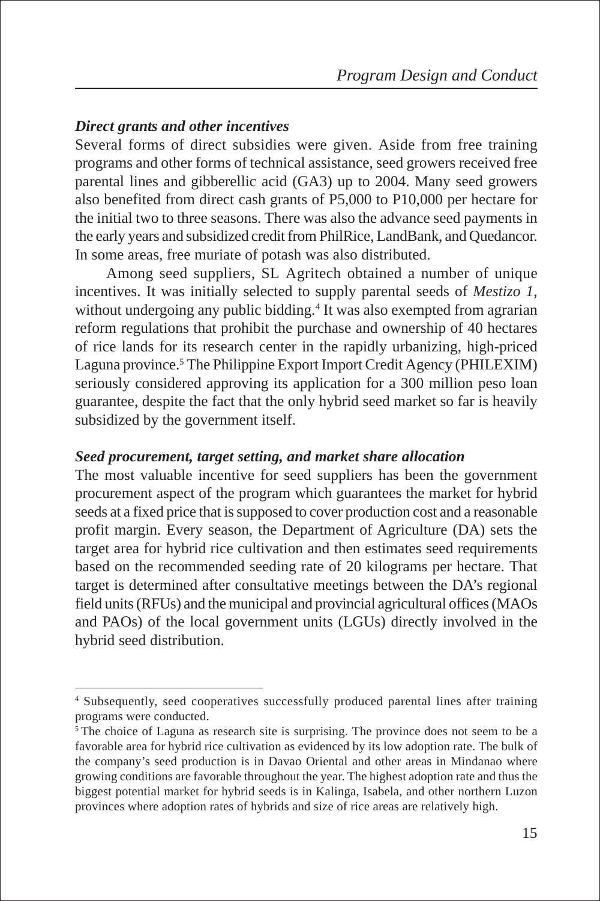***Direct grants and other incentives***

Several forms of direct subsidies were given. Aside from free training programs and other forms of technical assistance, seed growers received free parental lines and gibberellic acid (GA3) up to 2004. Many seed growers also benefited from direct cash grants of P5,000 to P10,000 per hectare for the initial two to three seasons. There was also the advance seed payments in the early years and subsidized credit from PhilRice, LandBank, and Quedancor. In some areas, free muriate of potash was also distributed.

Among seed suppliers, SL Agritech obtained a number of unique incentives. It was initially selected to supply parental seeds of *Mestizo 1*, without undergoing any public bidding.[4] It was also exempted from agrarian reform regulations that prohibit the purchase and ownership of 40 hectares of rice lands for its research center in the rapidly urbanizing, high-priced Laguna province.[5] The Philippine Export Import Credit Agency (PHILEXIM) seriously considered approving its application for a 300 million peso loan guarantee, despite the fact that the only hybrid seed market so far is heavily subsidized by the government itself.

***Seed procurement, target setting, and market share allocation***

The most valuable incentive for seed suppliers has been the government procurement aspect of the program which guarantees the market for hybrid seeds at a fixed price that is supposed to cover production cost and a reasonable profit margin. Every season, the Department of Agriculture (DA) sets the target area for hybrid rice cultivation and then estimates seed requirements based on the recommended seeding rate of 20 kilograms per hectare. That target is determined after consultative meetings between the DA's regional field units (RFUs) and the municipal and provincial agricultural offices (MAOs and PAOs) of the local government units (LGUs) directly involved in the hybrid seed distribution.

---

[4] Subsequently, seed cooperatives successfully produced parental lines after training programs were conducted.

[5] The choice of Laguna as research site is surprising. The province does not seem to be a favorable area for hybrid rice cultivation as evidenced by its low adoption rate. The bulk of the company's seed production is in Davao Oriental and other areas in Mindanao where growing conditions are favorable throughout the year. The highest adoption rate and thus the biggest potential market for hybrid seeds is in Kalinga, Isabela, and other northern Luzon provinces where adoption rates of hybrids and size of rice areas are relatively high.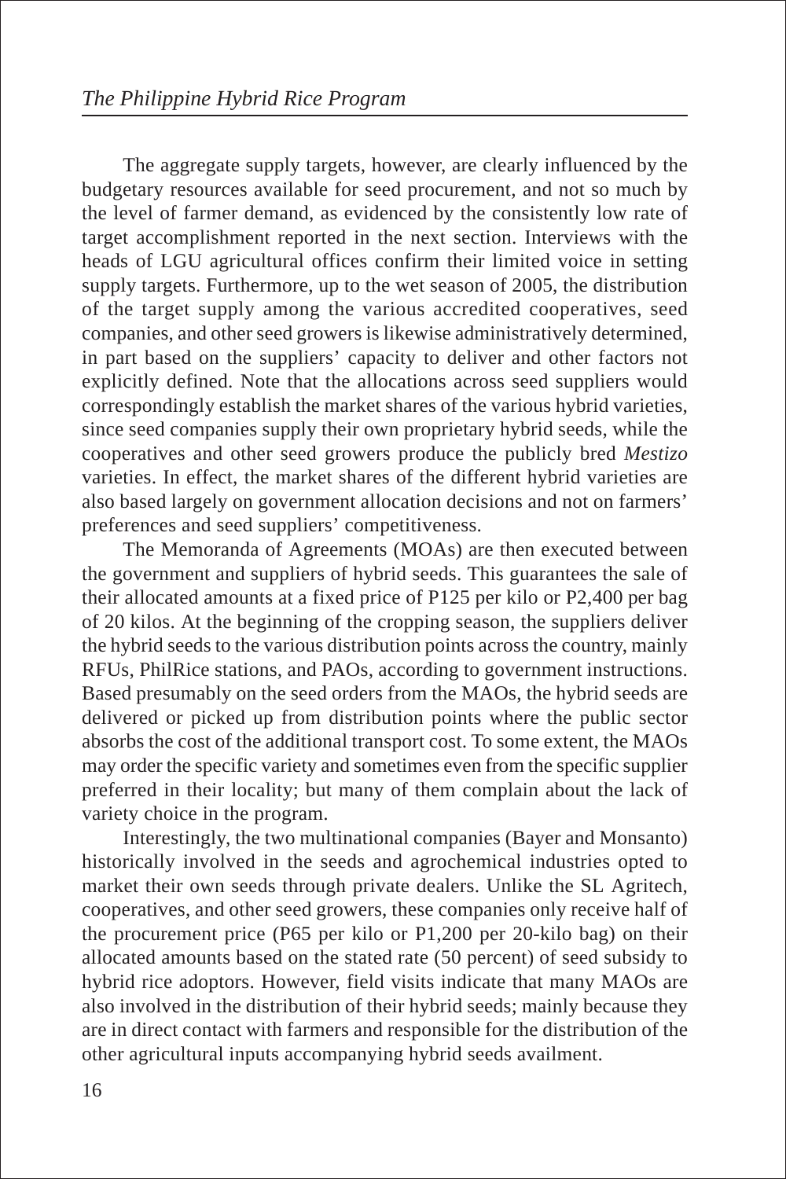The aggregate supply targets, however, are clearly influenced by the budgetary resources available for seed procurement, and not so much by the level of farmer demand, as evidenced by the consistently low rate of target accomplishment reported in the next section. Interviews with the heads of LGU agricultural offices confirm their limited voice in setting supply targets. Furthermore, up to the wet season of 2005, the distribution of the target supply among the various accredited cooperatives, seed companies, and other seed growers is likewise administratively determined, in part based on the suppliers' capacity to deliver and other factors not explicitly defined. Note that the allocations across seed suppliers would correspondingly establish the market shares of the various hybrid varieties, since seed companies supply their own proprietary hybrid seeds, while the cooperatives and other seed growers produce the publicly bred *Mestizo* varieties. In effect, the market shares of the different hybrid varieties are also based largely on government allocation decisions and not on farmers' preferences and seed suppliers' competitiveness.

The Memoranda of Agreements (MOAs) are then executed between the government and suppliers of hybrid seeds. This guarantees the sale of their allocated amounts at a fixed price of P125 per kilo or P2,400 per bag of 20 kilos. At the beginning of the cropping season, the suppliers deliver the hybrid seeds to the various distribution points across the country, mainly RFUs, PhilRice stations, and PAOs, according to government instructions. Based presumably on the seed orders from the MAOs, the hybrid seeds are delivered or picked up from distribution points where the public sector absorbs the cost of the additional transport cost. To some extent, the MAOs may order the specific variety and sometimes even from the specific supplier preferred in their locality; but many of them complain about the lack of variety choice in the program.

Interestingly, the two multinational companies (Bayer and Monsanto) historically involved in the seeds and agrochemical industries opted to market their own seeds through private dealers. Unlike the SL Agritech, cooperatives, and other seed growers, these companies only receive half of the procurement price (P65 per kilo or P1,200 per 20-kilo bag) on their allocated amounts based on the stated rate (50 percent) of seed subsidy to hybrid rice adoptors. However, field visits indicate that many MAOs are also involved in the distribution of their hybrid seeds; mainly because they are in direct contact with farmers and responsible for the distribution of the other agricultural inputs accompanying hybrid seeds availment.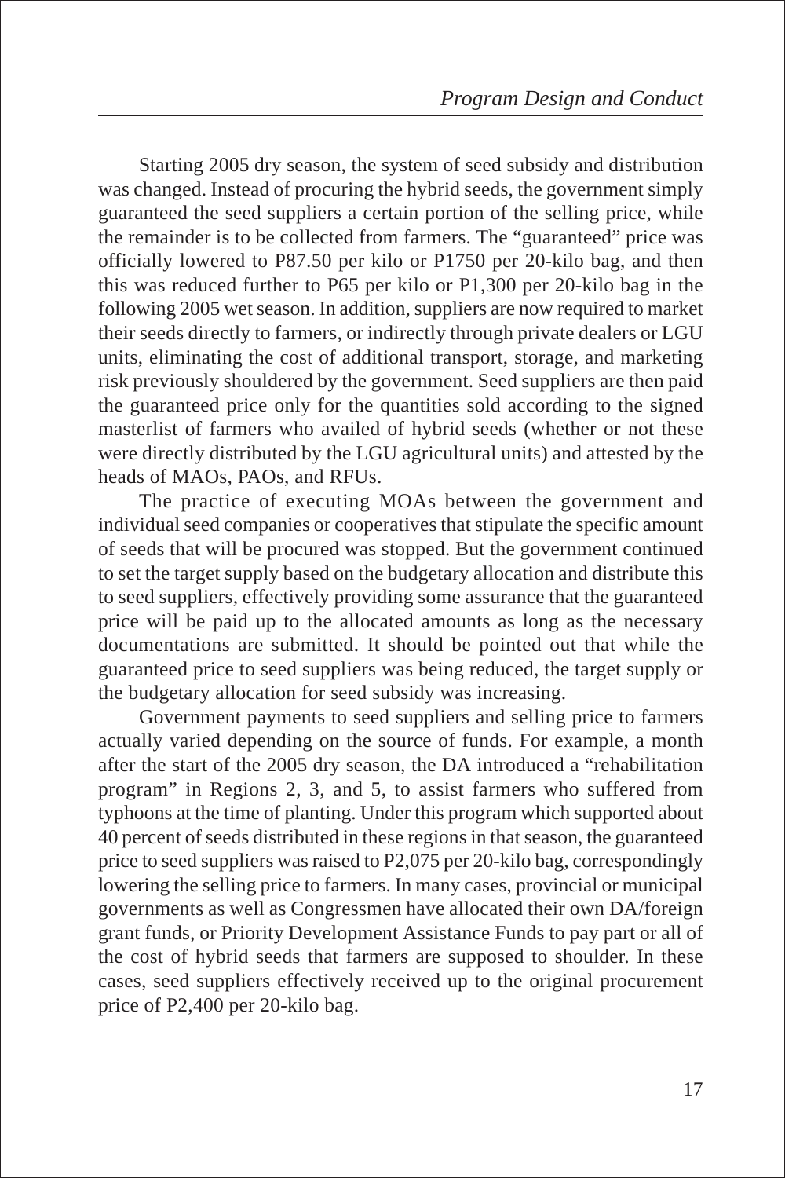Starting 2005 dry season, the system of seed subsidy and distribution was changed. Instead of procuring the hybrid seeds, the government simply guaranteed the seed suppliers a certain portion of the selling price, while the remainder is to be collected from farmers. The "guaranteed" price was officially lowered to P87.50 per kilo or P1750 per 20-kilo bag, and then this was reduced further to P65 per kilo or P1,300 per 20-kilo bag in the following 2005 wet season. In addition, suppliers are now required to market their seeds directly to farmers, or indirectly through private dealers or LGU units, eliminating the cost of additional transport, storage, and marketing risk previously shouldered by the government. Seed suppliers are then paid the guaranteed price only for the quantities sold according to the signed masterlist of farmers who availed of hybrid seeds (whether or not these were directly distributed by the LGU agricultural units) and attested by the heads of MAOs, PAOs, and RFUs.

The practice of executing MOAs between the government and individual seed companies or cooperatives that stipulate the specific amount of seeds that will be procured was stopped. But the government continued to set the target supply based on the budgetary allocation and distribute this to seed suppliers, effectively providing some assurance that the guaranteed price will be paid up to the allocated amounts as long as the necessary documentations are submitted. It should be pointed out that while the guaranteed price to seed suppliers was being reduced, the target supply or the budgetary allocation for seed subsidy was increasing.

Government payments to seed suppliers and selling price to farmers actually varied depending on the source of funds. For example, a month after the start of the 2005 dry season, the DA introduced a "rehabilitation program" in Regions 2, 3, and 5, to assist farmers who suffered from typhoons at the time of planting. Under this program which supported about 40 percent of seeds distributed in these regions in that season, the guaranteed price to seed suppliers was raised to P2,075 per 20-kilo bag, correspondingly lowering the selling price to farmers. In many cases, provincial or municipal governments as well as Congressmen have allocated their own DA/foreign grant funds, or Priority Development Assistance Funds to pay part or all of the cost of hybrid seeds that farmers are supposed to shoulder. In these cases, seed suppliers effectively received up to the original procurement price of P2,400 per 20-kilo bag.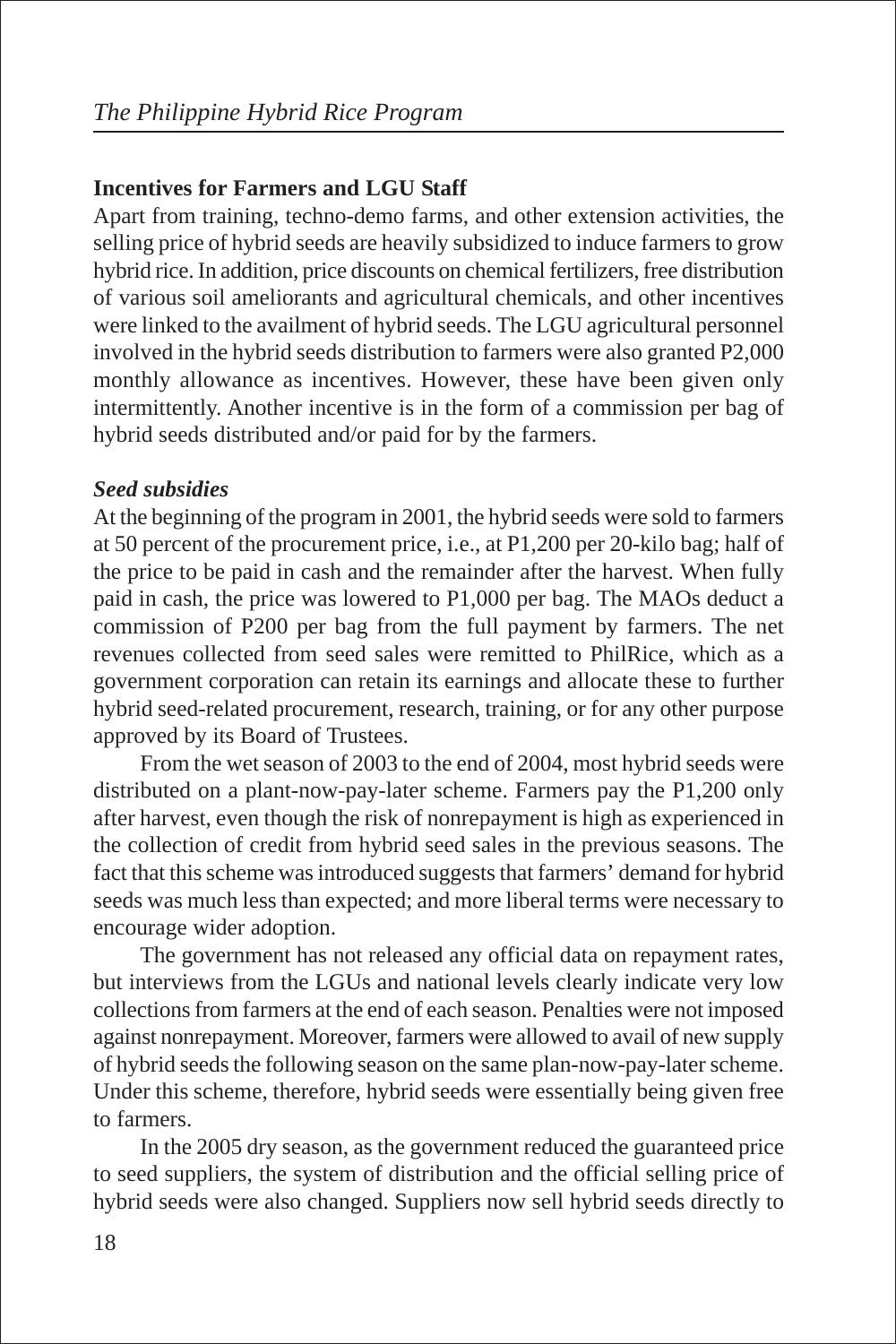### Incentives for Farmers and LGU Staff

Apart from training, techno-demo farms, and other extension activities, the selling price of hybrid seeds are heavily subsidized to induce farmers to grow hybrid rice. In addition, price discounts on chemical fertilizers, free distribution of various soil ameliorants and agricultural chemicals, and other incentives were linked to the availment of hybrid seeds. The LGU agricultural personnel involved in the hybrid seeds distribution to farmers were also granted P2,000 monthly allowance as incentives. However, these have been given only intermittently. Another incentive is in the form of a commission per bag of hybrid seeds distributed and/or paid for by the farmers.

#### *Seed subsidies*

At the beginning of the program in 2001, the hybrid seeds were sold to farmers at 50 percent of the procurement price, i.e., at P1,200 per 20-kilo bag; half of the price to be paid in cash and the remainder after the harvest. When fully paid in cash, the price was lowered to P1,000 per bag. The MAOs deduct a commission of P200 per bag from the full payment by farmers. The net revenues collected from seed sales were remitted to PhilRice, which as a government corporation can retain its earnings and allocate these to further hybrid seed-related procurement, research, training, or for any other purpose approved by its Board of Trustees.

From the wet season of 2003 to the end of 2004, most hybrid seeds were distributed on a plant-now-pay-later scheme. Farmers pay the P1,200 only after harvest, even though the risk of nonrepayment is high as experienced in the collection of credit from hybrid seed sales in the previous seasons. The fact that this scheme was introduced suggests that farmers' demand for hybrid seeds was much less than expected; and more liberal terms were necessary to encourage wider adoption.

The government has not released any official data on repayment rates, but interviews from the LGUs and national levels clearly indicate very low collections from farmers at the end of each season. Penalties were not imposed against nonrepayment. Moreover, farmers were allowed to avail of new supply of hybrid seeds the following season on the same plan-now-pay-later scheme. Under this scheme, therefore, hybrid seeds were essentially being given free to farmers.

In the 2005 dry season, as the government reduced the guaranteed price to seed suppliers, the system of distribution and the official selling price of hybrid seeds were also changed. Suppliers now sell hybrid seeds directly to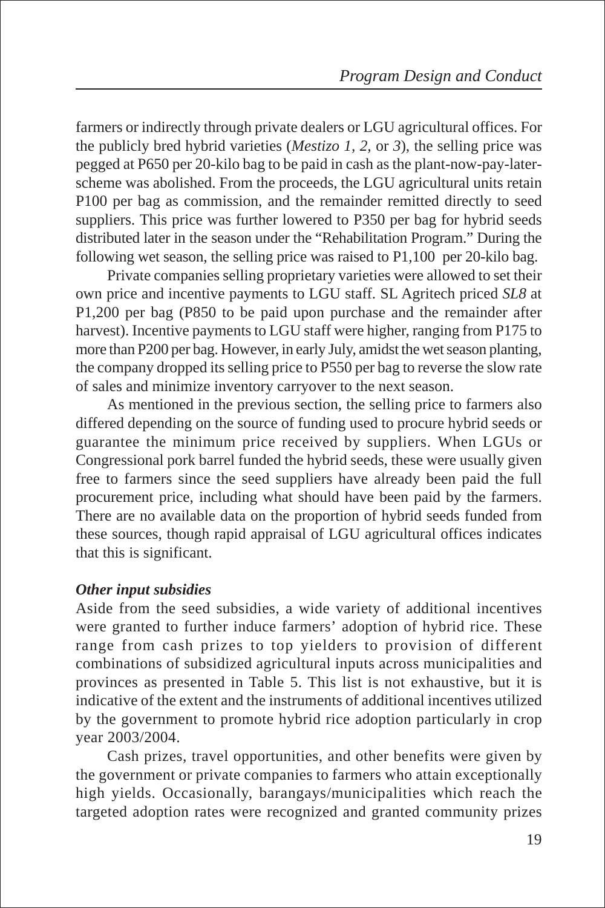farmers or indirectly through private dealers or LGU agricultural offices. For the publicly bred hybrid varieties (*Mestizo 1, 2,* or *3*), the selling price was pegged at P650 per 20-kilo bag to be paid in cash as the plant-now-pay-later-scheme was abolished. From the proceeds, the LGU agricultural units retain P100 per bag as commission, and the remainder remitted directly to seed suppliers. This price was further lowered to P350 per bag for hybrid seeds distributed later in the season under the "Rehabilitation Program." During the following wet season, the selling price was raised to P1,100 per 20-kilo bag.

Private companies selling proprietary varieties were allowed to set their own price and incentive payments to LGU staff. SL Agritech priced *SL8* at P1,200 per bag (P850 to be paid upon purchase and the remainder after harvest). Incentive payments to LGU staff were higher, ranging from P175 to more than P200 per bag. However, in early July, amidst the wet season planting, the company dropped its selling price to P550 per bag to reverse the slow rate of sales and minimize inventory carryover to the next season.

As mentioned in the previous section, the selling price to farmers also differed depending on the source of funding used to procure hybrid seeds or guarantee the minimum price received by suppliers. When LGUs or Congressional pork barrel funded the hybrid seeds, these were usually given free to farmers since the seed suppliers have already been paid the full procurement price, including what should have been paid by the farmers. There are no available data on the proportion of hybrid seeds funded from these sources, though rapid appraisal of LGU agricultural offices indicates that this is significant.

***Other input subsidies***

Aside from the seed subsidies, a wide variety of additional incentives were granted to further induce farmers' adoption of hybrid rice. These range from cash prizes to top yielders to provision of different combinations of subsidized agricultural inputs across municipalities and provinces as presented in Table 5. This list is not exhaustive, but it is indicative of the extent and the instruments of additional incentives utilized by the government to promote hybrid rice adoption particularly in crop year 2003/2004.

Cash prizes, travel opportunities, and other benefits were given by the government or private companies to farmers who attain exceptionally high yields. Occasionally, barangays/municipalities which reach the targeted adoption rates were recognized and granted community prizes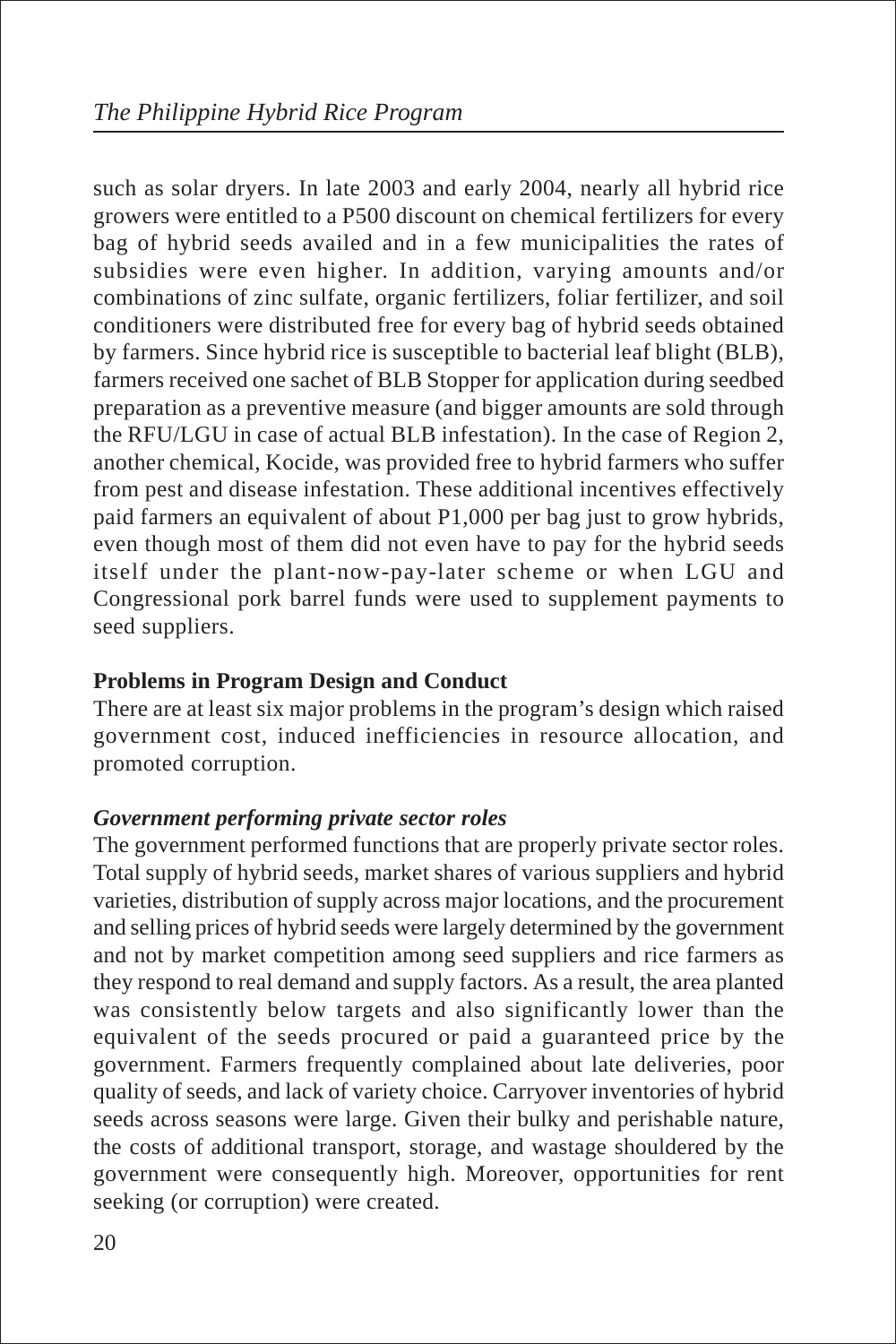such as solar dryers. In late 2003 and early 2004, nearly all hybrid rice growers were entitled to a P500 discount on chemical fertilizers for every bag of hybrid seeds availed and in a few municipalities the rates of subsidies were even higher. In addition, varying amounts and/or combinations of zinc sulfate, organic fertilizers, foliar fertilizer, and soil conditioners were distributed free for every bag of hybrid seeds obtained by farmers. Since hybrid rice is susceptible to bacterial leaf blight (BLB), farmers received one sachet of BLB Stopper for application during seedbed preparation as a preventive measure (and bigger amounts are sold through the RFU/LGU in case of actual BLB infestation). In the case of Region 2, another chemical, Kocide, was provided free to hybrid farmers who suffer from pest and disease infestation. These additional incentives effectively paid farmers an equivalent of about P1,000 per bag just to grow hybrids, even though most of them did not even have to pay for the hybrid seeds itself under the plant-now-pay-later scheme or when LGU and Congressional pork barrel funds were used to supplement payments to seed suppliers.

## Problems in Program Design and Conduct

There are at least six major problems in the program's design which raised government cost, induced inefficiencies in resource allocation, and promoted corruption.

### *Government performing private sector roles*

The government performed functions that are properly private sector roles. Total supply of hybrid seeds, market shares of various suppliers and hybrid varieties, distribution of supply across major locations, and the procurement and selling prices of hybrid seeds were largely determined by the government and not by market competition among seed suppliers and rice farmers as they respond to real demand and supply factors. As a result, the area planted was consistently below targets and also significantly lower than the equivalent of the seeds procured or paid a guaranteed price by the government. Farmers frequently complained about late deliveries, poor quality of seeds, and lack of variety choice. Carryover inventories of hybrid seeds across seasons were large. Given their bulky and perishable nature, the costs of additional transport, storage, and wastage shouldered by the government were consequently high. Moreover, opportunities for rent seeking (or corruption) were created.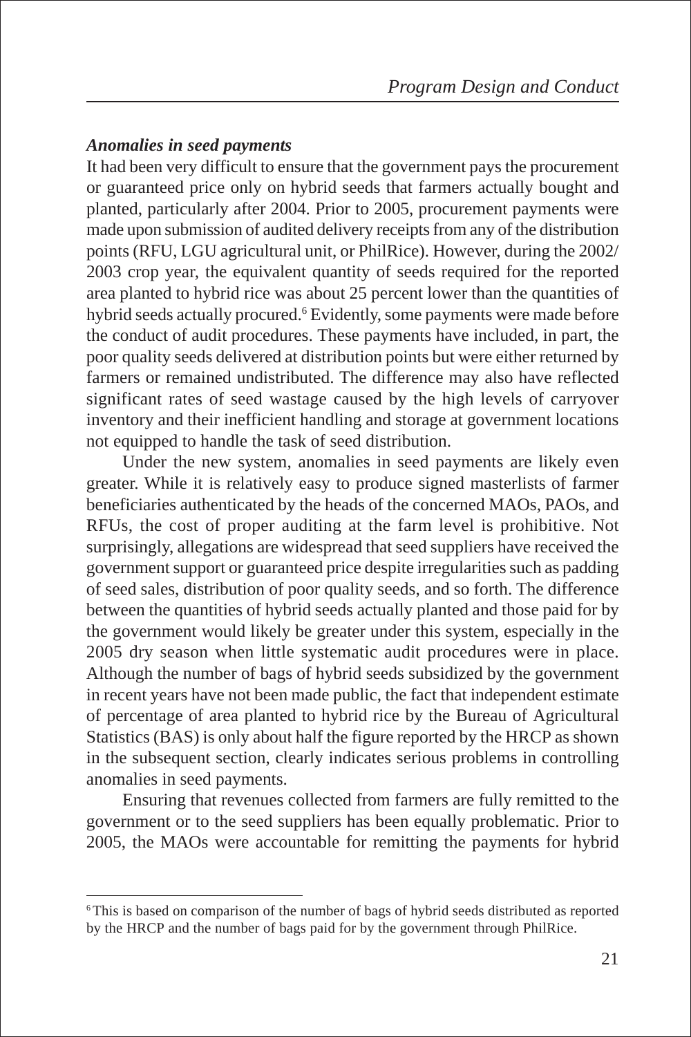### *Anomalies in seed payments*

It had been very difficult to ensure that the government pays the procurement or guaranteed price only on hybrid seeds that farmers actually bought and planted, particularly after 2004. Prior to 2005, procurement payments were made upon submission of audited delivery receipts from any of the distribution points (RFU, LGU agricultural unit, or PhilRice). However, during the 2002/2003 crop year, the equivalent quantity of seeds required for the reported area planted to hybrid rice was about 25 percent lower than the quantities of hybrid seeds actually procured.[6] Evidently, some payments were made before the conduct of audit procedures. These payments have included, in part, the poor quality seeds delivered at distribution points but were either returned by farmers or remained undistributed. The difference may also have reflected significant rates of seed wastage caused by the high levels of carryover inventory and their inefficient handling and storage at government locations not equipped to handle the task of seed distribution.

Under the new system, anomalies in seed payments are likely even greater. While it is relatively easy to produce signed masterlists of farmer beneficiaries authenticated by the heads of the concerned MAOs, PAOs, and RFUs, the cost of proper auditing at the farm level is prohibitive. Not surprisingly, allegations are widespread that seed suppliers have received the government support or guaranteed price despite irregularities such as padding of seed sales, distribution of poor quality seeds, and so forth. The difference between the quantities of hybrid seeds actually planted and those paid for by the government would likely be greater under this system, especially in the 2005 dry season when little systematic audit procedures were in place. Although the number of bags of hybrid seeds subsidized by the government in recent years have not been made public, the fact that independent estimate of percentage of area planted to hybrid rice by the Bureau of Agricultural Statistics (BAS) is only about half the figure reported by the HRCP as shown in the subsequent section, clearly indicates serious problems in controlling anomalies in seed payments.

Ensuring that revenues collected from farmers are fully remitted to the government or to the seed suppliers has been equally problematic. Prior to 2005, the MAOs were accountable for remitting the payments for hybrid

---

[6] This is based on comparison of the number of bags of hybrid seeds distributed as reported by the HRCP and the number of bags paid for by the government through PhilRice.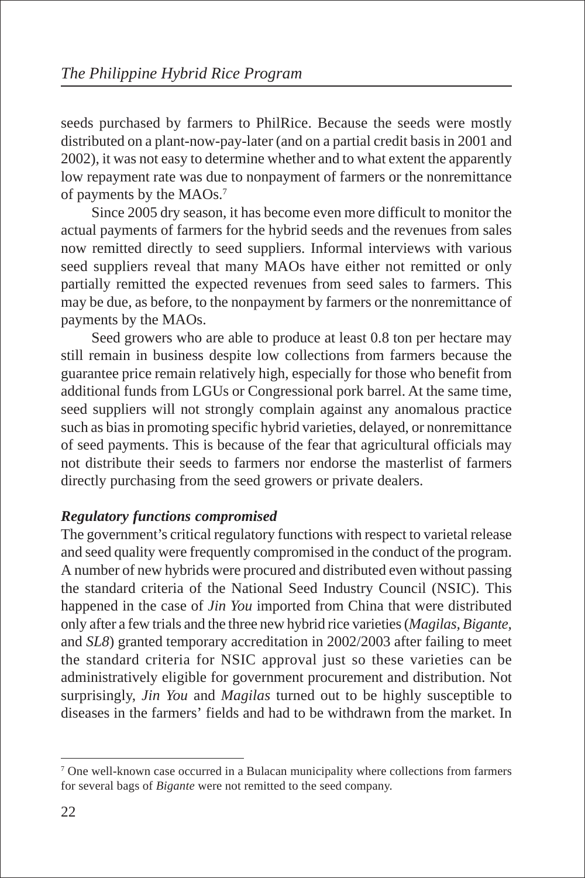seeds purchased by farmers to PhilRice. Because the seeds were mostly distributed on a plant-now-pay-later (and on a partial credit basis in 2001 and 2002), it was not easy to determine whether and to what extent the apparently low repayment rate was due to nonpayment of farmers or the nonremittance of payments by the MAOs.[7]

Since 2005 dry season, it has become even more difficult to monitor the actual payments of farmers for the hybrid seeds and the revenues from sales now remitted directly to seed suppliers. Informal interviews with various seed suppliers reveal that many MAOs have either not remitted or only partially remitted the expected revenues from seed sales to farmers. This may be due, as before, to the nonpayment by farmers or the nonremittance of payments by the MAOs.

Seed growers who are able to produce at least 0.8 ton per hectare may still remain in business despite low collections from farmers because the guarantee price remain relatively high, especially for those who benefit from additional funds from LGUs or Congressional pork barrel. At the same time, seed suppliers will not strongly complain against any anomalous practice such as bias in promoting specific hybrid varieties, delayed, or nonremittance of seed payments. This is because of the fear that agricultural officials may not distribute their seeds to farmers nor endorse the masterlist of farmers directly purchasing from the seed growers or private dealers.

***Regulatory functions compromised***

The government's critical regulatory functions with respect to varietal release and seed quality were frequently compromised in the conduct of the program. A number of new hybrids were procured and distributed even without passing the standard criteria of the National Seed Industry Council (NSIC). This happened in the case of *Jin You* imported from China that were distributed only after a few trials and the three new hybrid rice varieties (*Magilas*, *Bigante*, and *SL8*) granted temporary accreditation in 2002/2003 after failing to meet the standard criteria for NSIC approval just so these varieties can be administratively eligible for government procurement and distribution. Not surprisingly, *Jin You* and *Magilas* turned out to be highly susceptible to diseases in the farmers' fields and had to be withdrawn from the market. In

---

[7] One well-known case occurred in a Bulacan municipality where collections from farmers for several bags of *Bigante* were not remitted to the seed company.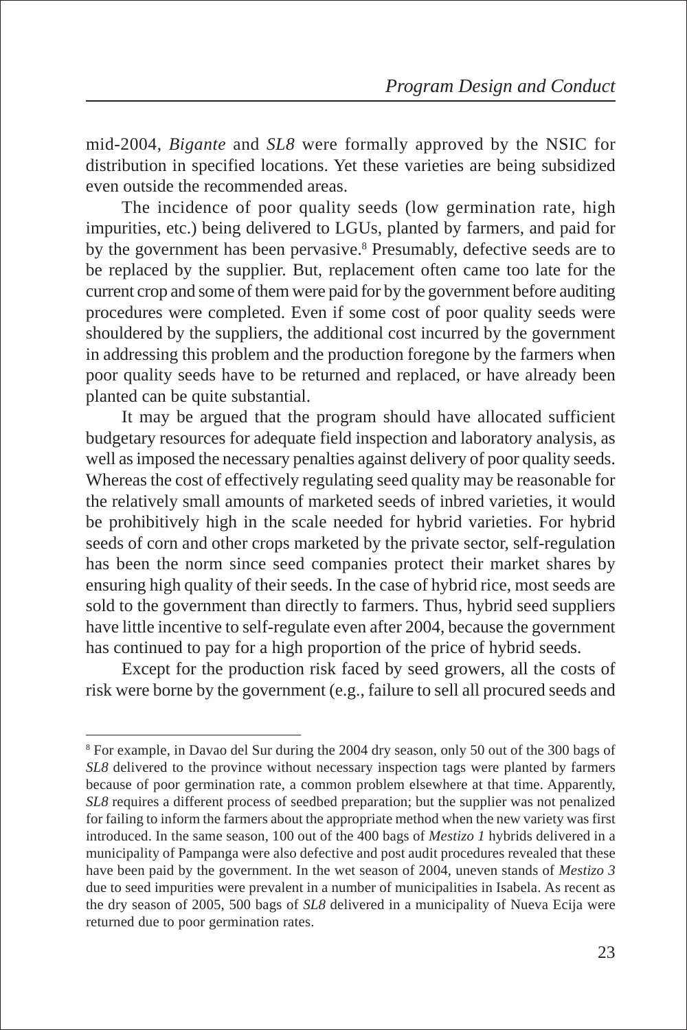mid-2004, *Bigante* and *SL8* were formally approved by the NSIC for distribution in specified locations. Yet these varieties are being subsidized even outside the recommended areas.

The incidence of poor quality seeds (low germination rate, high impurities, etc.) being delivered to LGUs, planted by farmers, and paid for by the government has been pervasive.[8] Presumably, defective seeds are to be replaced by the supplier. But, replacement often came too late for the current crop and some of them were paid for by the government before auditing procedures were completed. Even if some cost of poor quality seeds were shouldered by the suppliers, the additional cost incurred by the government in addressing this problem and the production foregone by the farmers when poor quality seeds have to be returned and replaced, or have already been planted can be quite substantial.

It may be argued that the program should have allocated sufficient budgetary resources for adequate field inspection and laboratory analysis, as well as imposed the necessary penalties against delivery of poor quality seeds. Whereas the cost of effectively regulating seed quality may be reasonable for the relatively small amounts of marketed seeds of inbred varieties, it would be prohibitively high in the scale needed for hybrid varieties. For hybrid seeds of corn and other crops marketed by the private sector, self-regulation has been the norm since seed companies protect their market shares by ensuring high quality of their seeds. In the case of hybrid rice, most seeds are sold to the government than directly to farmers. Thus, hybrid seed suppliers have little incentive to self-regulate even after 2004, because the government has continued to pay for a high proportion of the price of hybrid seeds.

Except for the production risk faced by seed growers, all the costs of risk were borne by the government (e.g., failure to sell all procured seeds and

---

[8] For example, in Davao del Sur during the 2004 dry season, only 50 out of the 300 bags of *SL8* delivered to the province without necessary inspection tags were planted by farmers because of poor germination rate, a common problem elsewhere at that time. Apparently, *SL8* requires a different process of seedbed preparation; but the supplier was not penalized for failing to inform the farmers about the appropriate method when the new variety was first introduced. In the same season, 100 out of the 400 bags of *Mestizo 1* hybrids delivered in a municipality of Pampanga were also defective and post audit procedures revealed that these have been paid by the government. In the wet season of 2004, uneven stands of *Mestizo 3* due to seed impurities were prevalent in a number of municipalities in Isabela. As recent as the dry season of 2005, 500 bags of *SL8* delivered in a municipality of Nueva Ecija were returned due to poor germination rates.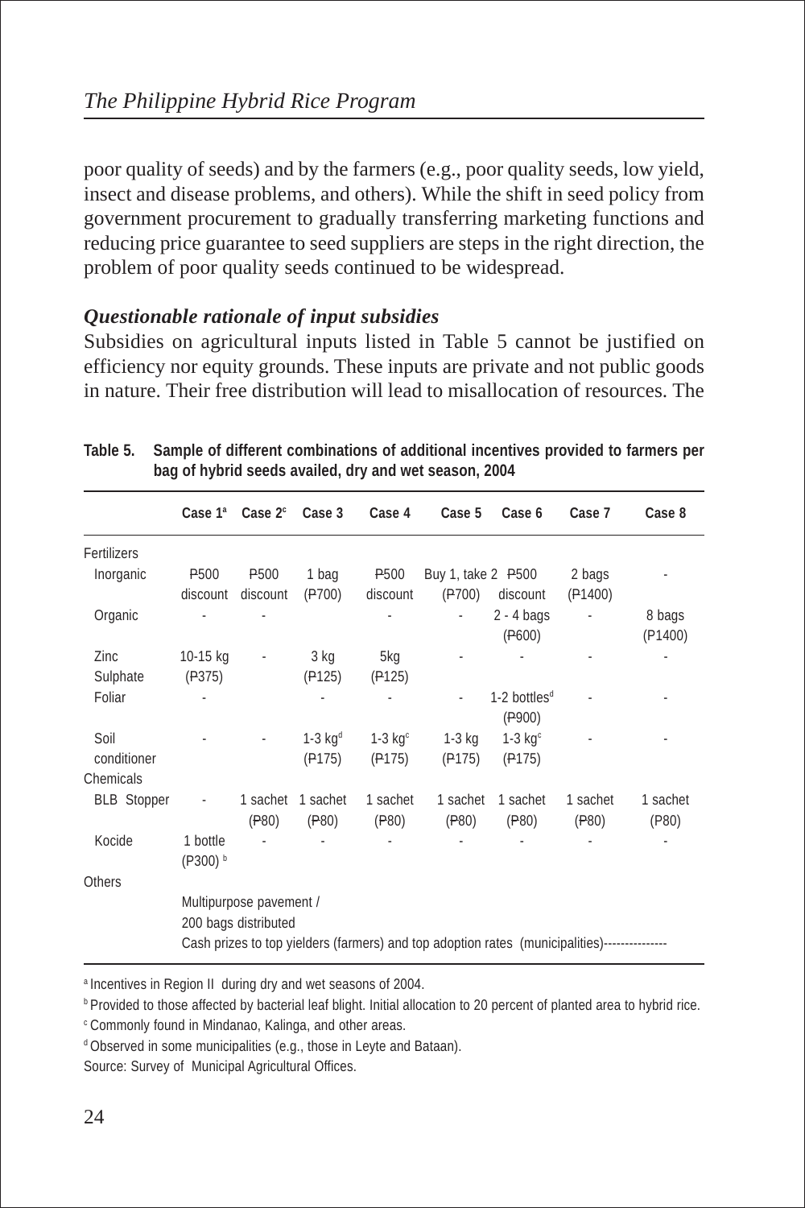poor quality of seeds) and by the farmers (e.g., poor quality seeds, low yield, insect and disease problems, and others). While the shift in seed policy from government procurement to gradually transferring marketing functions and reducing price guarantee to seed suppliers are steps in the right direction, the problem of poor quality seeds continued to be widespread.

### *Questionable rationale of input subsidies*

Subsidies on agricultural inputs listed in Table 5 cannot be justified on efficiency nor equity grounds. These inputs are private and not public goods in nature. Their free distribution will lead to misallocation of resources. The

**Table 5. Sample of different combinations of additional incentives provided to farmers per bag of hybrid seeds availed, dry and wet season, 2004**

| | Case 1[a] | Case 2[c] | Case 3 | Case 4 | Case 5 | Case 6 | Case 7 | Case 8 |
|---|---|---|---|---|---|---|---|---|
| Fertilizers | | | | | | | | |
| Inorganic | P500 discount | P500 discount | 1 bag (P700) | P500 discount | Buy 1, take 2 (P700) | P500 discount | 2 bags (P1400) | - |
| Organic | - | - | | - | - | 2 - 4 bags (P600) | - | 8 bags (P1400) |
| Zinc Sulphate | 10-15 kg (P375) | - | 3 kg (P125) | 5kg (P125) | - | - | - | - |
| Foliar | - | | - | - | - | 1-2 bottles[d] (P900) | - | - |
| Soil conditioner | - | - | 1-3 kg[d] (P175) | 1-3 kg[c] (P175) | 1-3 kg (P175) | 1-3 kg[c] (P175) | - | - |
| Chemicals | | | | | | | | |
| BLB Stopper | - | 1 sachet (P80) | 1 sachet (P80) | 1 sachet (P80) | 1 sachet (P80) | 1 sachet (P80) | 1 sachet (P80) | 1 sachet (P80) |
| Kocide | 1 bottle (P300)[b] | - | - | - | - | - | - | - |
| Others | | | | | | | | |
| | Multipurpose pavement / 200 bags distributed | | | | | | | |
| | Cash prizes to top yielders (farmers) and top adoption rates (municipalities)--------------- | | | | | | | |

[a] Incentives in Region II during dry and wet seasons of 2004.

[b] Provided to those affected by bacterial leaf blight. Initial allocation to 20 percent of planted area to hybrid rice.

[c] Commonly found in Mindanao, Kalinga, and other areas.

[d] Observed in some municipalities (e.g., those in Leyte and Bataan).

Source: Survey of Municipal Agricultural Offices.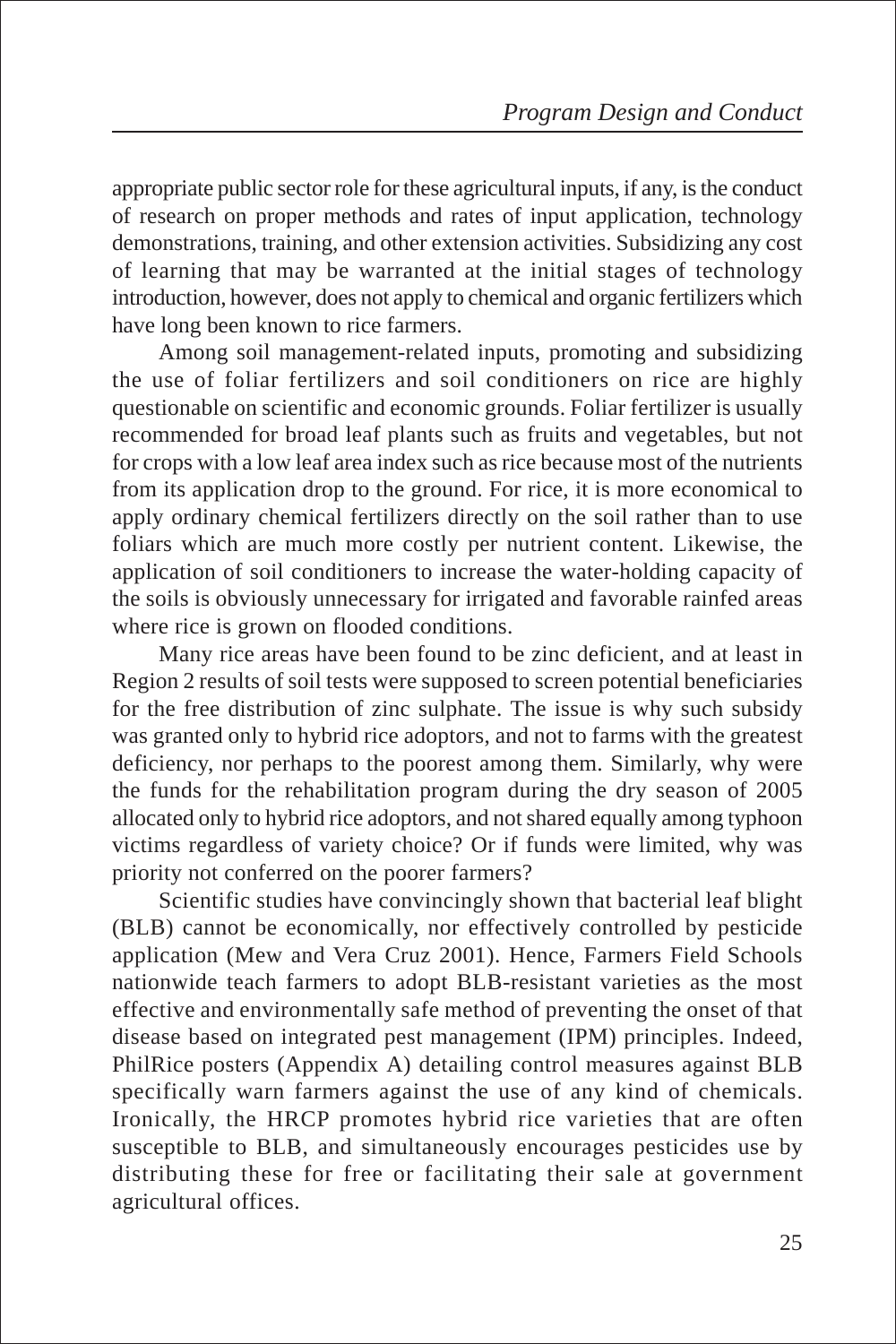appropriate public sector role for these agricultural inputs, if any, is the conduct of research on proper methods and rates of input application, technology demonstrations, training, and other extension activities. Subsidizing any cost of learning that may be warranted at the initial stages of technology introduction, however, does not apply to chemical and organic fertilizers which have long been known to rice farmers.

Among soil management-related inputs, promoting and subsidizing the use of foliar fertilizers and soil conditioners on rice are highly questionable on scientific and economic grounds. Foliar fertilizer is usually recommended for broad leaf plants such as fruits and vegetables, but not for crops with a low leaf area index such as rice because most of the nutrients from its application drop to the ground. For rice, it is more economical to apply ordinary chemical fertilizers directly on the soil rather than to use foliars which are much more costly per nutrient content. Likewise, the application of soil conditioners to increase the water-holding capacity of the soils is obviously unnecessary for irrigated and favorable rainfed areas where rice is grown on flooded conditions.

Many rice areas have been found to be zinc deficient, and at least in Region 2 results of soil tests were supposed to screen potential beneficiaries for the free distribution of zinc sulphate. The issue is why such subsidy was granted only to hybrid rice adoptors, and not to farms with the greatest deficiency, nor perhaps to the poorest among them. Similarly, why were the funds for the rehabilitation program during the dry season of 2005 allocated only to hybrid rice adoptors, and not shared equally among typhoon victims regardless of variety choice? Or if funds were limited, why was priority not conferred on the poorer farmers?

Scientific studies have convincingly shown that bacterial leaf blight (BLB) cannot be economically, nor effectively controlled by pesticide application (Mew and Vera Cruz 2001). Hence, Farmers Field Schools nationwide teach farmers to adopt BLB-resistant varieties as the most effective and environmentally safe method of preventing the onset of that disease based on integrated pest management (IPM) principles. Indeed, PhilRice posters (Appendix A) detailing control measures against BLB specifically warn farmers against the use of any kind of chemicals. Ironically, the HRCP promotes hybrid rice varieties that are often susceptible to BLB, and simultaneously encourages pesticides use by distributing these for free or facilitating their sale at government agricultural offices.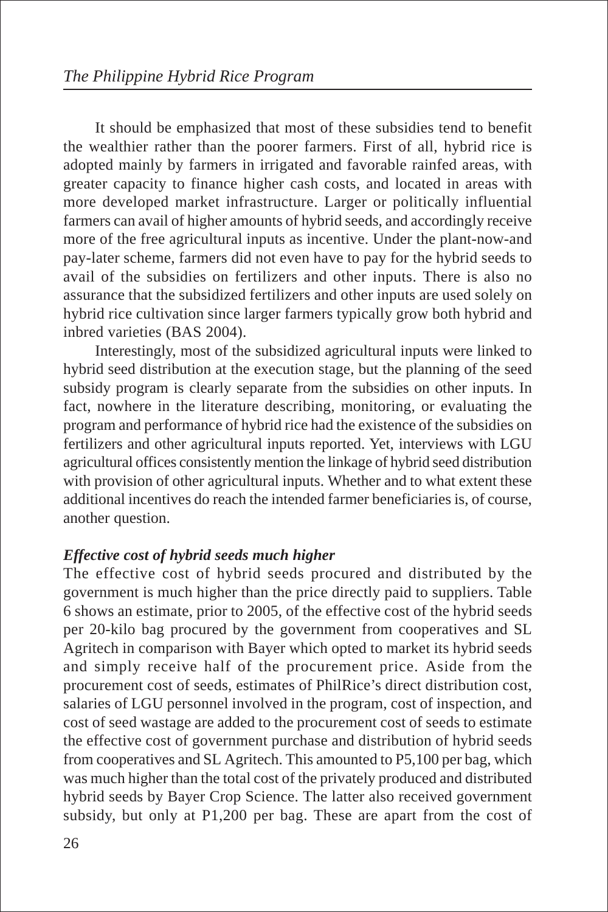It should be emphasized that most of these subsidies tend to benefit the wealthier rather than the poorer farmers. First of all, hybrid rice is adopted mainly by farmers in irrigated and favorable rainfed areas, with greater capacity to finance higher cash costs, and located in areas with more developed market infrastructure. Larger or politically influential farmers can avail of higher amounts of hybrid seeds, and accordingly receive more of the free agricultural inputs as incentive. Under the plant-now-and pay-later scheme, farmers did not even have to pay for the hybrid seeds to avail of the subsidies on fertilizers and other inputs. There is also no assurance that the subsidized fertilizers and other inputs are used solely on hybrid rice cultivation since larger farmers typically grow both hybrid and inbred varieties (BAS 2004).

Interestingly, most of the subsidized agricultural inputs were linked to hybrid seed distribution at the execution stage, but the planning of the seed subsidy program is clearly separate from the subsidies on other inputs. In fact, nowhere in the literature describing, monitoring, or evaluating the program and performance of hybrid rice had the existence of the subsidies on fertilizers and other agricultural inputs reported. Yet, interviews with LGU agricultural offices consistently mention the linkage of hybrid seed distribution with provision of other agricultural inputs. Whether and to what extent these additional incentives do reach the intended farmer beneficiaries is, of course, another question.

***Effective cost of hybrid seeds much higher***

The effective cost of hybrid seeds procured and distributed by the government is much higher than the price directly paid to suppliers. Table 6 shows an estimate, prior to 2005, of the effective cost of the hybrid seeds per 20-kilo bag procured by the government from cooperatives and SL Agritech in comparison with Bayer which opted to market its hybrid seeds and simply receive half of the procurement price. Aside from the procurement cost of seeds, estimates of PhilRice's direct distribution cost, salaries of LGU personnel involved in the program, cost of inspection, and cost of seed wastage are added to the procurement cost of seeds to estimate the effective cost of government purchase and distribution of hybrid seeds from cooperatives and SL Agritech. This amounted to P5,100 per bag, which was much higher than the total cost of the privately produced and distributed hybrid seeds by Bayer Crop Science. The latter also received government subsidy, but only at P1,200 per bag. These are apart from the cost of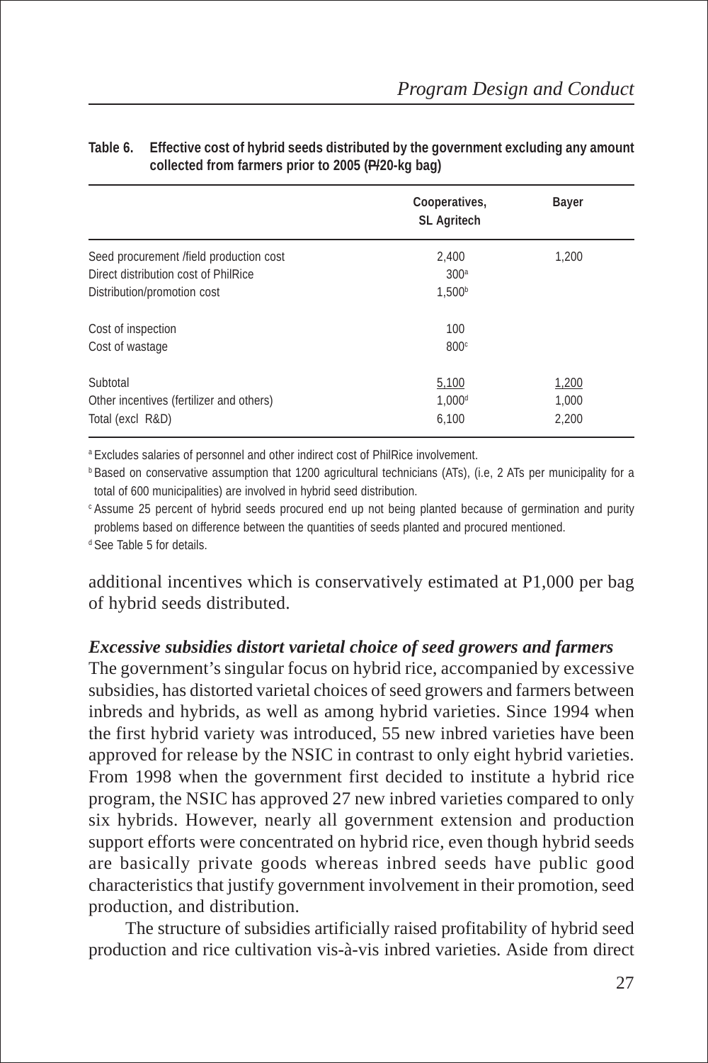**Table 6. Effective cost of hybrid seeds distributed by the government excluding any amount collected from farmers prior to 2005 (P/20-kg bag)**

| | Cooperatives, SL Agritech | Bayer |
|---|---|---|
| Seed procurement /field production cost | 2,400 | 1,200 |
| Direct distribution cost of PhilRice | 300[a] | |
| Distribution/promotion cost | 1,500[b] | |
| Cost of inspection | 100 | |
| Cost of wastage | 800[c] | |
| Subtotal | 5,100 | 1,200 |
| Other incentives (fertilizer and others) | 1,000[d] | 1,000 |
| Total (excl R&D) | 6,100 | 2,200 |

[a] Excludes salaries of personnel and other indirect cost of PhilRice involvement.

[b] Based on conservative assumption that 1200 agricultural technicians (ATs), (i.e, 2 ATs per municipality for a total of 600 municipalities) are involved in hybrid seed distribution.

[c] Assume 25 percent of hybrid seeds procured end up not being planted because of germination and purity problems based on difference between the quantities of seeds planted and procured mentioned.

[d] See Table 5 for details.

additional incentives which is conservatively estimated at P1,000 per bag of hybrid seeds distributed.

***Excessive subsidies distort varietal choice of seed growers and farmers***

The government's singular focus on hybrid rice, accompanied by excessive subsidies, has distorted varietal choices of seed growers and farmers between inbreds and hybrids, as well as among hybrid varieties. Since 1994 when the first hybrid variety was introduced, 55 new inbred varieties have been approved for release by the NSIC in contrast to only eight hybrid varieties. From 1998 when the government first decided to institute a hybrid rice program, the NSIC has approved 27 new inbred varieties compared to only six hybrids. However, nearly all government extension and production support efforts were concentrated on hybrid rice, even though hybrid seeds are basically private goods whereas inbred seeds have public good characteristics that justify government involvement in their promotion, seed production, and distribution.

The structure of subsidies artificially raised profitability of hybrid seed production and rice cultivation vis-à-vis inbred varieties. Aside from direct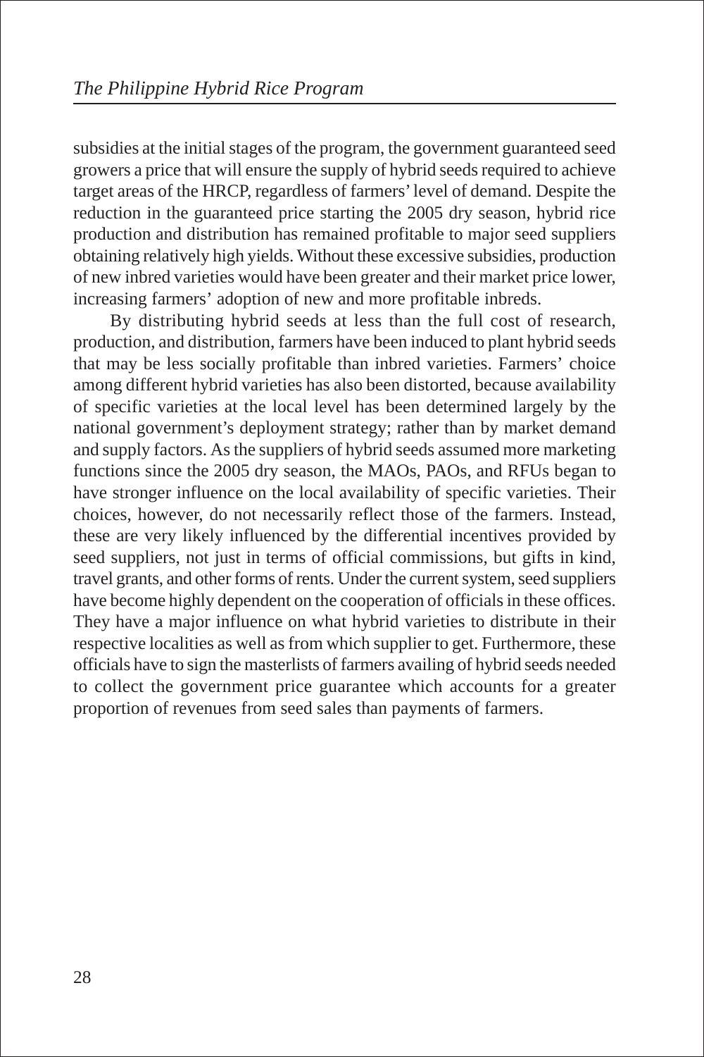subsidies at the initial stages of the program, the government guaranteed seed growers a price that will ensure the supply of hybrid seeds required to achieve target areas of the HRCP, regardless of farmers' level of demand. Despite the reduction in the guaranteed price starting the 2005 dry season, hybrid rice production and distribution has remained profitable to major seed suppliers obtaining relatively high yields. Without these excessive subsidies, production of new inbred varieties would have been greater and their market price lower, increasing farmers' adoption of new and more profitable inbreds.

By distributing hybrid seeds at less than the full cost of research, production, and distribution, farmers have been induced to plant hybrid seeds that may be less socially profitable than inbred varieties. Farmers' choice among different hybrid varieties has also been distorted, because availability of specific varieties at the local level has been determined largely by the national government's deployment strategy; rather than by market demand and supply factors. As the suppliers of hybrid seeds assumed more marketing functions since the 2005 dry season, the MAOs, PAOs, and RFUs began to have stronger influence on the local availability of specific varieties. Their choices, however, do not necessarily reflect those of the farmers. Instead, these are very likely influenced by the differential incentives provided by seed suppliers, not just in terms of official commissions, but gifts in kind, travel grants, and other forms of rents. Under the current system, seed suppliers have become highly dependent on the cooperation of officials in these offices. They have a major influence on what hybrid varieties to distribute in their respective localities as well as from which supplier to get. Furthermore, these officials have to sign the masterlists of farmers availing of hybrid seeds needed to collect the government price guarantee which accounts for a greater proportion of revenues from seed sales than payments of farmers.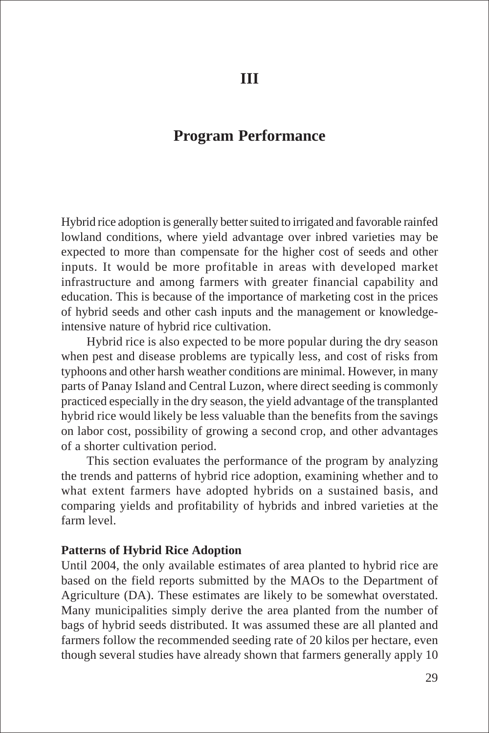# III

# Program Performance

Hybrid rice adoption is generally better suited to irrigated and favorable rainfed lowland conditions, where yield advantage over inbred varieties may be expected to more than compensate for the higher cost of seeds and other inputs. It would be more profitable in areas with developed market infrastructure and among farmers with greater financial capability and education. This is because of the importance of marketing cost in the prices of hybrid seeds and other cash inputs and the management or knowledge-intensive nature of hybrid rice cultivation.

Hybrid rice is also expected to be more popular during the dry season when pest and disease problems are typically less, and cost of risks from typhoons and other harsh weather conditions are minimal. However, in many parts of Panay Island and Central Luzon, where direct seeding is commonly practiced especially in the dry season, the yield advantage of the transplanted hybrid rice would likely be less valuable than the benefits from the savings on labor cost, possibility of growing a second crop, and other advantages of a shorter cultivation period.

This section evaluates the performance of the program by analyzing the trends and patterns of hybrid rice adoption, examining whether and to what extent farmers have adopted hybrids on a sustained basis, and comparing yields and profitability of hybrids and inbred varieties at the farm level.

**Patterns of Hybrid Rice Adoption**

Until 2004, the only available estimates of area planted to hybrid rice are based on the field reports submitted by the MAOs to the Department of Agriculture (DA). These estimates are likely to be somewhat overstated. Many municipalities simply derive the area planted from the number of bags of hybrid seeds distributed. It was assumed these are all planted and farmers follow the recommended seeding rate of 20 kilos per hectare, even though several studies have already shown that farmers generally apply 10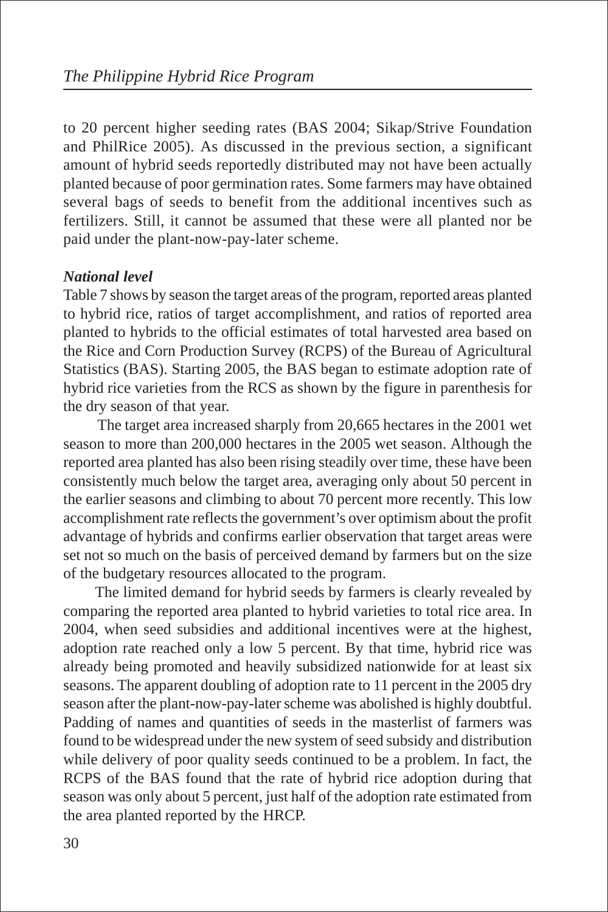to 20 percent higher seeding rates (BAS 2004; Sikap/Strive Foundation and PhilRice 2005). As discussed in the previous section, a significant amount of hybrid seeds reportedly distributed may not have been actually planted because of poor germination rates. Some farmers may have obtained several bags of seeds to benefit from the additional incentives such as fertilizers. Still, it cannot be assumed that these were all planted nor be paid under the plant-now-pay-later scheme.

***National level***

Table 7 shows by season the target areas of the program, reported areas planted to hybrid rice, ratios of target accomplishment, and ratios of reported area planted to hybrids to the official estimates of total harvested area based on the Rice and Corn Production Survey (RCPS) of the Bureau of Agricultural Statistics (BAS). Starting 2005, the BAS began to estimate adoption rate of hybrid rice varieties from the RCS as shown by the figure in parenthesis for the dry season of that year.

The target area increased sharply from 20,665 hectares in the 2001 wet season to more than 200,000 hectares in the 2005 wet season. Although the reported area planted has also been rising steadily over time, these have been consistently much below the target area, averaging only about 50 percent in the earlier seasons and climbing to about 70 percent more recently. This low accomplishment rate reflects the government's over optimism about the profit advantage of hybrids and confirms earlier observation that target areas were set not so much on the basis of perceived demand by farmers but on the size of the budgetary resources allocated to the program.

The limited demand for hybrid seeds by farmers is clearly revealed by comparing the reported area planted to hybrid varieties to total rice area. In 2004, when seed subsidies and additional incentives were at the highest, adoption rate reached only a low 5 percent. By that time, hybrid rice was already being promoted and heavily subsidized nationwide for at least six seasons. The apparent doubling of adoption rate to 11 percent in the 2005 dry season after the plant-now-pay-later scheme was abolished is highly doubtful. Padding of names and quantities of seeds in the masterlist of farmers was found to be widespread under the new system of seed subsidy and distribution while delivery of poor quality seeds continued to be a problem. In fact, the RCPS of the BAS found that the rate of hybrid rice adoption during that season was only about 5 percent, just half of the adoption rate estimated from the area planted reported by the HRCP.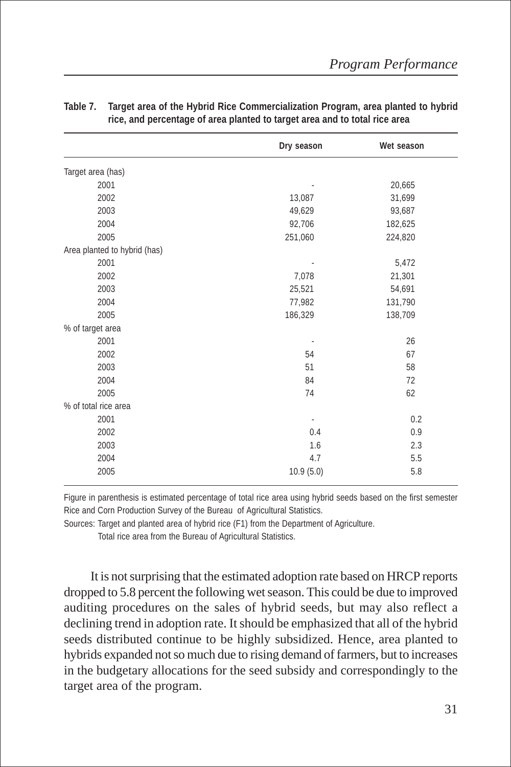**Table 7. Target area of the Hybrid Rice Commercialization Program, area planted to hybrid rice, and percentage of area planted to target area and to total rice area**

| | Dry season | Wet season |
|---|---|---|
| Target area (has) | | |
| 2001 | - | 20,665 |
| 2002 | 13,087 | 31,699 |
| 2003 | 49,629 | 93,687 |
| 2004 | 92,706 | 182,625 |
| 2005 | 251,060 | 224,820 |
| Area planted to hybrid (has) | | |
| 2001 | - | 5,472 |
| 2002 | 7,078 | 21,301 |
| 2003 | 25,521 | 54,691 |
| 2004 | 77,982 | 131,790 |
| 2005 | 186,329 | 138,709 |
| % of target area | | |
| 2001 | - | 26 |
| 2002 | 54 | 67 |
| 2003 | 51 | 58 |
| 2004 | 84 | 72 |
| 2005 | 74 | 62 |
| % of total rice area | | |
| 2001 | - | 0.2 |
| 2002 | 0.4 | 0.9 |
| 2003 | 1.6 | 2.3 |
| 2004 | 4.7 | 5.5 |
| 2005 | 10.9 (5.0) | 5.8 |

Figure in parenthesis is estimated percentage of total rice area using hybrid seeds based on the first semester Rice and Corn Production Survey of the Bureau of Agricultural Statistics.

Sources: Target and planted area of hybrid rice (F1) from the Department of Agriculture.
Total rice area from the Bureau of Agricultural Statistics.

It is not surprising that the estimated adoption rate based on HRCP reports dropped to 5.8 percent the following wet season. This could be due to improved auditing procedures on the sales of hybrid seeds, but may also reflect a declining trend in adoption rate. It should be emphasized that all of the hybrid seeds distributed continue to be highly subsidized. Hence, area planted to hybrids expanded not so much due to rising demand of farmers, but to increases in the budgetary allocations for the seed subsidy and correspondingly to the target area of the program.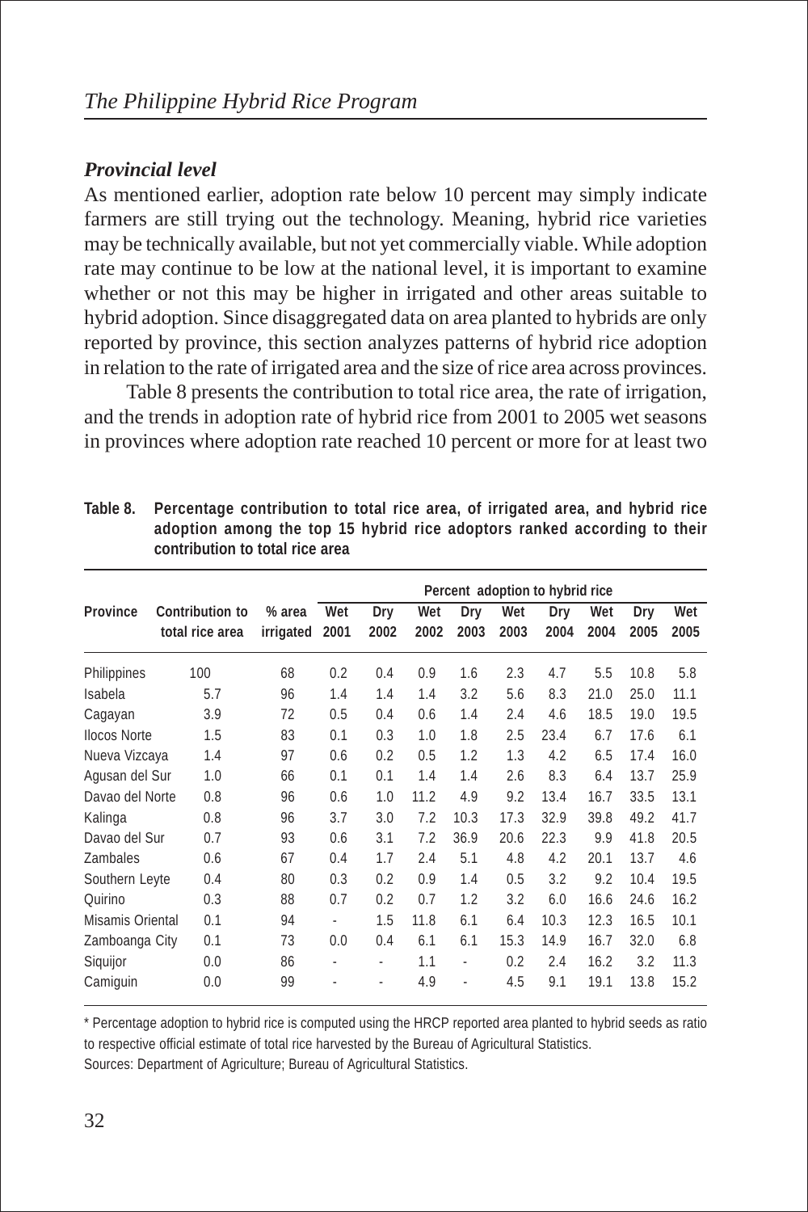### *Provincial level*

As mentioned earlier, adoption rate below 10 percent may simply indicate farmers are still trying out the technology. Meaning, hybrid rice varieties may be technically available, but not yet commercially viable. While adoption rate may continue to be low at the national level, it is important to examine whether or not this may be higher in irrigated and other areas suitable to hybrid adoption. Since disaggregated data on area planted to hybrids are only reported by province, this section analyzes patterns of hybrid rice adoption in relation to the rate of irrigated area and the size of rice area across provinces.

Table 8 presents the contribution to total rice area, the rate of irrigation, and the trends in adoption rate of hybrid rice from 2001 to 2005 wet seasons in provinces where adoption rate reached 10 percent or more for at least two

**Table 8. Percentage contribution to total rice area, of irrigated area, and hybrid rice adoption among the top 15 hybrid rice adoptors ranked according to their contribution to total rice area**

| Province | Contribution to total rice area | % area irrigated | Percent adoption to hybrid rice | | | | | | | | |
|---|---|---|---|---|---|---|---|---|---|---|---|
| | | | Wet 2001 | Dry 2002 | Wet 2002 | Dry 2003 | Wet 2003 | Dry 2004 | Wet 2004 | Dry 2005 | Wet 2005 |
| Philippines | 100 | 68 | 0.2 | 0.4 | 0.9 | 1.6 | 2.3 | 4.7 | 5.5 | 10.8 | 5.8 |
| Isabela | 5.7 | 96 | 1.4 | 1.4 | 1.4 | 3.2 | 5.6 | 8.3 | 21.0 | 25.0 | 11.1 |
| Cagayan | 3.9 | 72 | 0.5 | 0.4 | 0.6 | 1.4 | 2.4 | 4.6 | 18.5 | 19.0 | 19.5 |
| Ilocos Norte | 1.5 | 83 | 0.1 | 0.3 | 1.0 | 1.8 | 2.5 | 23.4 | 6.7 | 17.6 | 6.1 |
| Nueva Vizcaya | 1.4 | 97 | 0.6 | 0.2 | 0.5 | 1.2 | 1.3 | 4.2 | 6.5 | 17.4 | 16.0 |
| Agusan del Sur | 1.0 | 66 | 0.1 | 0.1 | 1.4 | 1.4 | 2.6 | 8.3 | 6.4 | 13.7 | 25.9 |
| Davao del Norte | 0.8 | 96 | 0.6 | 1.0 | 11.2 | 4.9 | 9.2 | 13.4 | 16.7 | 33.5 | 13.1 |
| Kalinga | 0.8 | 96 | 3.7 | 3.0 | 7.2 | 10.3 | 17.3 | 32.9 | 39.8 | 49.2 | 41.7 |
| Davao del Sur | 0.7 | 93 | 0.6 | 3.1 | 7.2 | 36.9 | 20.6 | 22.3 | 9.9 | 41.8 | 20.5 |
| Zambales | 0.6 | 67 | 0.4 | 1.7 | 2.4 | 5.1 | 4.8 | 4.2 | 20.1 | 13.7 | 4.6 |
| Southern Leyte | 0.4 | 80 | 0.3 | 0.2 | 0.9 | 1.4 | 0.5 | 3.2 | 9.2 | 10.4 | 19.5 |
| Quirino | 0.3 | 88 | 0.7 | 0.2 | 0.7 | 1.2 | 3.2 | 6.0 | 16.6 | 24.6 | 16.2 |
| Misamis Oriental | 0.1 | 94 | - | 1.5 | 11.8 | 6.1 | 6.4 | 10.3 | 12.3 | 16.5 | 10.1 |
| Zamboanga City | 0.1 | 73 | 0.0 | 0.4 | 6.1 | 6.1 | 15.3 | 14.9 | 16.7 | 32.0 | 6.8 |
| Siquijor | 0.0 | 86 | - | - | 1.1 | - | 0.2 | 2.4 | 16.2 | 3.2 | 11.3 |
| Camiguin | 0.0 | 99 | - | - | 4.9 | - | 4.5 | 9.1 | 19.1 | 13.8 | 15.2 |

\* Percentage adoption to hybrid rice is computed using the HRCP reported area planted to hybrid seeds as ratio to respective official estimate of total rice harvested by the Bureau of Agricultural Statistics.

Sources: Department of Agriculture; Bureau of Agricultural Statistics.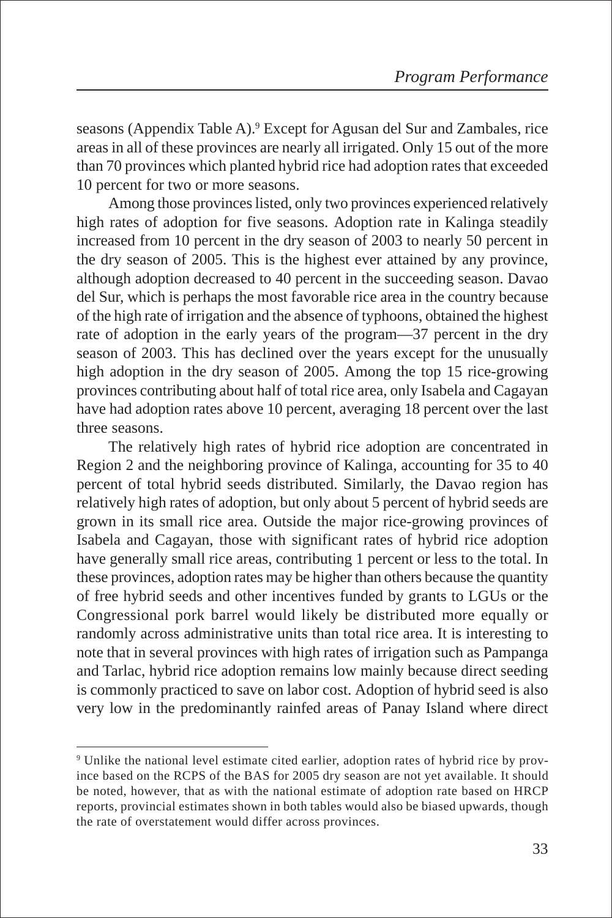seasons (Appendix Table A).[9] Except for Agusan del Sur and Zambales, rice areas in all of these provinces are nearly all irrigated. Only 15 out of the more than 70 provinces which planted hybrid rice had adoption rates that exceeded 10 percent for two or more seasons.

Among those provinces listed, only two provinces experienced relatively high rates of adoption for five seasons. Adoption rate in Kalinga steadily increased from 10 percent in the dry season of 2003 to nearly 50 percent in the dry season of 2005. This is the highest ever attained by any province, although adoption decreased to 40 percent in the succeeding season. Davao del Sur, which is perhaps the most favorable rice area in the country because of the high rate of irrigation and the absence of typhoons, obtained the highest rate of adoption in the early years of the program—37 percent in the dry season of 2003. This has declined over the years except for the unusually high adoption in the dry season of 2005. Among the top 15 rice-growing provinces contributing about half of total rice area, only Isabela and Cagayan have had adoption rates above 10 percent, averaging 18 percent over the last three seasons.

The relatively high rates of hybrid rice adoption are concentrated in Region 2 and the neighboring province of Kalinga, accounting for 35 to 40 percent of total hybrid seeds distributed. Similarly, the Davao region has relatively high rates of adoption, but only about 5 percent of hybrid seeds are grown in its small rice area. Outside the major rice-growing provinces of Isabela and Cagayan, those with significant rates of hybrid rice adoption have generally small rice areas, contributing 1 percent or less to the total. In these provinces, adoption rates may be higher than others because the quantity of free hybrid seeds and other incentives funded by grants to LGUs or the Congressional pork barrel would likely be distributed more equally or randomly across administrative units than total rice area. It is interesting to note that in several provinces with high rates of irrigation such as Pampanga and Tarlac, hybrid rice adoption remains low mainly because direct seeding is commonly practiced to save on labor cost. Adoption of hybrid seed is also very low in the predominantly rainfed areas of Panay Island where direct

---

[9] Unlike the national level estimate cited earlier, adoption rates of hybrid rice by province based on the RCPS of the BAS for 2005 dry season are not yet available. It should be noted, however, that as with the national estimate of adoption rate based on HRCP reports, provincial estimates shown in both tables would also be biased upwards, though the rate of overstatement would differ across provinces.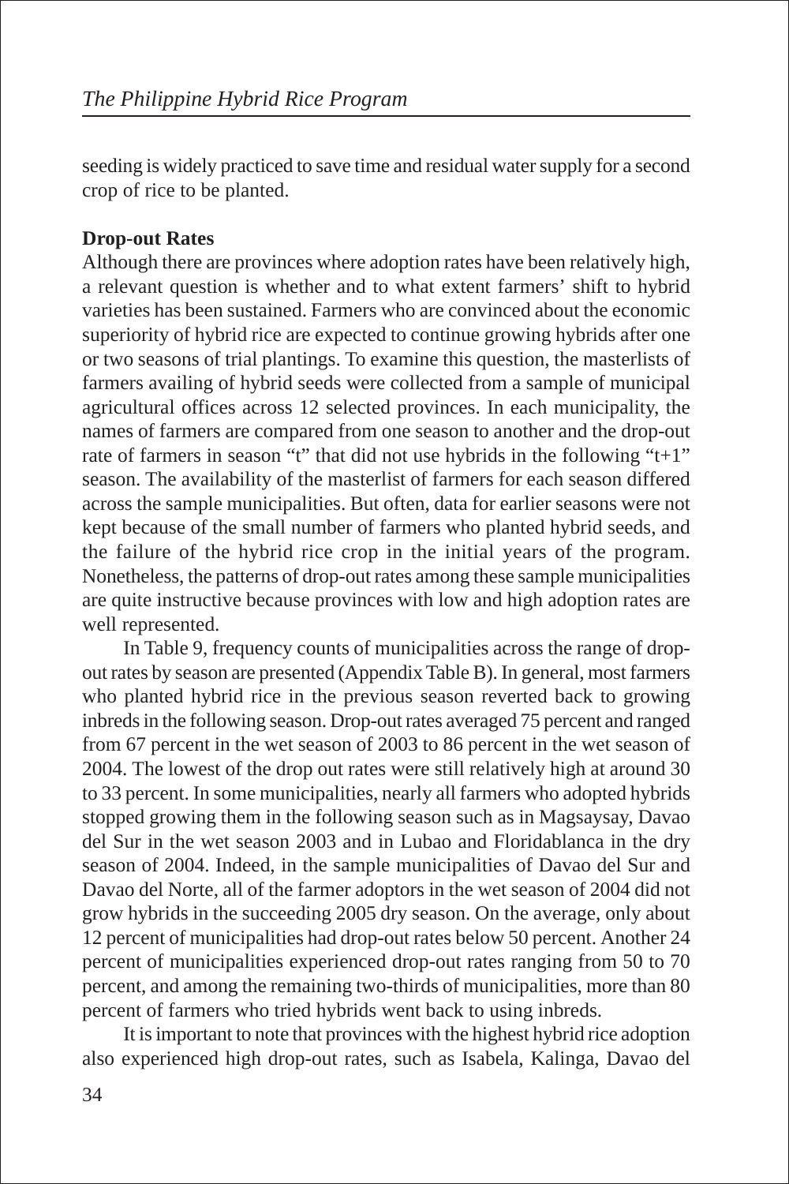seeding is widely practiced to save time and residual water supply for a second crop of rice to be planted.

**Drop-out Rates**

Although there are provinces where adoption rates have been relatively high, a relevant question is whether and to what extent farmers' shift to hybrid varieties has been sustained. Farmers who are convinced about the economic superiority of hybrid rice are expected to continue growing hybrids after one or two seasons of trial plantings. To examine this question, the masterlists of farmers availing of hybrid seeds were collected from a sample of municipal agricultural offices across 12 selected provinces. In each municipality, the names of farmers are compared from one season to another and the drop-out rate of farmers in season "t" that did not use hybrids in the following "t+1" season. The availability of the masterlist of farmers for each season differed across the sample municipalities. But often, data for earlier seasons were not kept because of the small number of farmers who planted hybrid seeds, and the failure of the hybrid rice crop in the initial years of the program. Nonetheless, the patterns of drop-out rates among these sample municipalities are quite instructive because provinces with low and high adoption rates are well represented.

In Table 9, frequency counts of municipalities across the range of drop-out rates by season are presented (Appendix Table B). In general, most farmers who planted hybrid rice in the previous season reverted back to growing inbreds in the following season. Drop-out rates averaged 75 percent and ranged from 67 percent in the wet season of 2003 to 86 percent in the wet season of 2004. The lowest of the drop out rates were still relatively high at around 30 to 33 percent. In some municipalities, nearly all farmers who adopted hybrids stopped growing them in the following season such as in Magsaysay, Davao del Sur in the wet season 2003 and in Lubao and Floridablanca in the dry season of 2004. Indeed, in the sample municipalities of Davao del Sur and Davao del Norte, all of the farmer adoptors in the wet season of 2004 did not grow hybrids in the succeeding 2005 dry season. On the average, only about 12 percent of municipalities had drop-out rates below 50 percent. Another 24 percent of municipalities experienced drop-out rates ranging from 50 to 70 percent, and among the remaining two-thirds of municipalities, more than 80 percent of farmers who tried hybrids went back to using inbreds.

It is important to note that provinces with the highest hybrid rice adoption also experienced high drop-out rates, such as Isabela, Kalinga, Davao del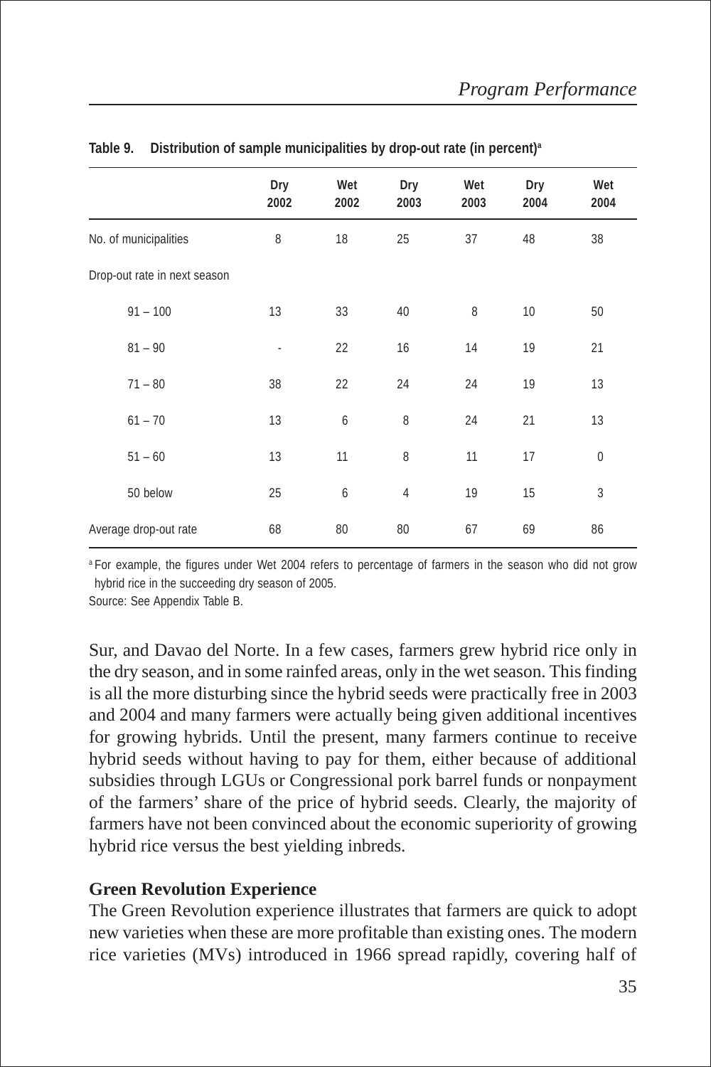**Table 9. Distribution of sample municipalities by drop-out rate (in percent)[a]**

| | Dry 2002 | Wet 2002 | Dry 2003 | Wet 2003 | Dry 2004 | Wet 2004 |
|---|---|---|---|---|---|---|
| No. of municipalities | 8 | 18 | 25 | 37 | 48 | 38 |
| Drop-out rate in next season | | | | | | |
| 91 – 100 | 13 | 33 | 40 | 8 | 10 | 50 |
| 81 – 90 | - | 22 | 16 | 14 | 19 | 21 |
| 71 – 80 | 38 | 22 | 24 | 24 | 19 | 13 |
| 61 – 70 | 13 | 6 | 8 | 24 | 21 | 13 |
| 51 – 60 | 13 | 11 | 8 | 11 | 17 | 0 |
| 50 below | 25 | 6 | 4 | 19 | 15 | 3 |
| Average drop-out rate | 68 | 80 | 80 | 67 | 69 | 86 |

[a] For example, the figures under Wet 2004 refers to percentage of farmers in the season who did not grow hybrid rice in the succeeding dry season of 2005.

Source: See Appendix Table B.

Sur, and Davao del Norte. In a few cases, farmers grew hybrid rice only in the dry season, and in some rainfed areas, only in the wet season. This finding is all the more disturbing since the hybrid seeds were practically free in 2003 and 2004 and many farmers were actually being given additional incentives for growing hybrids. Until the present, many farmers continue to receive hybrid seeds without having to pay for them, either because of additional subsidies through LGUs or Congressional pork barrel funds or nonpayment of the farmers' share of the price of hybrid seeds. Clearly, the majority of farmers have not been convinced about the economic superiority of growing hybrid rice versus the best yielding inbreds.

### Green Revolution Experience

The Green Revolution experience illustrates that farmers are quick to adopt new varieties when these are more profitable than existing ones. The modern rice varieties (MVs) introduced in 1966 spread rapidly, covering half of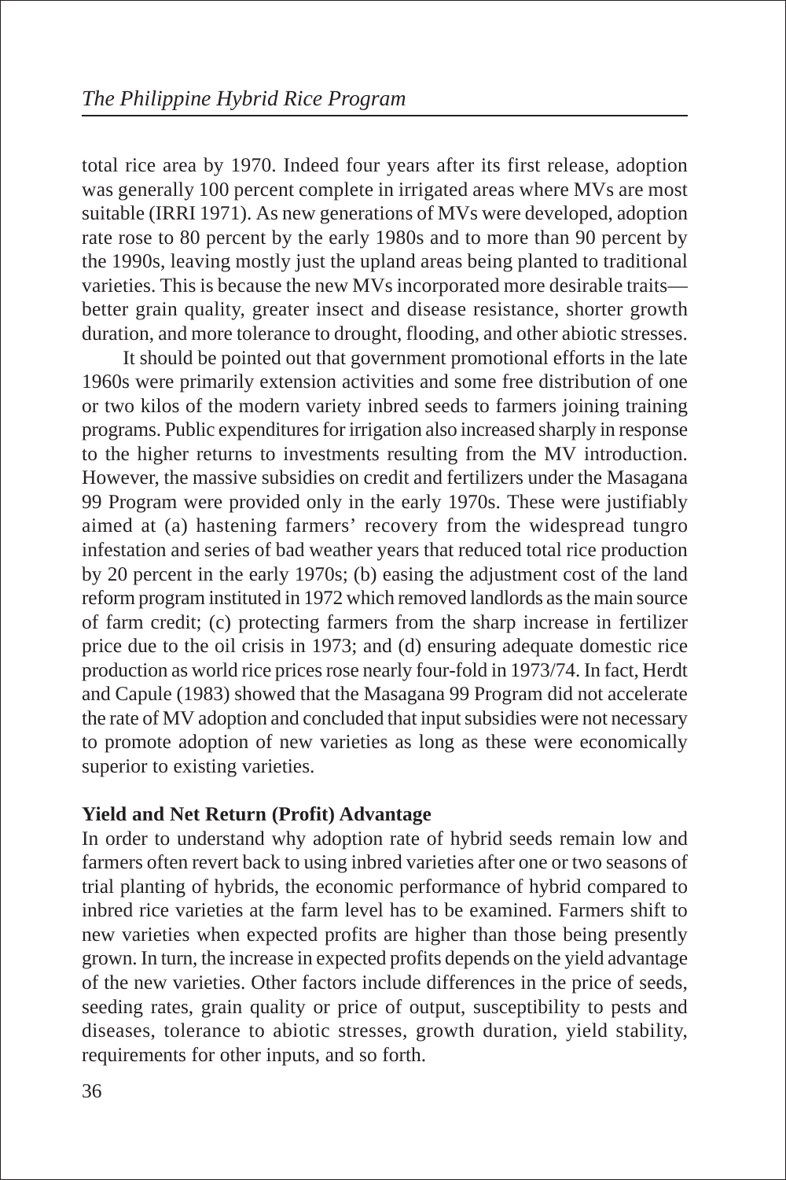total rice area by 1970. Indeed four years after its first release, adoption was generally 100 percent complete in irrigated areas where MVs are most suitable (IRRI 1971). As new generations of MVs were developed, adoption rate rose to 80 percent by the early 1980s and to more than 90 percent by the 1990s, leaving mostly just the upland areas being planted to traditional varieties. This is because the new MVs incorporated more desirable traits—better grain quality, greater insect and disease resistance, shorter growth duration, and more tolerance to drought, flooding, and other abiotic stresses.

It should be pointed out that government promotional efforts in the late 1960s were primarily extension activities and some free distribution of one or two kilos of the modern variety inbred seeds to farmers joining training programs. Public expenditures for irrigation also increased sharply in response to the higher returns to investments resulting from the MV introduction. However, the massive subsidies on credit and fertilizers under the Masagana 99 Program were provided only in the early 1970s. These were justifiably aimed at (a) hastening farmers' recovery from the widespread tungro infestation and series of bad weather years that reduced total rice production by 20 percent in the early 1970s; (b) easing the adjustment cost of the land reform program instituted in 1972 which removed landlords as the main source of farm credit; (c) protecting farmers from the sharp increase in fertilizer price due to the oil crisis in 1973; and (d) ensuring adequate domestic rice production as world rice prices rose nearly four-fold in 1973/74. In fact, Herdt and Capule (1983) showed that the Masagana 99 Program did not accelerate the rate of MV adoption and concluded that input subsidies were not necessary to promote adoption of new varieties as long as these were economically superior to existing varieties.

**Yield and Net Return (Profit) Advantage**

In order to understand why adoption rate of hybrid seeds remain low and farmers often revert back to using inbred varieties after one or two seasons of trial planting of hybrids, the economic performance of hybrid compared to inbred rice varieties at the farm level has to be examined. Farmers shift to new varieties when expected profits are higher than those being presently grown. In turn, the increase in expected profits depends on the yield advantage of the new varieties. Other factors include differences in the price of seeds, seeding rates, grain quality or price of output, susceptibility to pests and diseases, tolerance to abiotic stresses, growth duration, yield stability, requirements for other inputs, and so forth.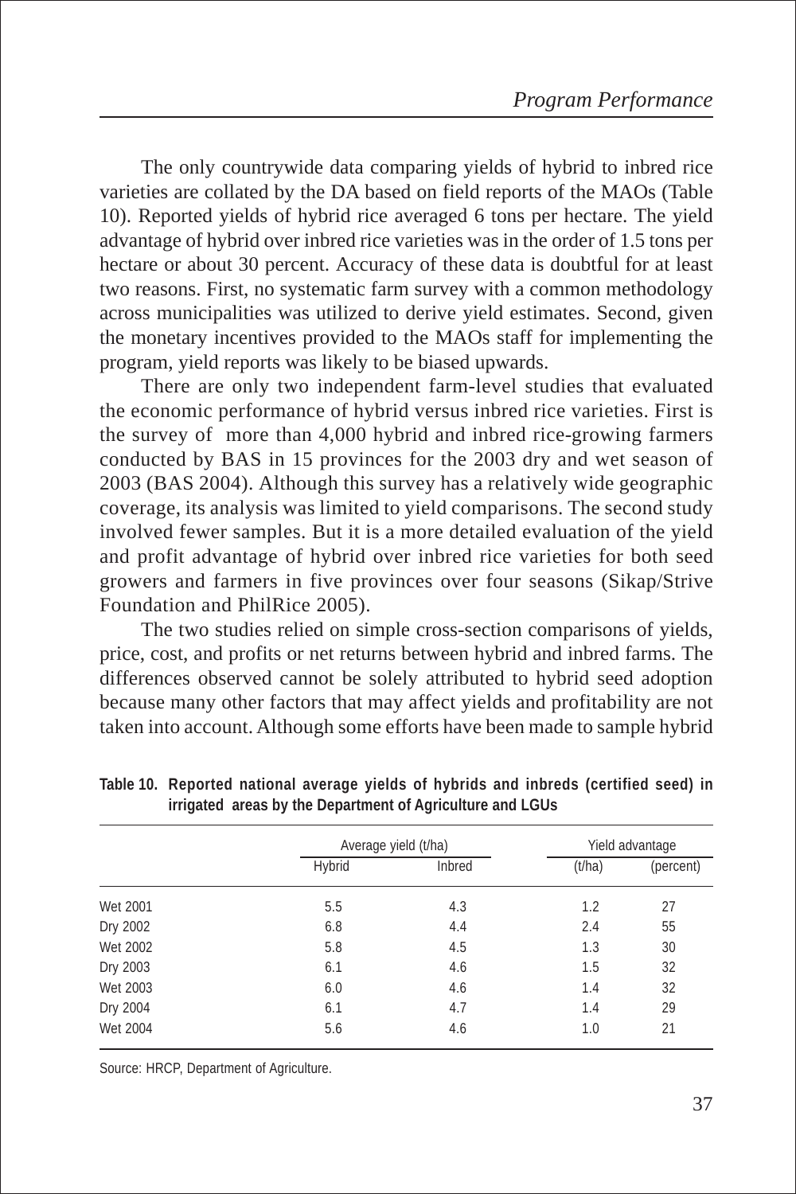The only countrywide data comparing yields of hybrid to inbred rice varieties are collated by the DA based on field reports of the MAOs (Table 10). Reported yields of hybrid rice averaged 6 tons per hectare. The yield advantage of hybrid over inbred rice varieties was in the order of 1.5 tons per hectare or about 30 percent. Accuracy of these data is doubtful for at least two reasons. First, no systematic farm survey with a common methodology across municipalities was utilized to derive yield estimates. Second, given the monetary incentives provided to the MAOs staff for implementing the program, yield reports was likely to be biased upwards.

There are only two independent farm-level studies that evaluated the economic performance of hybrid versus inbred rice varieties. First is the survey of more than 4,000 hybrid and inbred rice-growing farmers conducted by BAS in 15 provinces for the 2003 dry and wet season of 2003 (BAS 2004). Although this survey has a relatively wide geographic coverage, its analysis was limited to yield comparisons. The second study involved fewer samples. But it is a more detailed evaluation of the yield and profit advantage of hybrid over inbred rice varieties for both seed growers and farmers in five provinces over four seasons (Sikap/Strive Foundation and PhilRice 2005).

The two studies relied on simple cross-section comparisons of yields, price, cost, and profits or net returns between hybrid and inbred farms. The differences observed cannot be solely attributed to hybrid seed adoption because many other factors that may affect yields and profitability are not taken into account. Although some efforts have been made to sample hybrid

**Table 10. Reported national average yields of hybrids and inbreds (certified seed) in irrigated areas by the Department of Agriculture and LGUs**

| | Average yield (t/ha) | | Yield advantage | |
|---|---|---|---|---|
| | Hybrid | Inbred | (t/ha) | (percent) |
| Wet 2001 | 5.5 | 4.3 | 1.2 | 27 |
| Dry 2002 | 6.8 | 4.4 | 2.4 | 55 |
| Wet 2002 | 5.8 | 4.5 | 1.3 | 30 |
| Dry 2003 | 6.1 | 4.6 | 1.5 | 32 |
| Wet 2003 | 6.0 | 4.6 | 1.4 | 32 |
| Dry 2004 | 6.1 | 4.7 | 1.4 | 29 |
| Wet 2004 | 5.6 | 4.6 | 1.0 | 21 |

Source: HRCP, Department of Agriculture.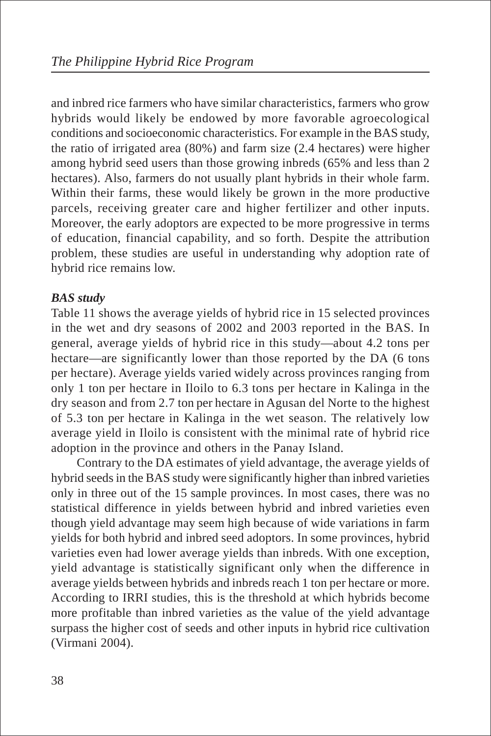and inbred rice farmers who have similar characteristics, farmers who grow hybrids would likely be endowed by more favorable agroecological conditions and socioeconomic characteristics. For example in the BAS study, the ratio of irrigated area (80%) and farm size (2.4 hectares) were higher among hybrid seed users than those growing inbreds (65% and less than 2 hectares). Also, farmers do not usually plant hybrids in their whole farm. Within their farms, these would likely be grown in the more productive parcels, receiving greater care and higher fertilizer and other inputs. Moreover, the early adoptors are expected to be more progressive in terms of education, financial capability, and so forth. Despite the attribution problem, these studies are useful in understanding why adoption rate of hybrid rice remains low.

***BAS study***

Table 11 shows the average yields of hybrid rice in 15 selected provinces in the wet and dry seasons of 2002 and 2003 reported in the BAS. In general, average yields of hybrid rice in this study—about 4.2 tons per hectare—are significantly lower than those reported by the DA (6 tons per hectare). Average yields varied widely across provinces ranging from only 1 ton per hectare in Iloilo to 6.3 tons per hectare in Kalinga in the dry season and from 2.7 ton per hectare in Agusan del Norte to the highest of 5.3 ton per hectare in Kalinga in the wet season. The relatively low average yield in Iloilo is consistent with the minimal rate of hybrid rice adoption in the province and others in the Panay Island.

Contrary to the DA estimates of yield advantage, the average yields of hybrid seeds in the BAS study were significantly higher than inbred varieties only in three out of the 15 sample provinces. In most cases, there was no statistical difference in yields between hybrid and inbred varieties even though yield advantage may seem high because of wide variations in farm yields for both hybrid and inbred seed adoptors. In some provinces, hybrid varieties even had lower average yields than inbreds. With one exception, yield advantage is statistically significant only when the difference in average yields between hybrids and inbreds reach 1 ton per hectare or more. According to IRRI studies, this is the threshold at which hybrids become more profitable than inbred varieties as the value of the yield advantage surpass the higher cost of seeds and other inputs in hybrid rice cultivation (Virmani 2004).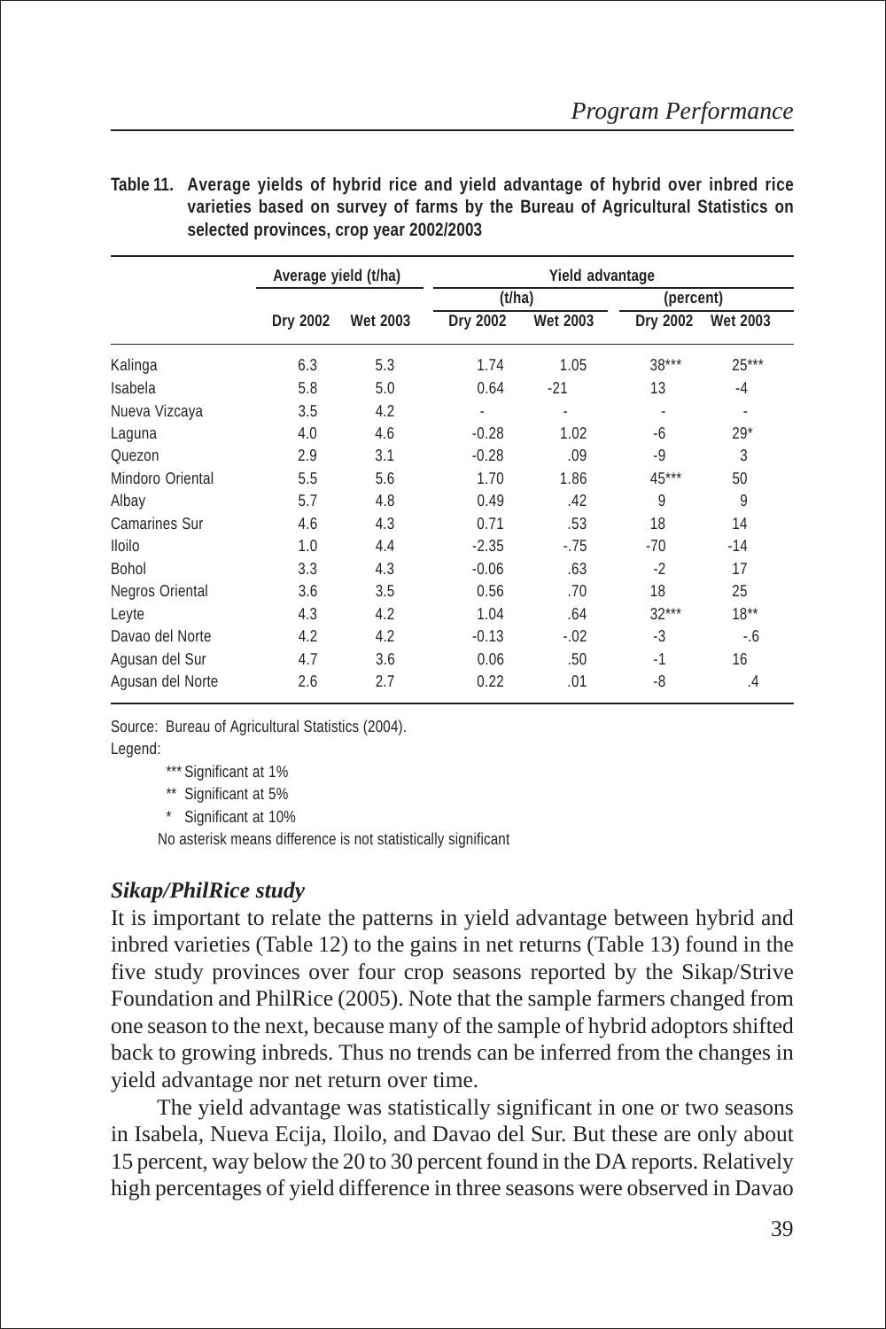**Table 11. Average yields of hybrid rice and yield advantage of hybrid over inbred rice varieties based on survey of farms by the Bureau of Agricultural Statistics on selected provinces, crop year 2002/2003**

| | Average yield (t/ha) | | Yield advantage | | | |
|---|---|---|---|---|---|---|
| | | | (t/ha) | | (percent) | |
| | Dry 2002 | Wet 2003 | Dry 2002 | Wet 2003 | Dry 2002 | Wet 2003 |
| Kalinga | 6.3 | 5.3 | 1.74 | 1.05 | 38*** | 25*** |
| Isabela | 5.8 | 5.0 | 0.64 | -21 | 13 | -4 |
| Nueva Vizcaya | 3.5 | 4.2 | - | - | - | - |
| Laguna | 4.0 | 4.6 | -0.28 | 1.02 | -6 | 29* |
| Quezon | 2.9 | 3.1 | -0.28 | .09 | -9 | 3 |
| Mindoro Oriental | 5.5 | 5.6 | 1.70 | 1.86 | 45*** | 50 |
| Albay | 5.7 | 4.8 | 0.49 | .42 | 9 | 9 |
| Camarines Sur | 4.6 | 4.3 | 0.71 | .53 | 18 | 14 |
| Iloilo | 1.0 | 4.4 | -2.35 | -.75 | -70 | -14 |
| Bohol | 3.3 | 4.3 | -0.06 | .63 | -2 | 17 |
| Negros Oriental | 3.6 | 3.5 | 0.56 | .70 | 18 | 25 |
| Leyte | 4.3 | 4.2 | 1.04 | .64 | 32*** | 18** |
| Davao del Norte | 4.2 | 4.2 | -0.13 | -.02 | -3 | -.6 |
| Agusan del Sur | 4.7 | 3.6 | 0.06 | .50 | -1 | 16 |
| Agusan del Norte | 2.6 | 2.7 | 0.22 | .01 | -8 | .4 |

Source: Bureau of Agricultural Statistics (2004).

Legend:

*** Significant at 1%

** Significant at 5%

* Significant at 10%

No asterisk means difference is not statistically significant

### *Sikap/PhilRice study*

It is important to relate the patterns in yield advantage between hybrid and inbred varieties (Table 12) to the gains in net returns (Table 13) found in the five study provinces over four crop seasons reported by the Sikap/Strive Foundation and PhilRice (2005). Note that the sample farmers changed from one season to the next, because many of the sample of hybrid adoptors shifted back to growing inbreds. Thus no trends can be inferred from the changes in yield advantage nor net return over time.

The yield advantage was statistically significant in one or two seasons in Isabela, Nueva Ecija, Iloilo, and Davao del Sur. But these are only about 15 percent, way below the 20 to 30 percent found in the DA reports. Relatively high percentages of yield difference in three seasons were observed in Davao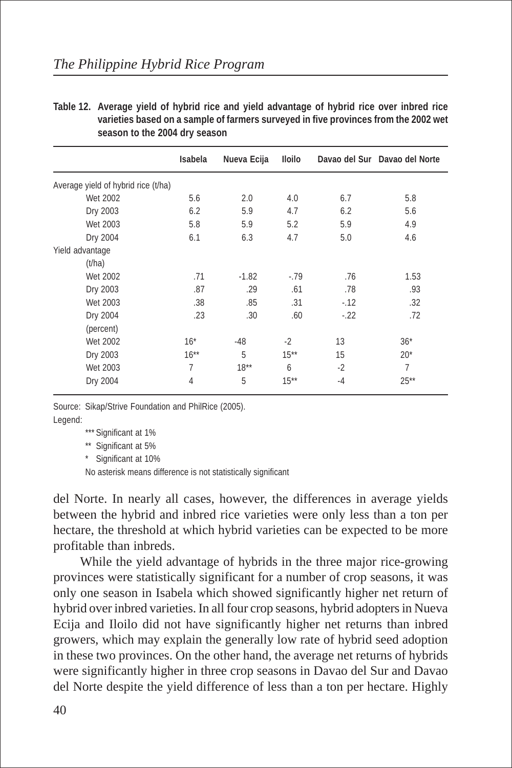**Table 12. Average yield of hybrid rice and yield advantage of hybrid rice over inbred rice varieties based on a sample of farmers surveyed in five provinces from the 2002 wet season to the 2004 dry season**

| | Isabela | Nueva Ecija | Iloilo | Davao del Sur | Davao del Norte |
|---|---|---|---|---|---|
| Average yield of hybrid rice (t/ha) | | | | | |
| Wet 2002 | 5.6 | 2.0 | 4.0 | 6.7 | 5.8 |
| Dry 2003 | 6.2 | 5.9 | 4.7 | 6.2 | 5.6 |
| Wet 2003 | 5.8 | 5.9 | 5.2 | 5.9 | 4.9 |
| Dry 2004 | 6.1 | 6.3 | 4.7 | 5.0 | 4.6 |
| Yield advantage | | | | | |
| (t/ha) | | | | | |
| Wet 2002 | .71 | -1.82 | -.79 | .76 | 1.53 |
| Dry 2003 | .87 | .29 | .61 | .78 | .93 |
| Wet 2003 | .38 | .85 | .31 | -.12 | .32 |
| Dry 2004 | .23 | .30 | .60 | -.22 | .72 |
| (percent) | | | | | |
| Wet 2002 | 16* | -48 | -2 | 13 | 36* |
| Dry 2003 | 16** | 5 | 15** | 15 | 20* |
| Wet 2003 | 7 | 18** | 6 | -2 | 7 |
| Dry 2004 | 4 | 5 | 15** | -4 | 25** |

Source: Sikap/Strive Foundation and PhilRice (2005).

Legend:

*** Significant at 1%

** Significant at 5%

* Significant at 10%

No asterisk means difference is not statistically significant

del Norte. In nearly all cases, however, the differences in average yields between the hybrid and inbred rice varieties were only less than a ton per hectare, the threshold at which hybrid varieties can be expected to be more profitable than inbreds.

While the yield advantage of hybrids in the three major rice-growing provinces were statistically significant for a number of crop seasons, it was only one season in Isabela which showed significantly higher net return of hybrid over inbred varieties. In all four crop seasons, hybrid adopters in Nueva Ecija and Iloilo did not have significantly higher net returns than inbred growers, which may explain the generally low rate of hybrid seed adoption in these two provinces. On the other hand, the average net returns of hybrids were significantly higher in three crop seasons in Davao del Sur and Davao del Norte despite the yield difference of less than a ton per hectare. Highly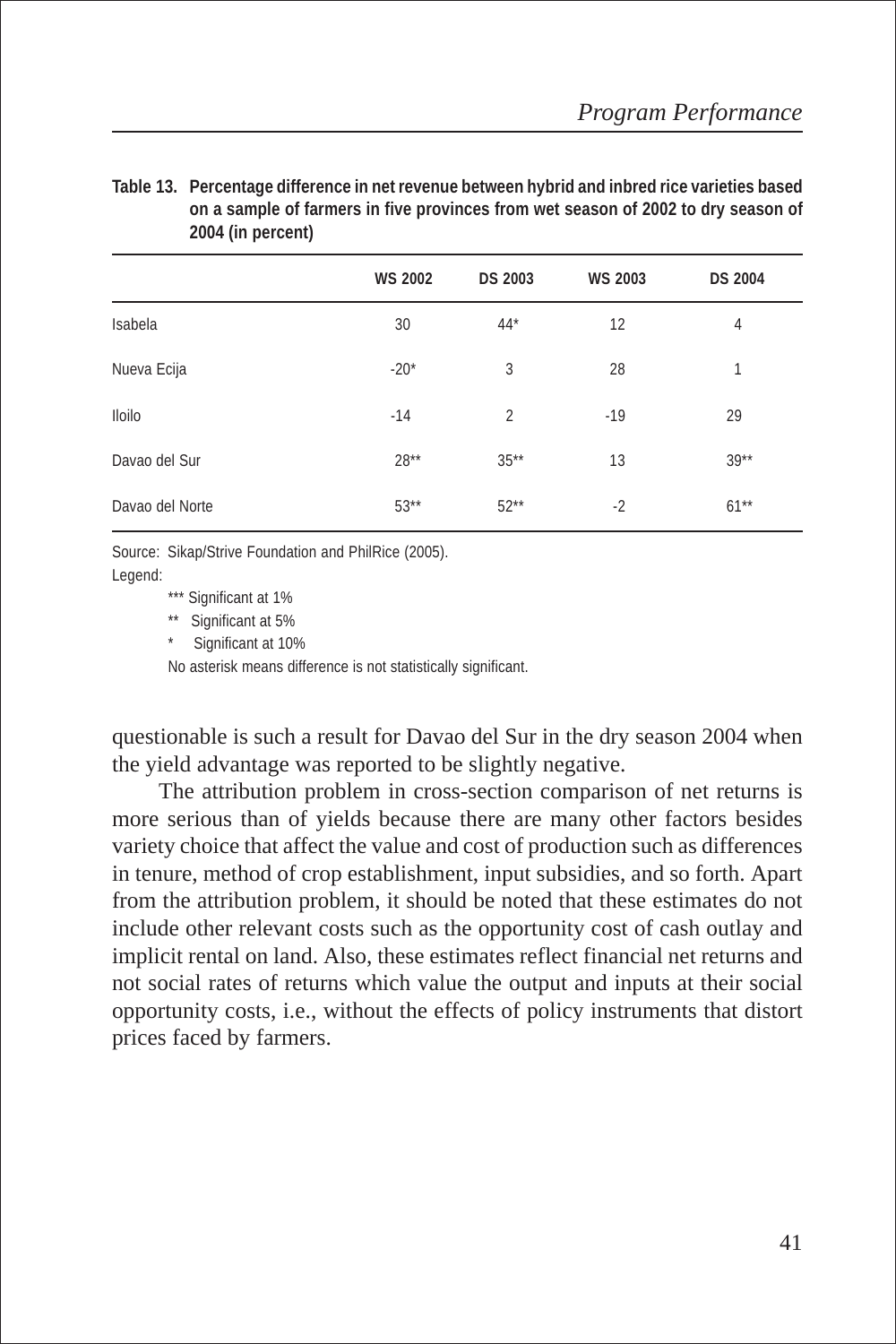**Table 13. Percentage difference in net revenue between hybrid and inbred rice varieties based on a sample of farmers in five provinces from wet season of 2002 to dry season of 2004 (in percent)**

| | WS 2002 | DS 2003 | WS 2003 | DS 2004 |
|---|---|---|---|---|
| Isabela | 30 | 44* | 12 | 4 |
| Nueva Ecija | -20* | 3 | 28 | 1 |
| Iloilo | -14 | 2 | -19 | 29 |
| Davao del Sur | 28** | 35** | 13 | 39** |
| Davao del Norte | 53** | 52** | -2 | 61** |

Source: Sikap/Strive Foundation and PhilRice (2005).

Legend:

*** Significant at 1%

** Significant at 5%

* Significant at 10%

No asterisk means difference is not statistically significant.

questionable is such a result for Davao del Sur in the dry season 2004 when the yield advantage was reported to be slightly negative.

The attribution problem in cross-section comparison of net returns is more serious than of yields because there are many other factors besides variety choice that affect the value and cost of production such as differences in tenure, method of crop establishment, input subsidies, and so forth. Apart from the attribution problem, it should be noted that these estimates do not include other relevant costs such as the opportunity cost of cash outlay and implicit rental on land. Also, these estimates reflect financial net returns and not social rates of returns which value the output and inputs at their social opportunity costs, i.e., without the effects of policy instruments that distort prices faced by farmers.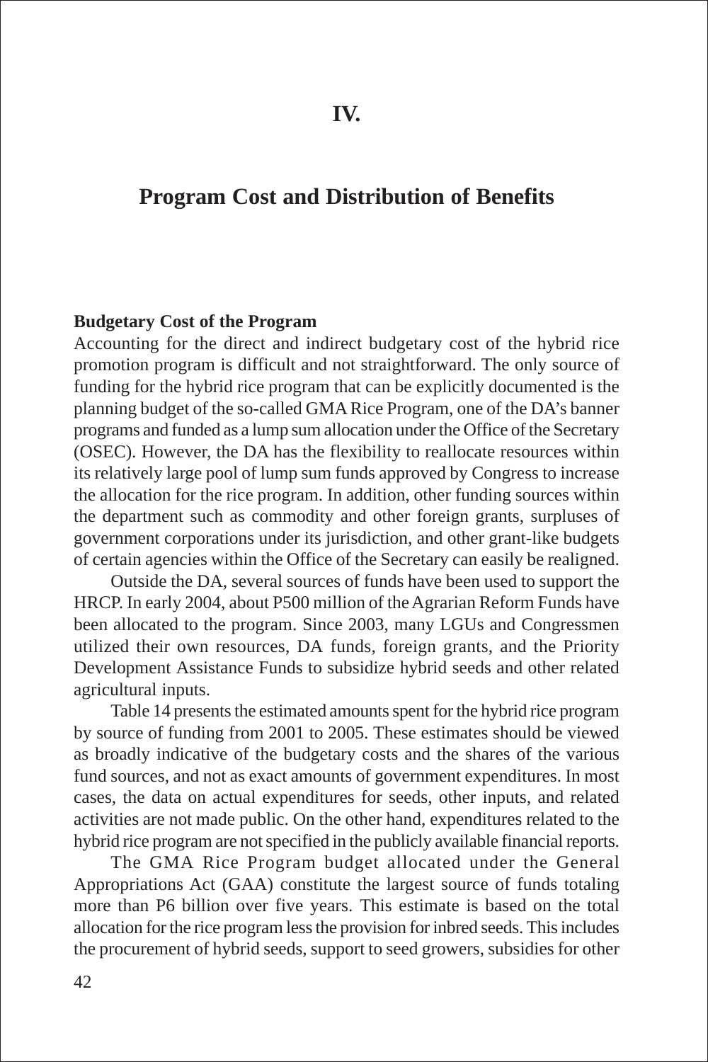# IV.

# Program Cost and Distribution of Benefits

**Budgetary Cost of the Program**

Accounting for the direct and indirect budgetary cost of the hybrid rice promotion program is difficult and not straightforward. The only source of funding for the hybrid rice program that can be explicitly documented is the planning budget of the so-called GMA Rice Program, one of the DA's banner programs and funded as a lump sum allocation under the Office of the Secretary (OSEC). However, the DA has the flexibility to reallocate resources within its relatively large pool of lump sum funds approved by Congress to increase the allocation for the rice program. In addition, other funding sources within the department such as commodity and other foreign grants, surpluses of government corporations under its jurisdiction, and other grant-like budgets of certain agencies within the Office of the Secretary can easily be realigned.

Outside the DA, several sources of funds have been used to support the HRCP. In early 2004, about P500 million of the Agrarian Reform Funds have been allocated to the program. Since 2003, many LGUs and Congressmen utilized their own resources, DA funds, foreign grants, and the Priority Development Assistance Funds to subsidize hybrid seeds and other related agricultural inputs.

Table 14 presents the estimated amounts spent for the hybrid rice program by source of funding from 2001 to 2005. These estimates should be viewed as broadly indicative of the budgetary costs and the shares of the various fund sources, and not as exact amounts of government expenditures. In most cases, the data on actual expenditures for seeds, other inputs, and related activities are not made public. On the other hand, expenditures related to the hybrid rice program are not specified in the publicly available financial reports.

The GMA Rice Program budget allocated under the General Appropriations Act (GAA) constitute the largest source of funds totaling more than P6 billion over five years. This estimate is based on the total allocation for the rice program less the provision for inbred seeds. This includes the procurement of hybrid seeds, support to seed growers, subsidies for other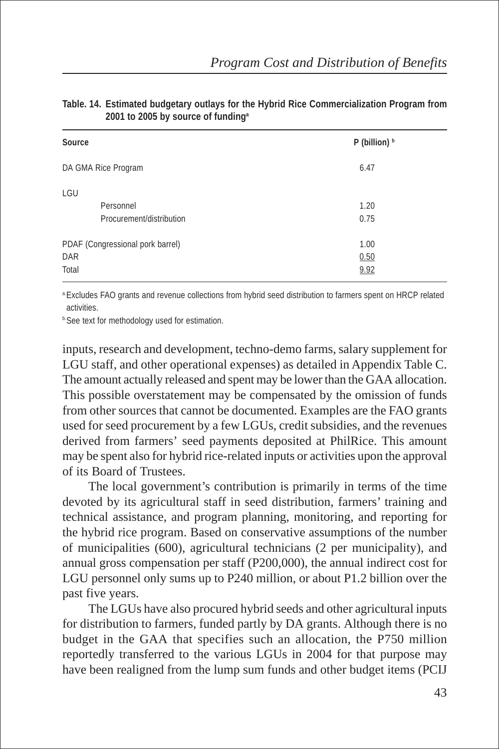**Table. 14. Estimated budgetary outlays for the Hybrid Rice Commercialization Program from 2001 to 2005 by source of funding[a]**

| Source | P (billion) [b] |
|---|---|
| DA GMA Rice Program | 6.47 |
| LGU | |
| Personnel | 1.20 |
| Procurement/distribution | 0.75 |
| PDAF (Congressional pork barrel) | 1.00 |
| DAR | 0.50 |
| Total | 9.92 |

[a] Excludes FAO grants and revenue collections from hybrid seed distribution to farmers spent on HRCP related activities.

[b] See text for methodology used for estimation.

inputs, research and development, techno-demo farms, salary supplement for LGU staff, and other operational expenses) as detailed in Appendix Table C. The amount actually released and spent may be lower than the GAA allocation. This possible overstatement may be compensated by the omission of funds from other sources that cannot be documented. Examples are the FAO grants used for seed procurement by a few LGUs, credit subsidies, and the revenues derived from farmers' seed payments deposited at PhilRice. This amount may be spent also for hybrid rice-related inputs or activities upon the approval of its Board of Trustees.

The local government's contribution is primarily in terms of the time devoted by its agricultural staff in seed distribution, farmers' training and technical assistance, and program planning, monitoring, and reporting for the hybrid rice program. Based on conservative assumptions of the number of municipalities (600), agricultural technicians (2 per municipality), and annual gross compensation per staff (P200,000), the annual indirect cost for LGU personnel only sums up to P240 million, or about P1.2 billion over the past five years.

The LGUs have also procured hybrid seeds and other agricultural inputs for distribution to farmers, funded partly by DA grants. Although there is no budget in the GAA that specifies such an allocation, the P750 million reportedly transferred to the various LGUs in 2004 for that purpose may have been realigned from the lump sum funds and other budget items (PCIJ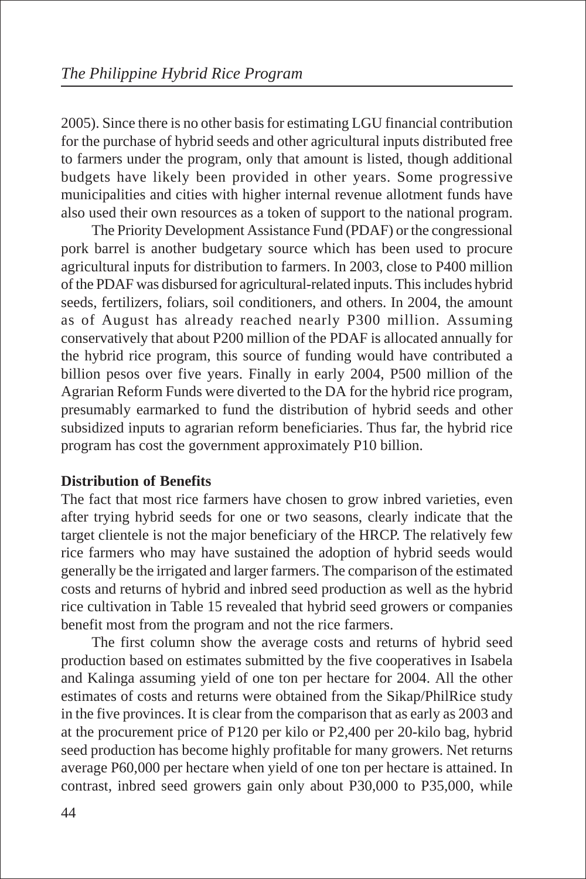2005). Since there is no other basis for estimating LGU financial contribution for the purchase of hybrid seeds and other agricultural inputs distributed free to farmers under the program, only that amount is listed, though additional budgets have likely been provided in other years. Some progressive municipalities and cities with higher internal revenue allotment funds have also used their own resources as a token of support to the national program.

The Priority Development Assistance Fund (PDAF) or the congressional pork barrel is another budgetary source which has been used to procure agricultural inputs for distribution to farmers. In 2003, close to P400 million of the PDAF was disbursed for agricultural-related inputs. This includes hybrid seeds, fertilizers, foliars, soil conditioners, and others. In 2004, the amount as of August has already reached nearly P300 million. Assuming conservatively that about P200 million of the PDAF is allocated annually for the hybrid rice program, this source of funding would have contributed a billion pesos over five years. Finally in early 2004, P500 million of the Agrarian Reform Funds were diverted to the DA for the hybrid rice program, presumably earmarked to fund the distribution of hybrid seeds and other subsidized inputs to agrarian reform beneficiaries. Thus far, the hybrid rice program has cost the government approximately P10 billion.

**Distribution of Benefits**

The fact that most rice farmers have chosen to grow inbred varieties, even after trying hybrid seeds for one or two seasons, clearly indicate that the target clientele is not the major beneficiary of the HRCP. The relatively few rice farmers who may have sustained the adoption of hybrid seeds would generally be the irrigated and larger farmers. The comparison of the estimated costs and returns of hybrid and inbred seed production as well as the hybrid rice cultivation in Table 15 revealed that hybrid seed growers or companies benefit most from the program and not the rice farmers.

The first column show the average costs and returns of hybrid seed production based on estimates submitted by the five cooperatives in Isabela and Kalinga assuming yield of one ton per hectare for 2004. All the other estimates of costs and returns were obtained from the Sikap/PhilRice study in the five provinces. It is clear from the comparison that as early as 2003 and at the procurement price of P120 per kilo or P2,400 per 20-kilo bag, hybrid seed production has become highly profitable for many growers. Net returns average P60,000 per hectare when yield of one ton per hectare is attained. In contrast, inbred seed growers gain only about P30,000 to P35,000, while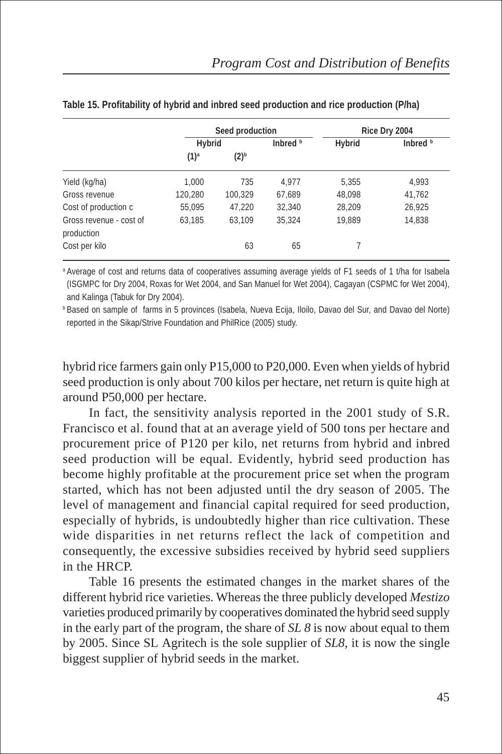**Table 15. Profitability of hybrid and inbred seed production and rice production (P/ha)**

| | Seed production | | | Rice Dry 2004 | |
|---|---|---|---|---|---|
| | Hybrid | | Inbred [b] | Hybrid | Inbred [b] |
| | (1)[a] | (2)[b] | | | |
| Yield (kg/ha) | 1,000 | 735 | 4,977 | 5,355 | 4,993 |
| Gross revenue | 120,280 | 100,329 | 67,689 | 48,098 | 41,762 |
| Cost of production c | 55,095 | 47,220 | 32,340 | 28,209 | 26,925 |
| Gross revenue - cost of production | 63,185 | 63,109 | 35,324 | 19,889 | 14,838 |
| Cost per kilo | | 63 | 65 | 7 | |

[a] Average of cost and returns data of cooperatives assuming average yields of F1 seeds of 1 t/ha for Isabela (ISGMPC for Dry 2004, Roxas for Wet 2004, and San Manuel for Wet 2004), Cagayan (CSPMC for Wet 2004), and Kalinga (Tabuk for Dry 2004).

[b] Based on sample of farms in 5 provinces (Isabela, Nueva Ecija, Iloilo, Davao del Sur, and Davao del Norte) reported in the Sikap/Strive Foundation and PhilRice (2005) study.

hybrid rice farmers gain only P15,000 to P20,000. Even when yields of hybrid seed production is only about 700 kilos per hectare, net return is quite high at around P50,000 per hectare.

In fact, the sensitivity analysis reported in the 2001 study of S.R. Francisco et al. found that at an average yield of 500 tons per hectare and procurement price of P120 per kilo, net returns from hybrid and inbred seed production will be equal. Evidently, hybrid seed production has become highly profitable at the procurement price set when the program started, which has not been adjusted until the dry season of 2005. The level of management and financial capital required for seed production, especially of hybrids, is undoubtedly higher than rice cultivation. These wide disparities in net returns reflect the lack of competition and consequently, the excessive subsidies received by hybrid seed suppliers in the HRCP.

Table 16 presents the estimated changes in the market shares of the different hybrid rice varieties. Whereas the three publicly developed *Mestizo* varieties produced primarily by cooperatives dominated the hybrid seed supply in the early part of the program, the share of *SL 8* is now about equal to them by 2005. Since SL Agritech is the sole supplier of *SL8*, it is now the single biggest supplier of hybrid seeds in the market.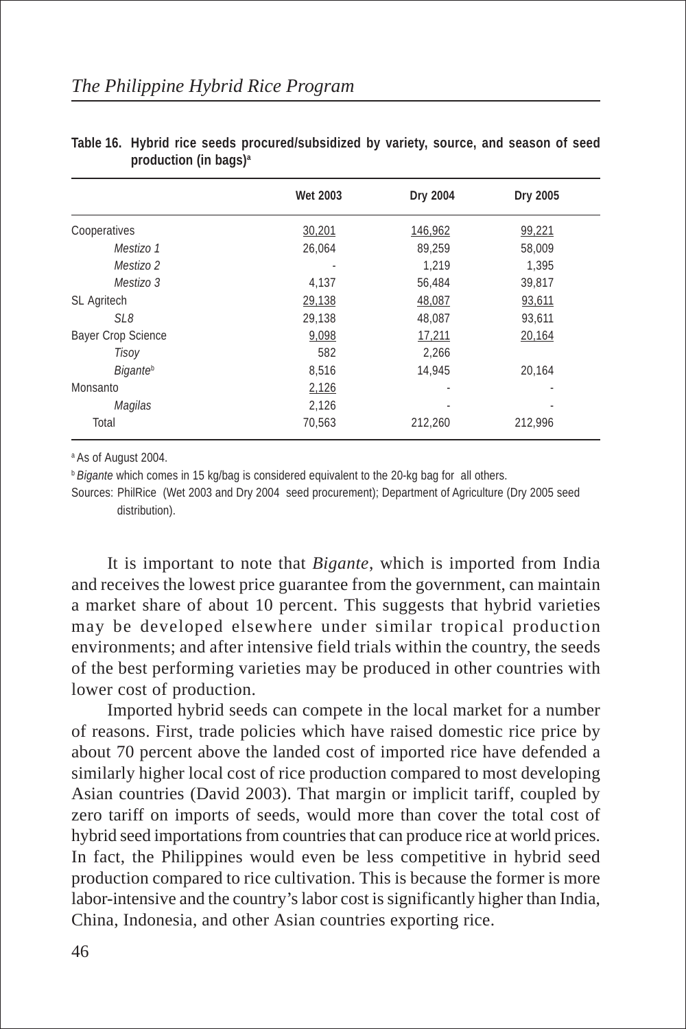**Table 16. Hybrid rice seeds procured/subsidized by variety, source, and season of seed production (in bags)[a]**

| | Wet 2003 | Dry 2004 | Dry 2005 |
|---|---|---|---|
| Cooperatives | 30,201 | 146,962 | 99,221 |
| *Mestizo 1* | 26,064 | 89,259 | 58,009 |
| *Mestizo 2* | - | 1,219 | 1,395 |
| *Mestizo 3* | 4,137 | 56,484 | 39,817 |
| SL Agritech | 29,138 | 48,087 | 93,611 |
| *SL8* | 29,138 | 48,087 | 93,611 |
| Bayer Crop Science | 9,098 | 17,211 | 20,164 |
| *Tisoy* | 582 | 2,266 | |
| *Bigante*[b] | 8,516 | 14,945 | 20,164 |
| Monsanto | 2,126 | - | - |
| *Magilas* | 2,126 | - | - |
| Total | 70,563 | 212,260 | 212,996 |

[a] As of August 2004.

[b] *Bigante* which comes in 15 kg/bag is considered equivalent to the 20-kg bag for all others.

Sources: PhilRice (Wet 2003 and Dry 2004 seed procurement); Department of Agriculture (Dry 2005 seed distribution).

It is important to note that *Bigante*, which is imported from India and receives the lowest price guarantee from the government, can maintain a market share of about 10 percent. This suggests that hybrid varieties may be developed elsewhere under similar tropical production environments; and after intensive field trials within the country, the seeds of the best performing varieties may be produced in other countries with lower cost of production.

Imported hybrid seeds can compete in the local market for a number of reasons. First, trade policies which have raised domestic rice price by about 70 percent above the landed cost of imported rice have defended a similarly higher local cost of rice production compared to most developing Asian countries (David 2003). That margin or implicit tariff, coupled by zero tariff on imports of seeds, would more than cover the total cost of hybrid seed importations from countries that can produce rice at world prices. In fact, the Philippines would even be less competitive in hybrid seed production compared to rice cultivation. This is because the former is more labor-intensive and the country's labor cost is significantly higher than India, China, Indonesia, and other Asian countries exporting rice.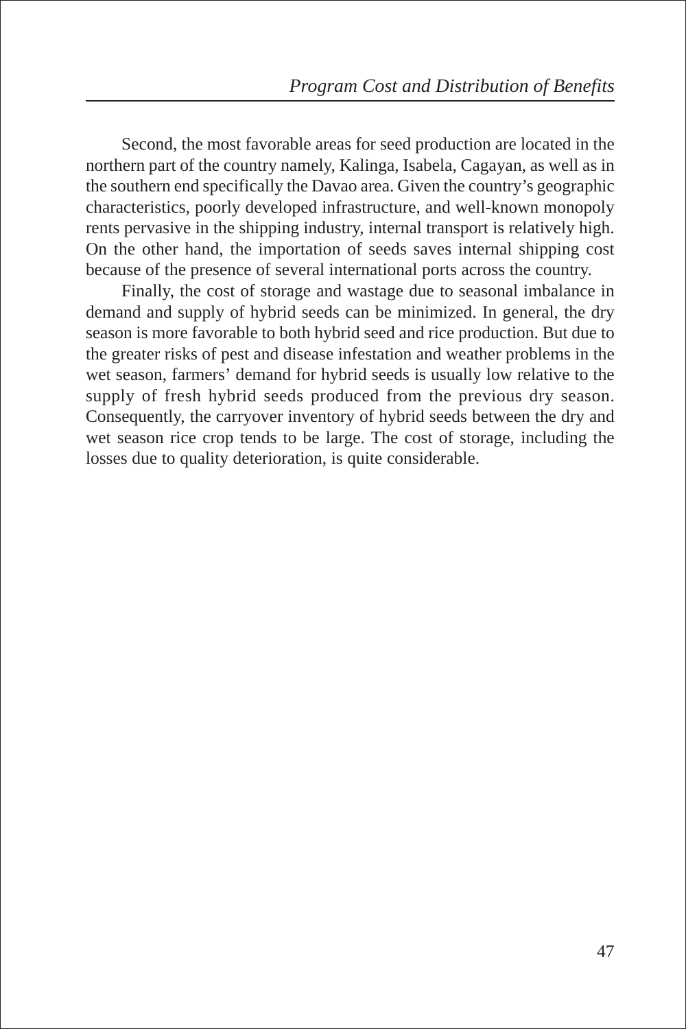Second, the most favorable areas for seed production are located in the northern part of the country namely, Kalinga, Isabela, Cagayan, as well as in the southern end specifically the Davao area. Given the country's geographic characteristics, poorly developed infrastructure, and well-known monopoly rents pervasive in the shipping industry, internal transport is relatively high. On the other hand, the importation of seeds saves internal shipping cost because of the presence of several international ports across the country.

Finally, the cost of storage and wastage due to seasonal imbalance in demand and supply of hybrid seeds can be minimized. In general, the dry season is more favorable to both hybrid seed and rice production. But due to the greater risks of pest and disease infestation and weather problems in the wet season, farmers' demand for hybrid seeds is usually low relative to the supply of fresh hybrid seeds produced from the previous dry season. Consequently, the carryover inventory of hybrid seeds between the dry and wet season rice crop tends to be large. The cost of storage, including the losses due to quality deterioration, is quite considerable.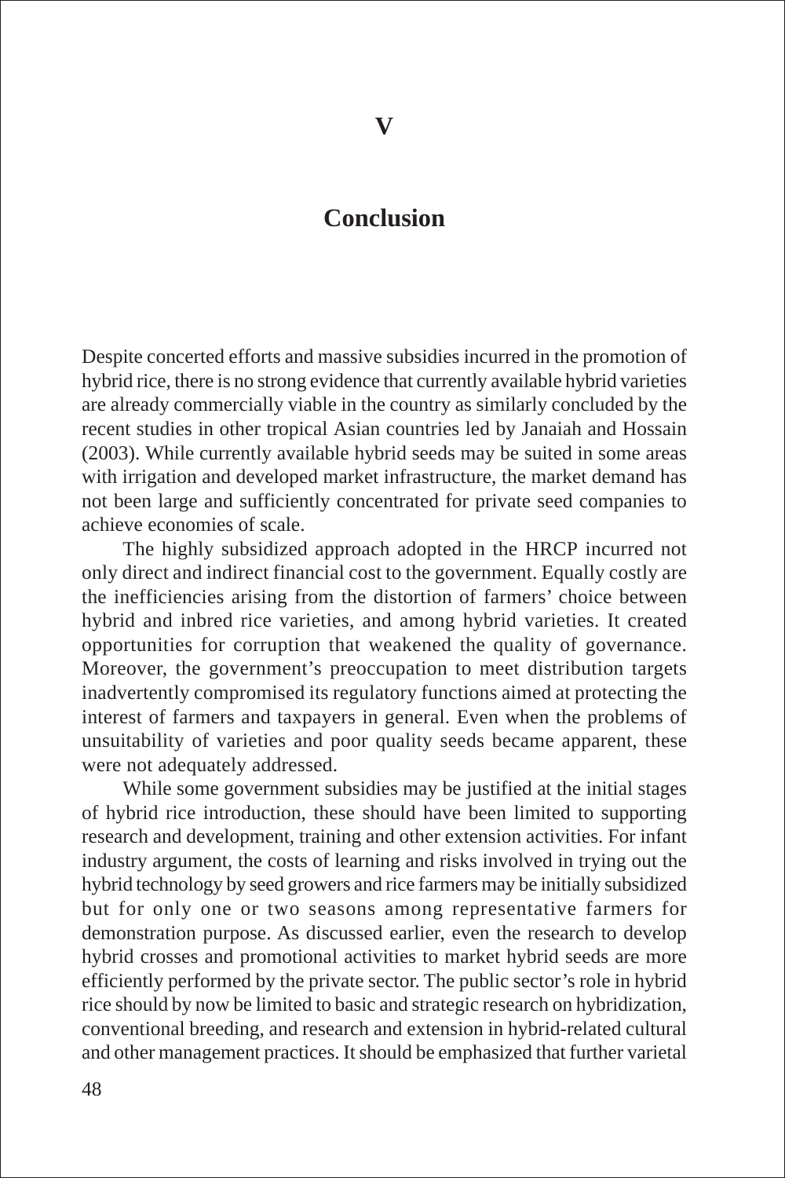# V

# Conclusion

Despite concerted efforts and massive subsidies incurred in the promotion of hybrid rice, there is no strong evidence that currently available hybrid varieties are already commercially viable in the country as similarly concluded by the recent studies in other tropical Asian countries led by Janaiah and Hossain (2003). While currently available hybrid seeds may be suited in some areas with irrigation and developed market infrastructure, the market demand has not been large and sufficiently concentrated for private seed companies to achieve economies of scale.

The highly subsidized approach adopted in the HRCP incurred not only direct and indirect financial cost to the government. Equally costly are the inefficiencies arising from the distortion of farmers' choice between hybrid and inbred rice varieties, and among hybrid varieties. It created opportunities for corruption that weakened the quality of governance. Moreover, the government's preoccupation to meet distribution targets inadvertently compromised its regulatory functions aimed at protecting the interest of farmers and taxpayers in general. Even when the problems of unsuitability of varieties and poor quality seeds became apparent, these were not adequately addressed.

While some government subsidies may be justified at the initial stages of hybrid rice introduction, these should have been limited to supporting research and development, training and other extension activities. For infant industry argument, the costs of learning and risks involved in trying out the hybrid technology by seed growers and rice farmers may be initially subsidized but for only one or two seasons among representative farmers for demonstration purpose. As discussed earlier, even the research to develop hybrid crosses and promotional activities to market hybrid seeds are more efficiently performed by the private sector. The public sector's role in hybrid rice should by now be limited to basic and strategic research on hybridization, conventional breeding, and research and extension in hybrid-related cultural and other management practices. It should be emphasized that further varietal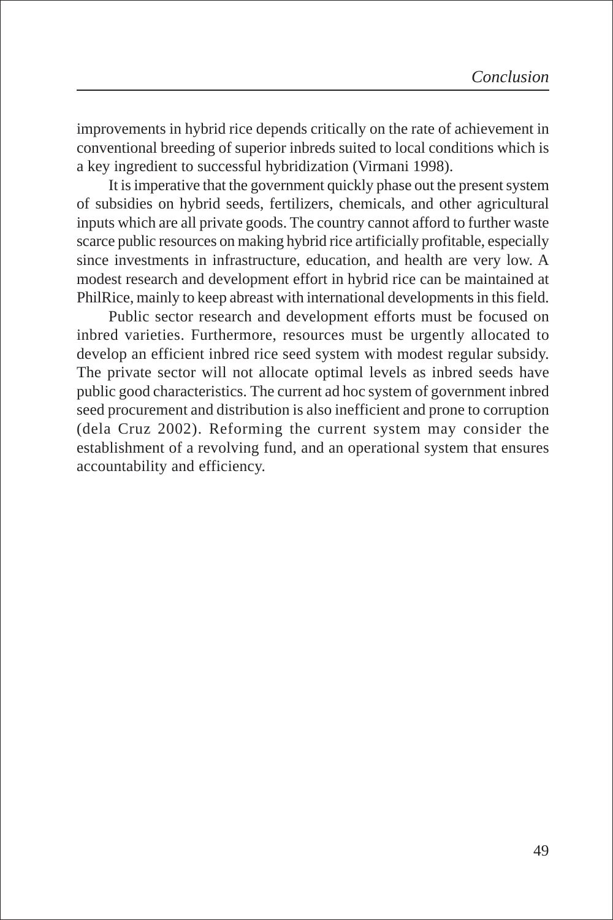improvements in hybrid rice depends critically on the rate of achievement in conventional breeding of superior inbreds suited to local conditions which is a key ingredient to successful hybridization (Virmani 1998).

It is imperative that the government quickly phase out the present system of subsidies on hybrid seeds, fertilizers, chemicals, and other agricultural inputs which are all private goods. The country cannot afford to further waste scarce public resources on making hybrid rice artificially profitable, especially since investments in infrastructure, education, and health are very low. A modest research and development effort in hybrid rice can be maintained at PhilRice, mainly to keep abreast with international developments in this field.

Public sector research and development efforts must be focused on inbred varieties. Furthermore, resources must be urgently allocated to develop an efficient inbred rice seed system with modest regular subsidy. The private sector will not allocate optimal levels as inbred seeds have public good characteristics. The current ad hoc system of government inbred seed procurement and distribution is also inefficient and prone to corruption (dela Cruz 2002). Reforming the current system may consider the establishment of a revolving fund, and an operational system that ensures accountability and efficiency.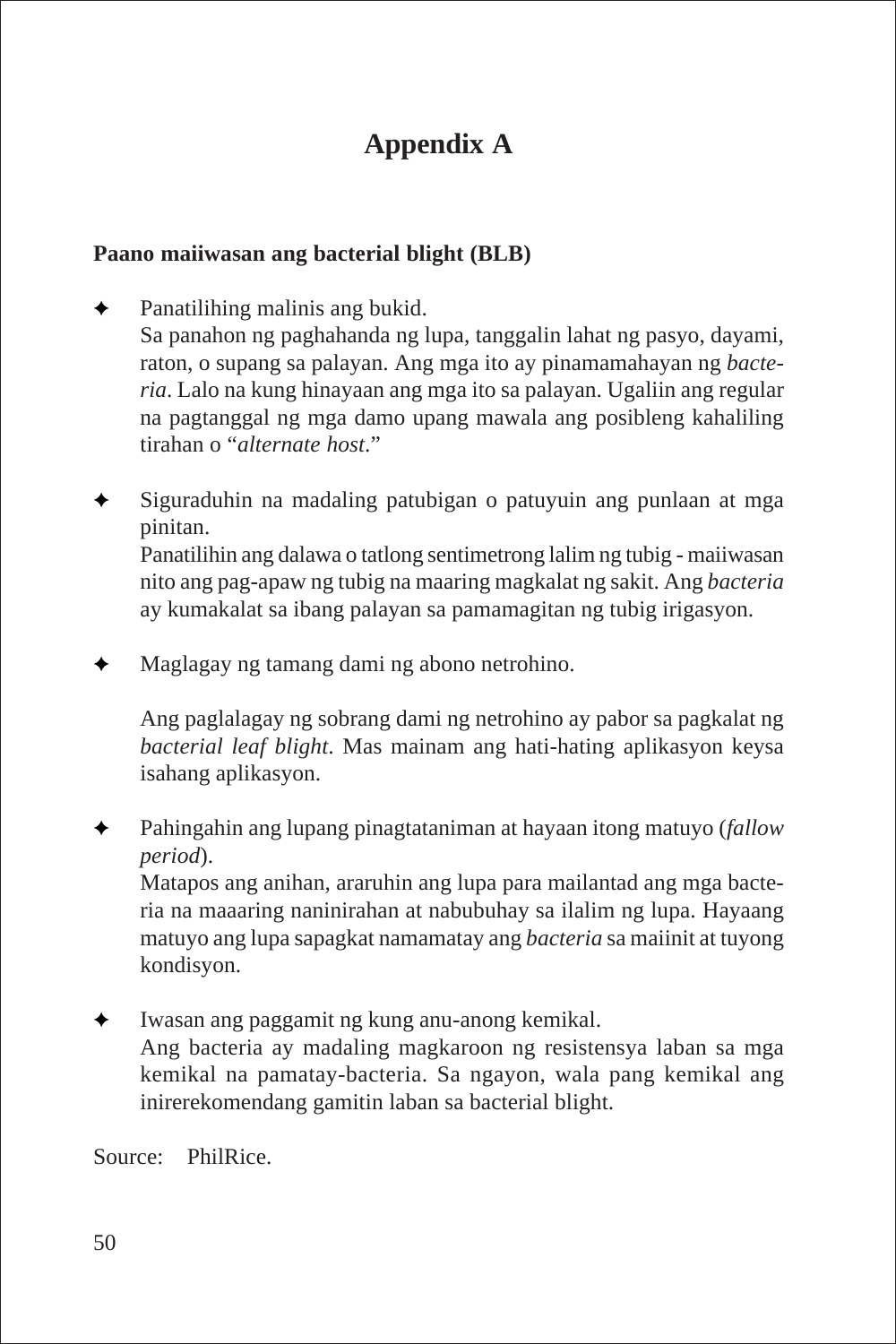# Appendix A

**Paano maiiwasan ang bacterial blight (BLB)**

- Panatilihing malinis ang bukid.
  Sa panahon ng paghahanda ng lupa, tanggalin lahat ng pasyo, dayami, raton, o supang sa palayan. Ang mga ito ay pinamamahayan ng *bacteria*. Lalo na kung hinayaan ang mga ito sa palayan. Ugaliin ang regular na pagtanggal ng mga damo upang mawala ang posibleng kahaliling tirahan o "*alternate host*."

- Siguraduhin na madaling patubigan o patuyuin ang punlaan at mga pinitan.
  Panatilihin ang dalawa o tatlong sentimetrong lalim ng tubig - maiiwasan nito ang pag-apaw ng tubig na maaring magkalat ng sakit. Ang *bacteria* ay kumakalat sa ibang palayan sa pamamagitan ng tubig irigasyon.

- Maglagay ng tamang dami ng abono netrohino.

  Ang paglalagay ng sobrang dami ng netrohino ay pabor sa pagkalat ng *bacterial leaf blight*. Mas mainam ang hati-hating aplikasyon keysa isahang aplikasyon.

- Pahingahin ang lupang pinagtataniman at hayaan itong matuyo (*fallow period*).
  Matapos ang anihan, araruhin ang lupa para mailantad ang mga bacteria na maaaring naninirahan at nabubuhay sa ilalim ng lupa. Hayaang matuyo ang lupa sapagkat namamatay ang *bacteria* sa maiinit at tuyong kondisyon.

- Iwasan ang paggamit ng kung anu-anong kemikal.
  Ang bacteria ay madaling magkaroon ng resistensya laban sa mga kemikal na pamatay-bacteria. Sa ngayon, wala pang kemikal ang inirerekomendang gamitin laban sa bacterial blight.

Source: PhilRice.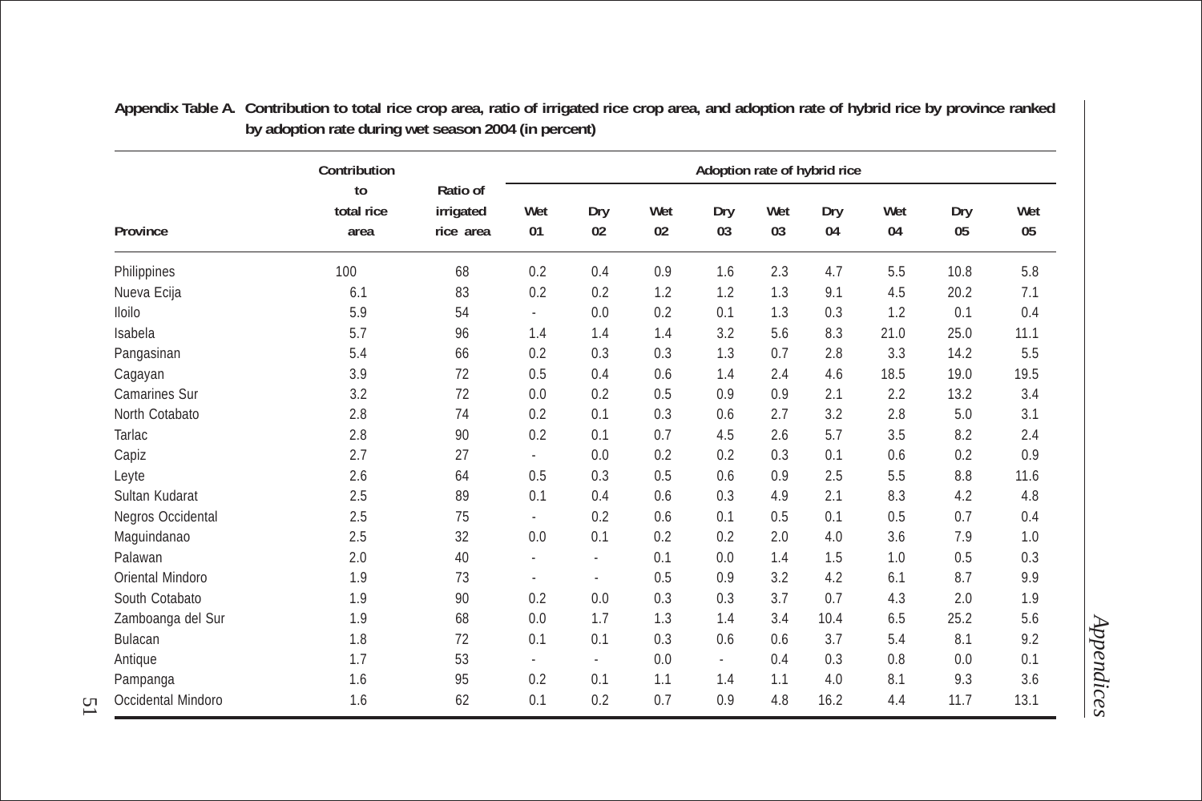**Appendix Table A. Contribution to total rice crop area, ratio of irrigated rice crop area, and adoption rate of hybrid rice by province ranked by adoption rate during wet season 2004 (in percent)**

| Province | Contribution to total rice area | Ratio of irrigated rice area | Adoption rate of hybrid rice | | | | | | | | |
|---|---|---|---|---|---|---|---|---|---|---|---|
| | | | Wet 01 | Dry 02 | Wet 02 | Dry 03 | Wet 03 | Dry 04 | Wet 04 | Dry 05 | Wet 05 |
| Philippines | 100 | 68 | 0.2 | 0.4 | 0.9 | 1.6 | 2.3 | 4.7 | 5.5 | 10.8 | 5.8 |
| Nueva Ecija | 6.1 | 83 | 0.2 | 0.2 | 1.2 | 1.2 | 1.3 | 9.1 | 4.5 | 20.2 | 7.1 |
| Iloilo | 5.9 | 54 | - | 0.0 | 0.2 | 0.1 | 1.3 | 0.3 | 1.2 | 0.1 | 0.4 |
| Isabela | 5.7 | 96 | 1.4 | 1.4 | 1.4 | 3.2 | 5.6 | 8.3 | 21.0 | 25.0 | 11.1 |
| Pangasinan | 5.4 | 66 | 0.2 | 0.3 | 0.3 | 1.3 | 0.7 | 2.8 | 3.3 | 14.2 | 5.5 |
| Cagayan | 3.9 | 72 | 0.5 | 0.4 | 0.6 | 1.4 | 2.4 | 4.6 | 18.5 | 19.0 | 19.5 |
| Camarines Sur | 3.2 | 72 | 0.0 | 0.2 | 0.5 | 0.9 | 0.9 | 2.1 | 2.2 | 13.2 | 3.4 |
| North Cotabato | 2.8 | 74 | 0.2 | 0.1 | 0.3 | 0.6 | 2.7 | 3.2 | 2.8 | 5.0 | 3.1 |
| Tarlac | 2.8 | 90 | 0.2 | 0.1 | 0.7 | 4.5 | 2.6 | 5.7 | 3.5 | 8.2 | 2.4 |
| Capiz | 2.7 | 27 | - | 0.0 | 0.2 | 0.2 | 0.3 | 0.1 | 0.6 | 0.2 | 0.9 |
| Leyte | 2.6 | 64 | 0.5 | 0.3 | 0.5 | 0.6 | 0.9 | 2.5 | 5.5 | 8.8 | 11.6 |
| Sultan Kudarat | 2.5 | 89 | 0.1 | 0.4 | 0.6 | 0.3 | 4.9 | 2.1 | 8.3 | 4.2 | 4.8 |
| Negros Occidental | 2.5 | 75 | - | 0.2 | 0.6 | 0.1 | 0.5 | 0.1 | 0.5 | 0.7 | 0.4 |
| Maguindanao | 2.5 | 32 | 0.0 | 0.1 | 0.2 | 0.2 | 2.0 | 4.0 | 3.6 | 7.9 | 1.0 |
| Palawan | 2.0 | 40 | - | - | 0.1 | 0.0 | 1.4 | 1.5 | 1.0 | 0.5 | 0.3 |
| Oriental Mindoro | 1.9 | 73 | - | - | 0.5 | 0.9 | 3.2 | 4.2 | 6.1 | 8.7 | 9.9 |
| South Cotabato | 1.9 | 90 | 0.2 | 0.0 | 0.3 | 0.3 | 3.7 | 0.7 | 4.3 | 2.0 | 1.9 |
| Zamboanga del Sur | 1.9 | 68 | 0.0 | 1.7 | 1.3 | 1.4 | 3.4 | 10.4 | 6.5 | 25.2 | 5.6 |
| Bulacan | 1.8 | 72 | 0.1 | 0.1 | 0.3 | 0.6 | 0.6 | 3.7 | 5.4 | 8.1 | 9.2 |
| Antique | 1.7 | 53 | - | - | 0.0 | - | 0.4 | 0.3 | 0.8 | 0.0 | 0.1 |
| Pampanga | 1.6 | 95 | 0.2 | 0.1 | 1.1 | 1.4 | 1.1 | 4.0 | 8.1 | 9.3 | 3.6 |
| Occidental Mindoro | 1.6 | 62 | 0.1 | 0.2 | 0.7 | 0.9 | 4.8 | 16.2 | 4.4 | 11.7 | 13.1 |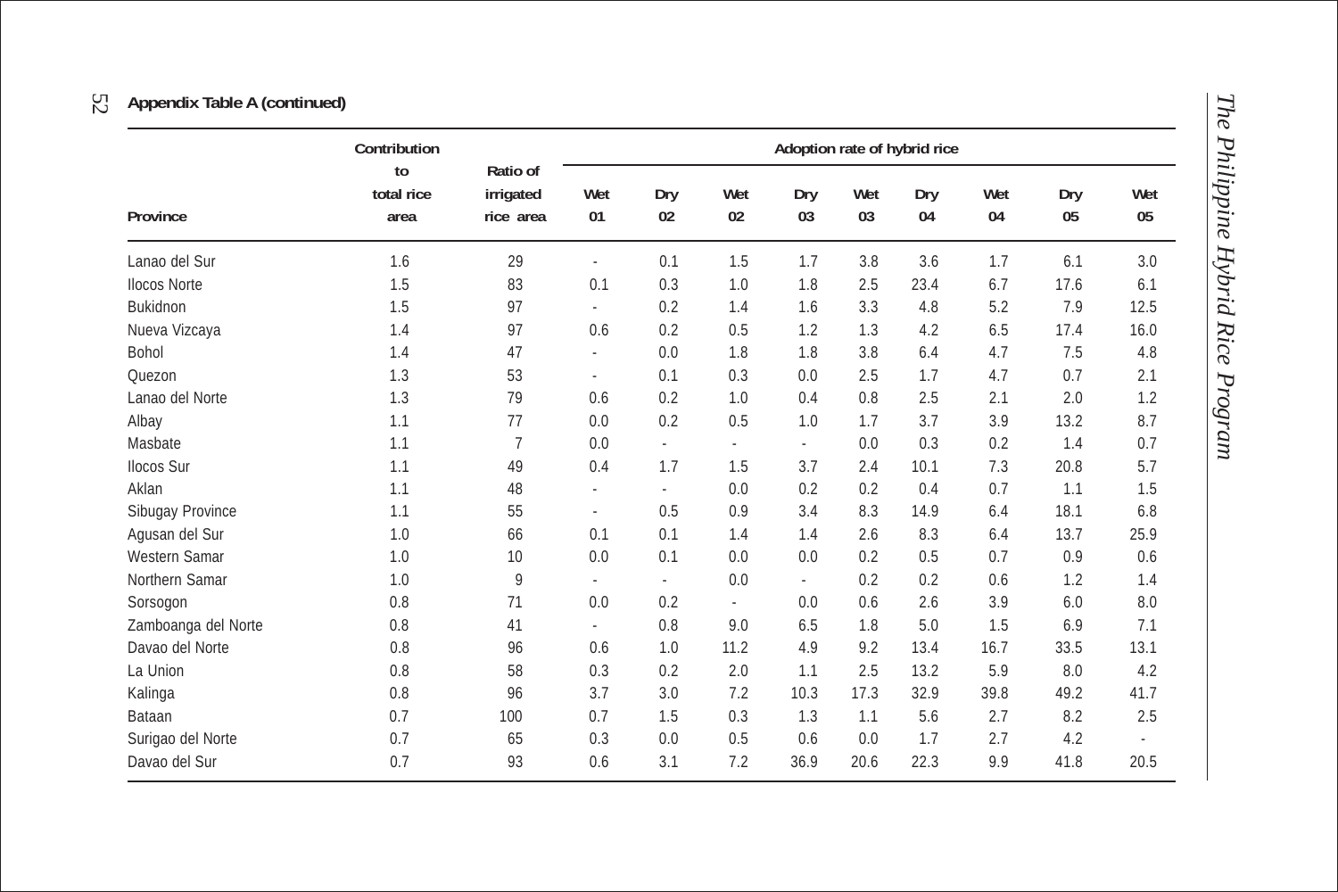**Appendix Table A (continued)**

| Province | Contribution to total rice area | Ratio of irrigated rice area | Adoption rate of hybrid rice | | | | | | | | |
|---|---|---|---|---|---|---|---|---|---|---|---|
| | | | Wet 01 | Dry 02 | Wet 02 | Dry 03 | Wet 03 | Dry 04 | Wet 04 | Dry 05 | Wet 05 |
| Lanao del Sur | 1.6 | 29 | - | 0.1 | 1.5 | 1.7 | 3.8 | 3.6 | 1.7 | 6.1 | 3.0 |
| Ilocos Norte | 1.5 | 83 | 0.1 | 0.3 | 1.0 | 1.8 | 2.5 | 23.4 | 6.7 | 17.6 | 6.1 |
| Bukidnon | 1.5 | 97 | - | 0.2 | 1.4 | 1.6 | 3.3 | 4.8 | 5.2 | 7.9 | 12.5 |
| Nueva Vizcaya | 1.4 | 97 | 0.6 | 0.2 | 0.5 | 1.2 | 1.3 | 4.2 | 6.5 | 17.4 | 16.0 |
| Bohol | 1.4 | 47 | - | 0.0 | 1.8 | 1.8 | 3.8 | 6.4 | 4.7 | 7.5 | 4.8 |
| Quezon | 1.3 | 53 | - | 0.1 | 0.3 | 0.0 | 2.5 | 1.7 | 4.7 | 0.7 | 2.1 |
| Lanao del Norte | 1.3 | 79 | 0.6 | 0.2 | 1.0 | 0.4 | 0.8 | 2.5 | 2.1 | 2.0 | 1.2 |
| Albay | 1.1 | 77 | 0.0 | 0.2 | 0.5 | 1.0 | 1.7 | 3.7 | 3.9 | 13.2 | 8.7 |
| Masbate | 1.1 | 7 | 0.0 | - | - | - | 0.0 | 0.3 | 0.2 | 1.4 | 0.7 |
| Ilocos Sur | 1.1 | 49 | 0.4 | 1.7 | 1.5 | 3.7 | 2.4 | 10.1 | 7.3 | 20.8 | 5.7 |
| Aklan | 1.1 | 48 | - | - | 0.0 | 0.2 | 0.2 | 0.4 | 0.7 | 1.1 | 1.5 |
| Sibugay Province | 1.1 | 55 | - | 0.5 | 0.9 | 3.4 | 8.3 | 14.9 | 6.4 | 18.1 | 6.8 |
| Agusan del Sur | 1.0 | 66 | 0.1 | 0.1 | 1.4 | 1.4 | 2.6 | 8.3 | 6.4 | 13.7 | 25.9 |
| Western Samar | 1.0 | 10 | 0.0 | 0.1 | 0.0 | 0.0 | 0.2 | 0.5 | 0.7 | 0.9 | 0.6 |
| Northern Samar | 1.0 | 9 | - | - | 0.0 | - | 0.2 | 0.2 | 0.6 | 1.2 | 1.4 |
| Sorsogon | 0.8 | 71 | 0.0 | 0.2 | - | 0.0 | 0.6 | 2.6 | 3.9 | 6.0 | 8.0 |
| Zamboanga del Norte | 0.8 | 41 | - | 0.8 | 9.0 | 6.5 | 1.8 | 5.0 | 1.5 | 6.9 | 7.1 |
| Davao del Norte | 0.8 | 96 | 0.6 | 1.0 | 11.2 | 4.9 | 9.2 | 13.4 | 16.7 | 33.5 | 13.1 |
| La Union | 0.8 | 58 | 0.3 | 0.2 | 2.0 | 1.1 | 2.5 | 13.2 | 5.9 | 8.0 | 4.2 |
| Kalinga | 0.8 | 96 | 3.7 | 3.0 | 7.2 | 10.3 | 17.3 | 32.9 | 39.8 | 49.2 | 41.7 |
| Bataan | 0.7 | 100 | 0.7 | 1.5 | 0.3 | 1.3 | 1.1 | 5.6 | 2.7 | 8.2 | 2.5 |
| Surigao del Norte | 0.7 | 65 | 0.3 | 0.0 | 0.5 | 0.6 | 0.0 | 1.7 | 2.7 | 4.2 | - |
| Davao del Sur | 0.7 | 93 | 0.6 | 3.1 | 7.2 | 36.9 | 20.6 | 22.3 | 9.9 | 41.8 | 20.5 |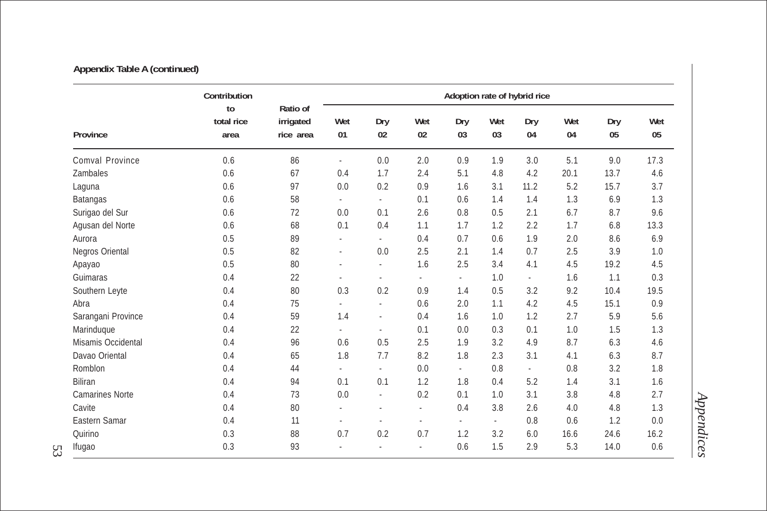**Appendix Table A (continued)**

| Province | Contribution to total rice area | Ratio of irrigated rice area | Adoption rate of hybrid rice | | | | | | | | |
|---|---|---|---|---|---|---|---|---|---|---|---|
| | | | Wet 01 | Dry 02 | Wet 02 | Dry 03 | Wet 03 | Dry 04 | Wet 04 | Dry 05 | Wet 05 |
| Comval Province | 0.6 | 86 | - | 0.0 | 2.0 | 0.9 | 1.9 | 3.0 | 5.1 | 9.0 | 17.3 |
| Zambales | 0.6 | 67 | 0.4 | 1.7 | 2.4 | 5.1 | 4.8 | 4.2 | 20.1 | 13.7 | 4.6 |
| Laguna | 0.6 | 97 | 0.0 | 0.2 | 0.9 | 1.6 | 3.1 | 11.2 | 5.2 | 15.7 | 3.7 |
| Batangas | 0.6 | 58 | - | - | 0.1 | 0.6 | 1.4 | 1.4 | 1.3 | 6.9 | 1.3 |
| Surigao del Sur | 0.6 | 72 | 0.0 | 0.1 | 2.6 | 0.8 | 0.5 | 2.1 | 6.7 | 8.7 | 9.6 |
| Agusan del Norte | 0.6 | 68 | 0.1 | 0.4 | 1.1 | 1.7 | 1.2 | 2.2 | 1.7 | 6.8 | 13.3 |
| Aurora | 0.5 | 89 | - | - | 0.4 | 0.7 | 0.6 | 1.9 | 2.0 | 8.6 | 6.9 |
| Negros Oriental | 0.5 | 82 | - | 0.0 | 2.5 | 2.1 | 1.4 | 0.7 | 2.5 | 3.9 | 1.0 |
| Apayao | 0.5 | 80 | - | - | 1.6 | 2.5 | 3.4 | 4.1 | 4.5 | 19.2 | 4.5 |
| Guimaras | 0.4 | 22 | - | - | - | - | 1.0 | - | 1.6 | 1.1 | 0.3 |
| Southern Leyte | 0.4 | 80 | 0.3 | 0.2 | 0.9 | 1.4 | 0.5 | 3.2 | 9.2 | 10.4 | 19.5 |
| Abra | 0.4 | 75 | - | - | 0.6 | 2.0 | 1.1 | 4.2 | 4.5 | 15.1 | 0.9 |
| Sarangani Province | 0.4 | 59 | 1.4 | - | 0.4 | 1.6 | 1.0 | 1.2 | 2.7 | 5.9 | 5.6 |
| Marinduque | 0.4 | 22 | - | - | 0.1 | 0.0 | 0.3 | 0.1 | 1.0 | 1.5 | 1.3 |
| Misamis Occidental | 0.4 | 96 | 0.6 | 0.5 | 2.5 | 1.9 | 3.2 | 4.9 | 8.7 | 6.3 | 4.6 |
| Davao Oriental | 0.4 | 65 | 1.8 | 7.7 | 8.2 | 1.8 | 2.3 | 3.1 | 4.1 | 6.3 | 8.7 |
| Romblon | 0.4 | 44 | - | - | 0.0 | - | 0.8 | - | 0.8 | 3.2 | 1.8 |
| Biliran | 0.4 | 94 | 0.1 | 0.1 | 1.2 | 1.8 | 0.4 | 5.2 | 1.4 | 3.1 | 1.6 |
| Camarines Norte | 0.4 | 73 | 0.0 | - | 0.2 | 0.1 | 1.0 | 3.1 | 3.8 | 4.8 | 2.7 |
| Cavite | 0.4 | 80 | - | - | - | 0.4 | 3.8 | 2.6 | 4.0 | 4.8 | 1.3 |
| Eastern Samar | 0.4 | 11 | - | - | - | - | - | 0.8 | 0.6 | 1.2 | 0.0 |
| Quirino | 0.3 | 88 | 0.7 | 0.2 | 0.7 | 1.2 | 3.2 | 6.0 | 16.6 | 24.6 | 16.2 |
| Ifugao | 0.3 | 93 | - | - | - | 0.6 | 1.5 | 2.9 | 5.3 | 14.0 | 0.6 |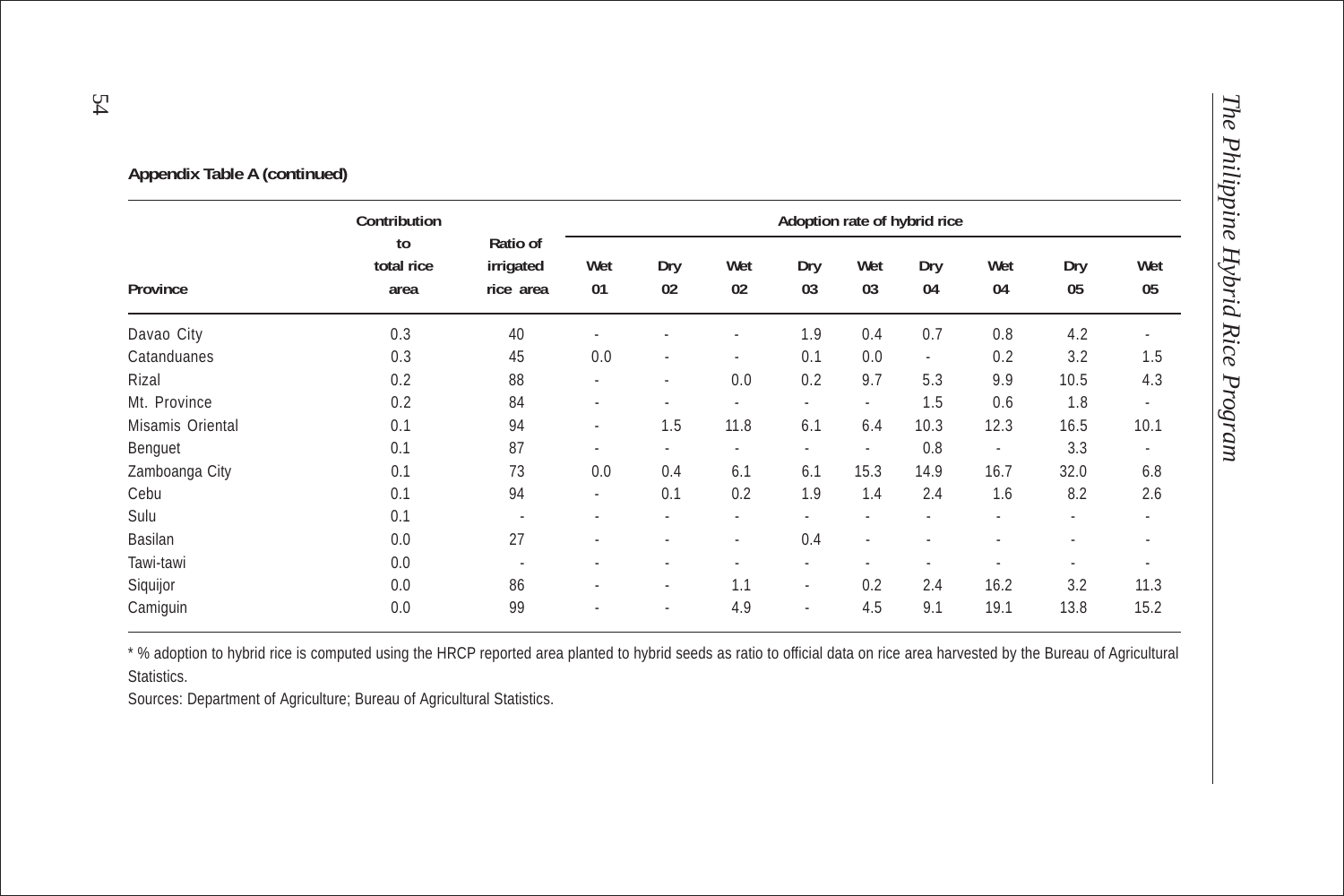**Appendix Table A (continued)**

| Province | Contribution to total rice area | Ratio of irrigated rice area | Adoption rate of hybrid rice | | | | | | | | |
|---|---|---|---|---|---|---|---|---|---|---|---|
| | | | Wet 01 | Dry 02 | Wet 02 | Dry 03 | Wet 03 | Dry 04 | Wet 04 | Dry 05 | Wet 05 |
| Davao City | 0.3 | 40 | - | - | - | 1.9 | 0.4 | 0.7 | 0.8 | 4.2 | - |
| Catanduanes | 0.3 | 45 | 0.0 | - | - | 0.1 | 0.0 | - | 0.2 | 3.2 | 1.5 |
| Rizal | 0.2 | 88 | - | - | 0.0 | 0.2 | 9.7 | 5.3 | 9.9 | 10.5 | 4.3 |
| Mt. Province | 0.2 | 84 | - | - | - | - | - | 1.5 | 0.6 | 1.8 | - |
| Misamis Oriental | 0.1 | 94 | - | 1.5 | 11.8 | 6.1 | 6.4 | 10.3 | 12.3 | 16.5 | 10.1 |
| Benguet | 0.1 | 87 | - | - | - | - | - | 0.8 | - | 3.3 | - |
| Zamboanga City | 0.1 | 73 | 0.0 | 0.4 | 6.1 | 6.1 | 15.3 | 14.9 | 16.7 | 32.0 | 6.8 |
| Cebu | 0.1 | 94 | - | 0.1 | 0.2 | 1.9 | 1.4 | 2.4 | 1.6 | 8.2 | 2.6 |
| Sulu | 0.1 | - | - | - | - | - | - | - | - | - | - |
| Basilan | 0.0 | 27 | - | - | - | 0.4 | - | - | - | - | - |
| Tawi-tawi | 0.0 | - | - | - | - | - | - | - | - | - | - |
| Siquijor | 0.0 | 86 | - | - | 1.1 | - | 0.2 | 2.4 | 16.2 | 3.2 | 11.3 |
| Camiguin | 0.0 | 99 | - | - | 4.9 | - | 4.5 | 9.1 | 19.1 | 13.8 | 15.2 |

* % adoption to hybrid rice is computed using the HRCP reported area planted to hybrid seeds as ratio to official data on rice area harvested by the Bureau of Agricultural Statistics.

Sources: Department of Agriculture; Bureau of Agricultural Statistics.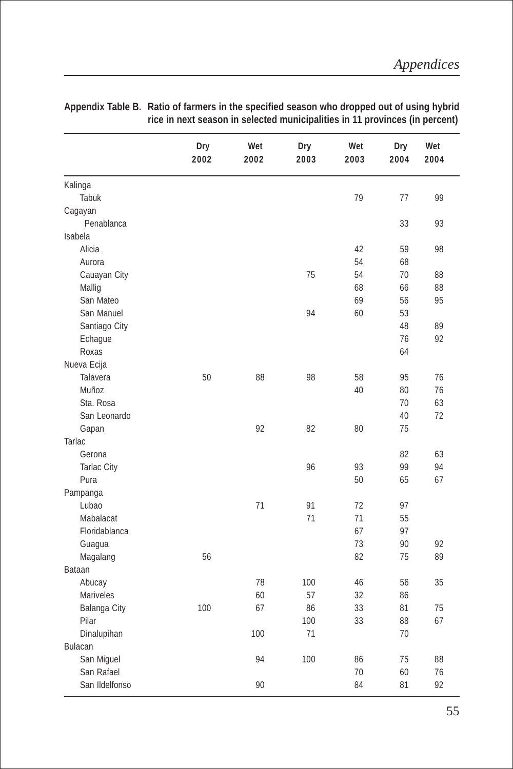**Appendix Table B. Ratio of farmers in the specified season who dropped out of using hybrid rice in next season in selected municipalities in 11 provinces (in percent)**

| | Dry 2002 | Wet 2002 | Dry 2003 | Wet 2003 | Dry 2004 | Wet 2004 |
|---|---|---|---|---|---|---|
| Kalinga | | | | | | |
| Tabuk | | | | 79 | 77 | 99 |
| Cagayan | | | | | | |
| Penablanca | | | | | 33 | 93 |
| Isabela | | | | | | |
| Alicia | | | | 42 | 59 | 98 |
| Aurora | | | | 54 | 68 | |
| Cauayan City | | | 75 | 54 | 70 | 88 |
| Mallig | | | | 68 | 66 | 88 |
| San Mateo | | | | 69 | 56 | 95 |
| San Manuel | | | 94 | 60 | 53 | |
| Santiago City | | | | | 48 | 89 |
| Echague | | | | | 76 | 92 |
| Roxas | | | | | 64 | |
| Nueva Ecija | | | | | | |
| Talavera | 50 | 88 | 98 | 58 | 95 | 76 |
| Muñoz | | | | 40 | 80 | 76 |
| Sta. Rosa | | | | | 70 | 63 |
| San Leonardo | | | | | 40 | 72 |
| Gapan | | 92 | 82 | 80 | 75 | |
| Tarlac | | | | | | |
| Gerona | | | | | 82 | 63 |
| Tarlac City | | | 96 | 93 | 99 | 94 |
| Pura | | | | 50 | 65 | 67 |
| Pampanga | | | | | | |
| Lubao | | 71 | 91 | 72 | 97 | |
| Mabalacat | | | 71 | 71 | 55 | |
| Floridablanca | | | | 67 | 97 | |
| Guagua | | | | 73 | 90 | 92 |
| Magalang | 56 | | | 82 | 75 | 89 |
| Bataan | | | | | | |
| Abucay | | 78 | 100 | 46 | 56 | 35 |
| Mariveles | | 60 | 57 | 32 | 86 | |
| Balanga City | 100 | 67 | 86 | 33 | 81 | 75 |
| Pilar | | | 100 | 33 | 88 | 67 |
| Dinalupihan | | 100 | 71 | | 70 | |
| Bulacan | | | | | | |
| San Miguel | | 94 | 100 | 86 | 75 | 88 |
| San Rafael | | | | 70 | 60 | 76 |
| San Ildelfonso | | 90 | | 84 | 81 | 92 |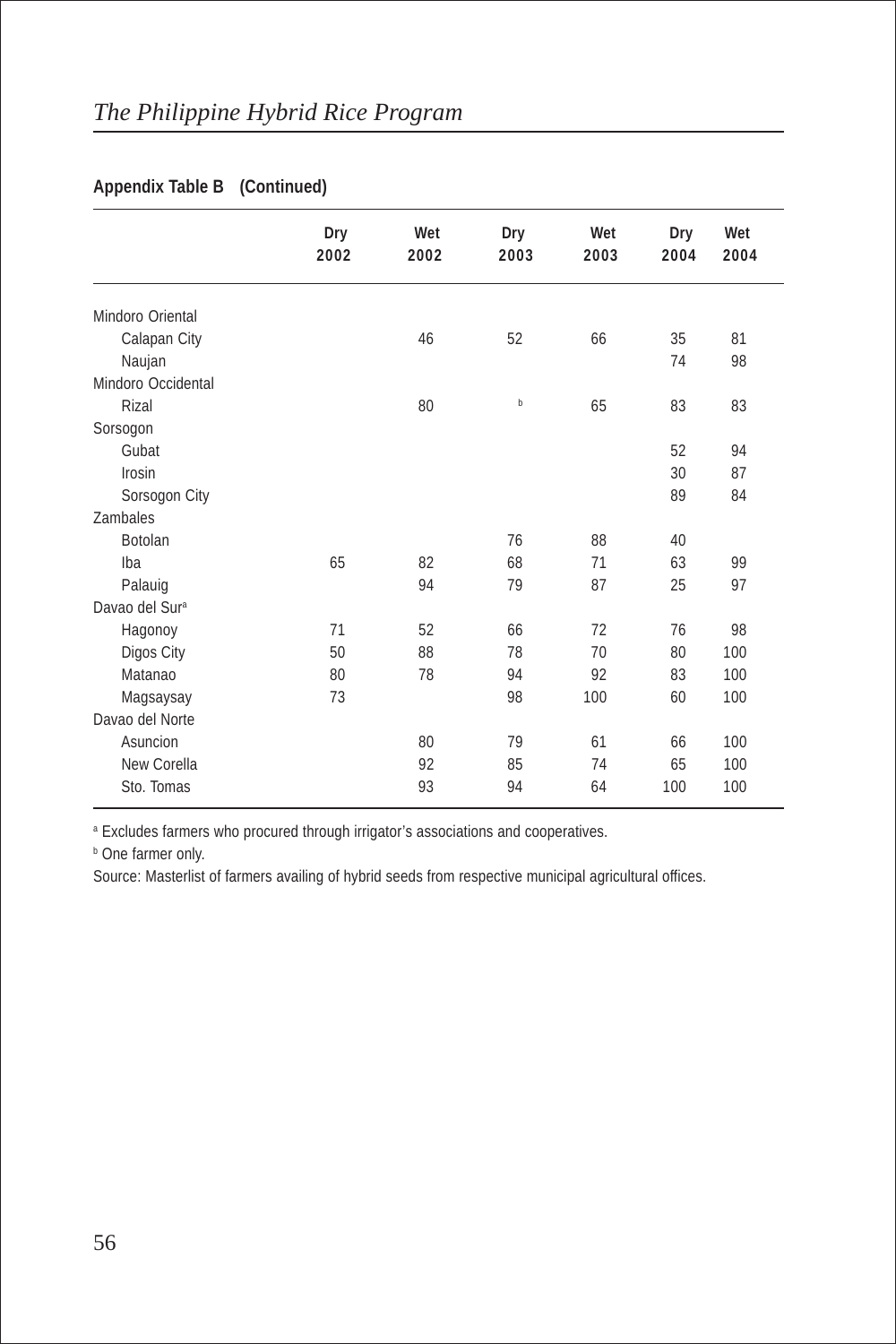**Appendix Table B (Continued)**

| | Dry 2002 | Wet 2002 | Dry 2003 | Wet 2003 | Dry 2004 | Wet 2004 |
|---|---|---|---|---|---|---|
| Mindoro Oriental | | | | | | |
| Calapan City | | 46 | 52 | 66 | 35 | 81 |
| Naujan | | | | | 74 | 98 |
| Mindoro Occidental | | | | | | |
| Rizal | | 80 | [b] | 65 | 83 | 83 |
| Sorsogon | | | | | | |
| Gubat | | | | | 52 | 94 |
| Irosin | | | | | 30 | 87 |
| Sorsogon City | | | | | 89 | 84 |
| Zambales | | | | | | |
| Botolan | | | 76 | 88 | 40 | |
| Iba | 65 | 82 | 68 | 71 | 63 | 99 |
| Palauig | | 94 | 79 | 87 | 25 | 97 |
| Davao del Sur[a] | | | | | | |
| Hagonoy | 71 | 52 | 66 | 72 | 76 | 98 |
| Digos City | 50 | 88 | 78 | 70 | 80 | 100 |
| Matanao | 80 | 78 | 94 | 92 | 83 | 100 |
| Magsaysay | 73 | | 98 | 100 | 60 | 100 |
| Davao del Norte | | | | | | |
| Asuncion | | 80 | 79 | 61 | 66 | 100 |
| New Corella | | 92 | 85 | 74 | 65 | 100 |
| Sto. Tomas | | 93 | 94 | 64 | 100 | 100 |

[a] Excludes farmers who procured through irrigator's associations and cooperatives.

[b] One farmer only.

Source: Masterlist of farmers availing of hybrid seeds from respective municipal agricultural offices.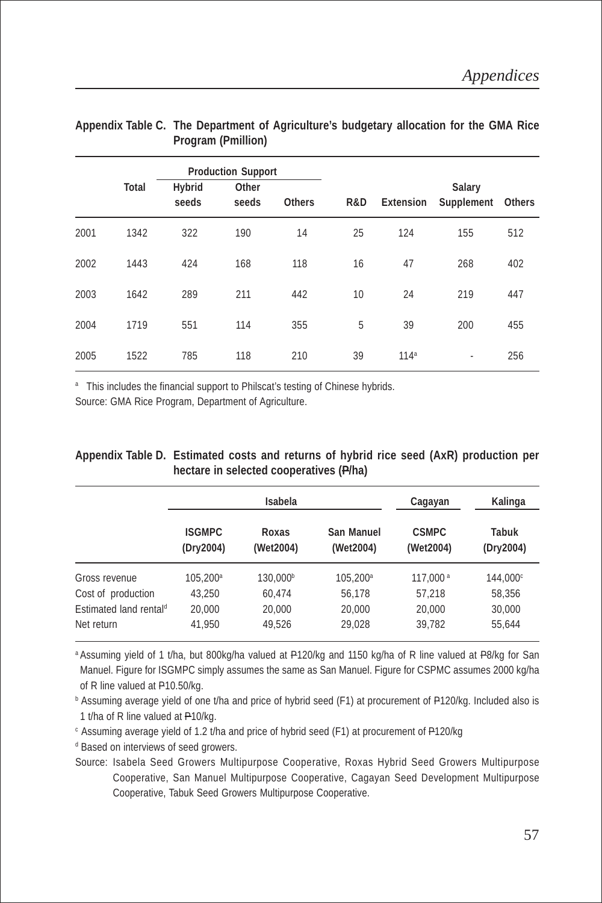**Appendix Table C. The Department of Agriculture's budgetary allocation for the GMA Rice Program (Pmillion)**

| | Total | Production Support | | | R&D | Extension | Salary Supplement | Others |
|---|---|---|---|---|---|---|---|---|
| | | Hybrid seeds | Other seeds | Others | | | | |
| 2001 | 1342 | 322 | 190 | 14 | 25 | 124 | 155 | 512 |
| 2002 | 1443 | 424 | 168 | 118 | 16 | 47 | 268 | 402 |
| 2003 | 1642 | 289 | 211 | 442 | 10 | 24 | 219 | 447 |
| 2004 | 1719 | 551 | 114 | 355 | 5 | 39 | 200 | 455 |
| 2005 | 1522 | 785 | 118 | 210 | 39 | 114[a] | - | 256 |

[a] This includes the financial support to Philscat's testing of Chinese hybrids.

Source: GMA Rice Program, Department of Agriculture.

**Appendix Table D. Estimated costs and returns of hybrid rice seed (AxR) production per hectare in selected cooperatives (₱/ha)**

| | Isabela | | | Cagayan | Kalinga |
|---|---|---|---|---|---|
| | ISGMPC (Dry2004) | Roxas (Wet2004) | San Manuel (Wet2004) | CSMPC (Wet2004) | Tabuk (Dry2004) |
| Gross revenue | 105,200[a] | 130,000[b] | 105,200[a] | 117,000[a] | 144,000[c] |
| Cost of production | 43,250 | 60,474 | 56,178 | 57,218 | 58,356 |
| Estimated land rental[d] | 20,000 | 20,000 | 20,000 | 20,000 | 30,000 |
| Net return | 41,950 | 49,526 | 29,028 | 39,782 | 55,644 |

[a] Assuming yield of 1 t/ha, but 800kg/ha valued at ₱120/kg and 1150 kg/ha of R line valued at ₱8/kg for San Manuel. Figure for ISGMPC simply assumes the same as San Manuel. Figure for CSPMC assumes 2000 kg/ha of R line valued at ₱10.50/kg.

[b] Assuming average yield of one t/ha and price of hybrid seed (F1) at procurement of ₱120/kg. Included also is 1 t/ha of R line valued at ₱10/kg.

[c] Assuming average yield of 1.2 t/ha and price of hybrid seed (F1) at procurement of ₱120/kg

[d] Based on interviews of seed growers.

Source: Isabela Seed Growers Multipurpose Cooperative, Roxas Hybrid Seed Growers Multipurpose Cooperative, San Manuel Multipurpose Cooperative, Cagayan Seed Development Multipurpose Cooperative, Tabuk Seed Growers Multipurpose Cooperative.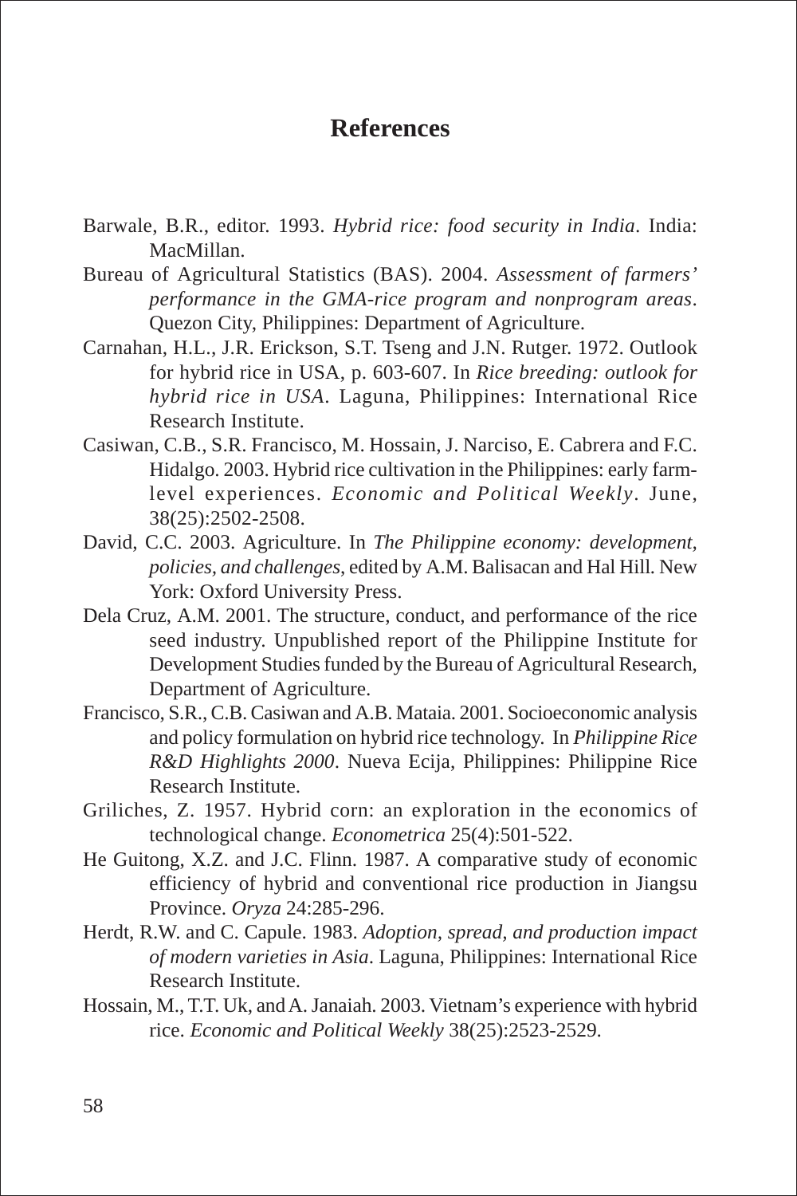# References

Barwale, B.R., editor. 1993. *Hybrid rice: food security in India*. India: MacMillan.

Bureau of Agricultural Statistics (BAS). 2004. *Assessment of farmers' performance in the GMA-rice program and nonprogram areas*. Quezon City, Philippines: Department of Agriculture.

Carnahan, H.L., J.R. Erickson, S.T. Tseng and J.N. Rutger. 1972. Outlook for hybrid rice in USA, p. 603-607. In *Rice breeding: outlook for hybrid rice in USA*. Laguna, Philippines: International Rice Research Institute.

Casiwan, C.B., S.R. Francisco, M. Hossain, J. Narciso, E. Cabrera and F.C. Hidalgo. 2003. Hybrid rice cultivation in the Philippines: early farm-level experiences. *Economic and Political Weekly*. June, 38(25):2502-2508.

David, C.C. 2003. Agriculture. In *The Philippine economy: development, policies, and challenges*, edited by A.M. Balisacan and Hal Hill. New York: Oxford University Press.

Dela Cruz, A.M. 2001. The structure, conduct, and performance of the rice seed industry. Unpublished report of the Philippine Institute for Development Studies funded by the Bureau of Agricultural Research, Department of Agriculture.

Francisco, S.R., C.B. Casiwan and A.B. Mataia. 2001. Socioeconomic analysis and policy formulation on hybrid rice technology. In *Philippine Rice R&D Highlights 2000*. Nueva Ecija, Philippines: Philippine Rice Research Institute.

Griliches, Z. 1957. Hybrid corn: an exploration in the economics of technological change. *Econometrica* 25(4):501-522.

He Guitong, X.Z. and J.C. Flinn. 1987. A comparative study of economic efficiency of hybrid and conventional rice production in Jiangsu Province. *Oryza* 24:285-296.

Herdt, R.W. and C. Capule. 1983. *Adoption, spread, and production impact of modern varieties in Asia*. Laguna, Philippines: International Rice Research Institute.

Hossain, M., T.T. Uk, and A. Janaiah. 2003. Vietnam's experience with hybrid rice. *Economic and Political Weekly* 38(25):2523-2529.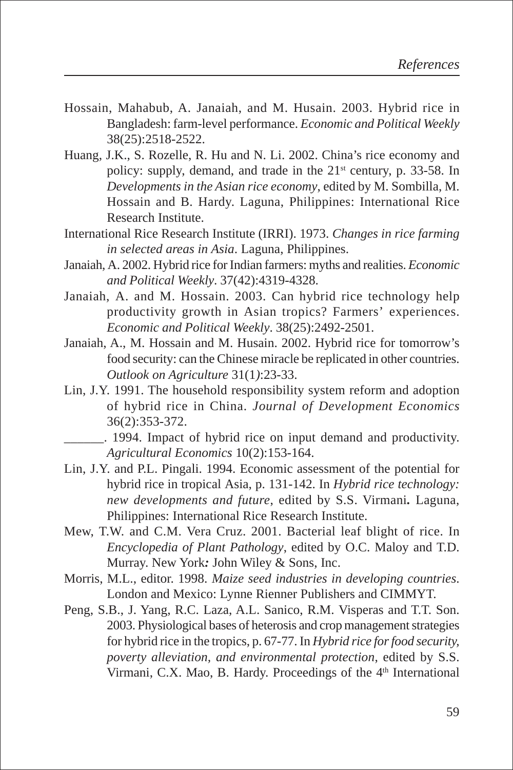Hossain, Mahabub, A. Janaiah, and M. Husain. 2003. Hybrid rice in Bangladesh: farm-level performance. *Economic and Political Weekly* 38(25):2518-2522.

Huang, J.K., S. Rozelle, R. Hu and N. Li. 2002. China's rice economy and policy: supply, demand, and trade in the 21st century, p. 33-58. In *Developments in the Asian rice economy*, edited by M. Sombilla, M. Hossain and B. Hardy. Laguna, Philippines: International Rice Research Institute.

International Rice Research Institute (IRRI). 1973. *Changes in rice farming in selected areas in Asia*. Laguna, Philippines.

Janaiah, A. 2002. Hybrid rice for Indian farmers: myths and realities. *Economic and Political Weekly*. 37(42):4319-4328.

Janaiah, A. and M. Hossain. 2003. Can hybrid rice technology help productivity growth in Asian tropics? Farmers' experiences. *Economic and Political Weekly*. 38(25):2492-2501.

Janaiah, A., M. Hossain and M. Husain. 2002. Hybrid rice for tomorrow's food security: can the Chinese miracle be replicated in other countries. *Outlook on Agriculture* 31(1):23-33.

Lin, J.Y. 1991. The household responsibility system reform and adoption of hybrid rice in China. *Journal of Development Economics* 36(2):353-372.

______. 1994. Impact of hybrid rice on input demand and productivity. *Agricultural Economics* 10(2):153-164.

Lin, J.Y. and P.L. Pingali. 1994. Economic assessment of the potential for hybrid rice in tropical Asia, p. 131-142. In *Hybrid rice technology: new developments and future*, edited by S.S. Virmani**.** Laguna, Philippines: International Rice Research Institute.

Mew, T.W. and C.M. Vera Cruz. 2001. Bacterial leaf blight of rice. In *Encyclopedia of Plant Pathology*, edited by O.C. Maloy and T.D. Murray. New York*:* John Wiley & Sons, Inc.

Morris, M.L., editor. 1998. *Maize seed industries in developing countries*. London and Mexico: Lynne Rienner Publishers and CIMMYT.

Peng, S.B., J. Yang, R.C. Laza, A.L. Sanico, R.M. Visperas and T.T. Son. 2003. Physiological bases of heterosis and crop management strategies for hybrid rice in the tropics, p. 67-77. In *Hybrid rice for food security, poverty alleviation, and environmental protection*, edited by S.S. Virmani, C.X. Mao, B. Hardy. Proceedings of the 4th International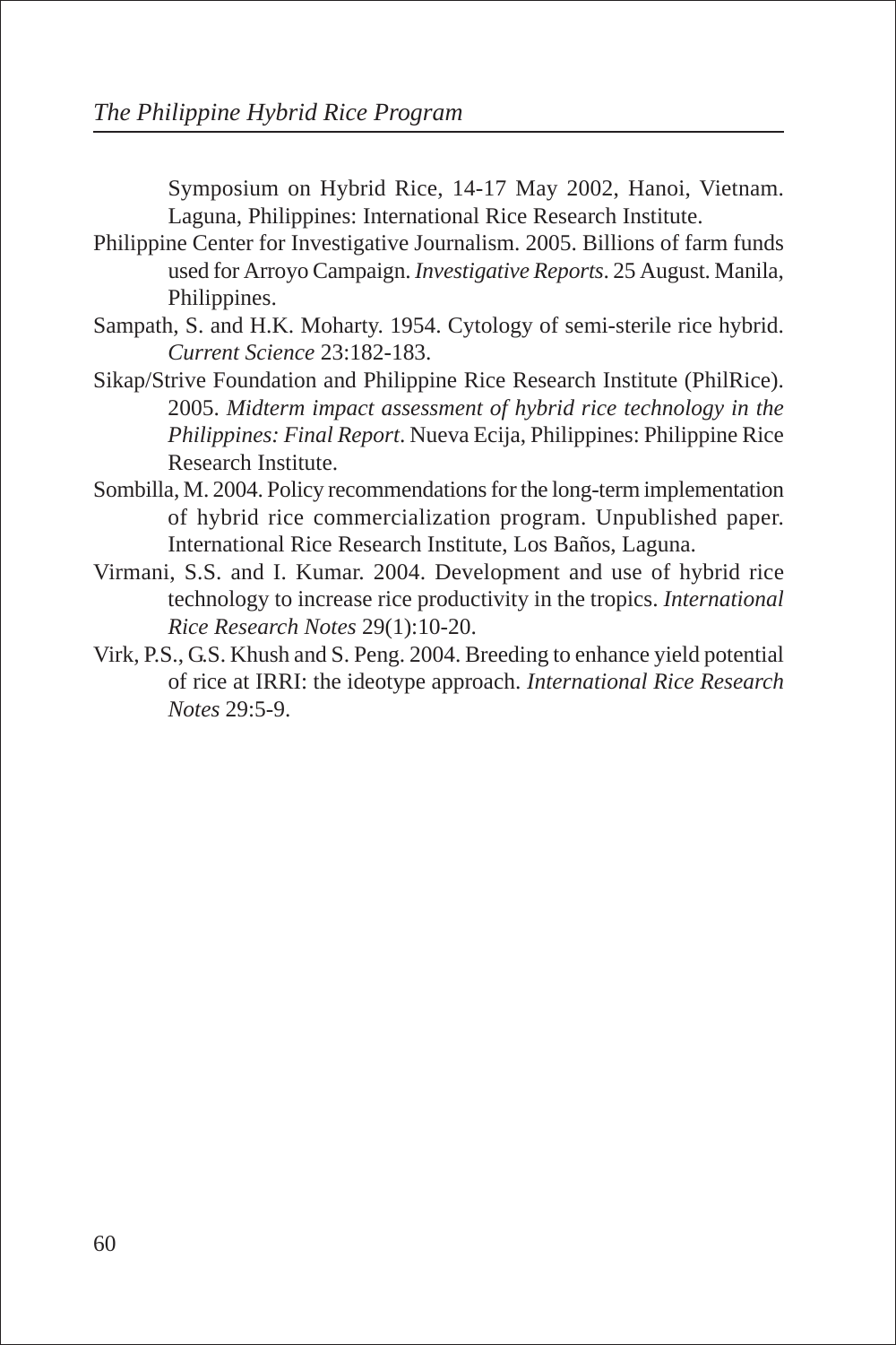Symposium on Hybrid Rice, 14-17 May 2002, Hanoi, Vietnam. Laguna, Philippines: International Rice Research Institute.

Philippine Center for Investigative Journalism. 2005. Billions of farm funds used for Arroyo Campaign. *Investigative Reports*. 25 August. Manila, Philippines.

Sampath, S. and H.K. Moharty. 1954. Cytology of semi-sterile rice hybrid. *Current Science* 23:182-183.

Sikap/Strive Foundation and Philippine Rice Research Institute (PhilRice). 2005. *Midterm impact assessment of hybrid rice technology in the Philippines: Final Report*. Nueva Ecija, Philippines: Philippine Rice Research Institute.

Sombilla, M. 2004. Policy recommendations for the long-term implementation of hybrid rice commercialization program. Unpublished paper. International Rice Research Institute, Los Baños, Laguna.

Virmani, S.S. and I. Kumar. 2004. Development and use of hybrid rice technology to increase rice productivity in the tropics. *International Rice Research Notes* 29(1):10-20.

Virk, P.S., G.S. Khush and S. Peng. 2004. Breeding to enhance yield potential of rice at IRRI: the ideotype approach. *International Rice Research Notes* 29:5-9.